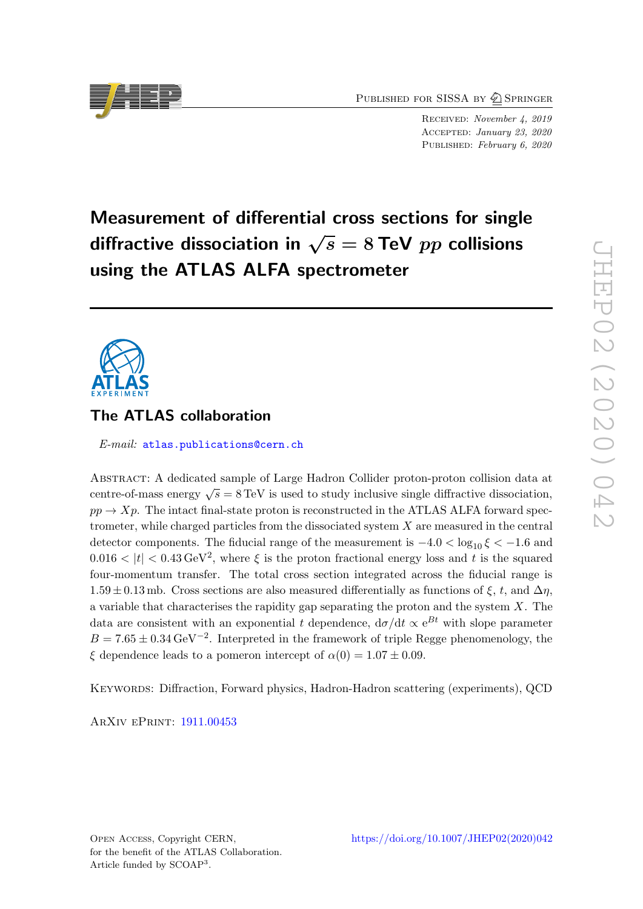Published for SISSA by Springer

Received: *November 4, 2019*
Accepted: *January 23, 2020*
Published: *February 6, 2020*

# Measurement of differential cross sections for single diffractive dissociation in $\sqrt{s} = 8$ TeV $pp$ collisions using the ATLAS ALFA spectrometer

## The ATLAS collaboration

*E-mail:* atlas.publications@cern.ch

Abstract: A dedicated sample of Large Hadron Collider proton-proton collision data at centre-of-mass energy $\sqrt{s} = 8\,\text{TeV}$ is used to study inclusive single diffractive dissociation, $pp \to Xp$. The intact final-state proton is reconstructed in the ATLAS ALFA forward spectrometer, while charged particles from the dissociated system $X$ are measured in the central detector components. The fiducial range of the measurement is $-4.0 < \log_{10} \xi < -1.6$ and $0.016 < |t| < 0.43\,\text{GeV}^2$, where $\xi$ is the proton fractional energy loss and $t$ is the squared four-momentum transfer. The total cross section integrated across the fiducial range is $1.59 \pm 0.13\,\text{mb}$. Cross sections are also measured differentially as functions of $\xi$, $t$, and $\Delta\eta$, a variable that characterises the rapidity gap separating the proton and the system $X$. The data are consistent with an exponential $t$ dependence, $\text{d}\sigma/\text{d}t \propto \text{e}^{Bt}$ with slope parameter $B = 7.65 \pm 0.34\,\text{GeV}^{-2}$. Interpreted in the framework of triple Regge phenomenology, the $\xi$ dependence leads to a pomeron intercept of $\alpha(0) = 1.07 \pm 0.09$.

Keywords: Diffraction, Forward physics, Hadron-Hadron scattering (experiments), QCD

ArXiv ePrint: 1911.00453

Open Access, Copyright CERN, for the benefit of the ATLAS Collaboration. Article funded by SCOAP[3].

https://doi.org/10.1007/JHEP02(2020)042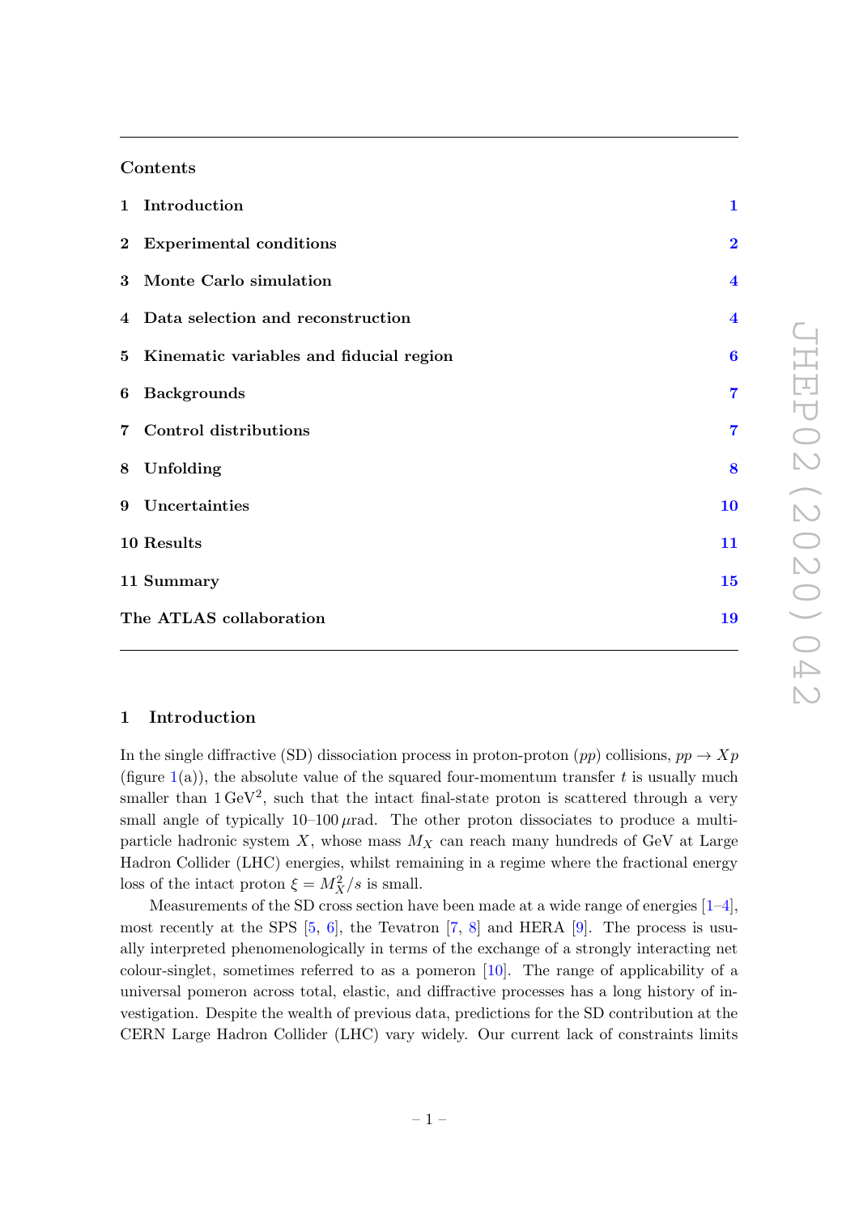## Contents

| | | |
|---|---|---|
| 1 | Introduction | 1 |
| 2 | Experimental conditions | 2 |
| 3 | Monte Carlo simulation | 4 |
| 4 | Data selection and reconstruction | 4 |
| 5 | Kinematic variables and fiducial region | 6 |
| 6 | Backgrounds | 7 |
| 7 | Control distributions | 7 |
| 8 | Unfolding | 8 |
| 9 | Uncertainties | 10 |
| 10 | Results | 11 |
| 11 | Summary | 15 |
| | The ATLAS collaboration | 19 |

## 1 Introduction

In the single diffractive (SD) dissociation process in proton-proton ($pp$) collisions, $pp \to Xp$ (figure 1(a)), the absolute value of the squared four-momentum transfer $t$ is usually much smaller than $1\,\text{GeV}^2$, such that the intact final-state proton is scattered through a very small angle of typically 10–100 $\mu$rad. The other proton dissociates to produce a multi-particle hadronic system $X$, whose mass $M_X$ can reach many hundreds of GeV at Large Hadron Collider (LHC) energies, whilst remaining in a regime where the fractional energy loss of the intact proton $\xi = M_X^2/s$ is small.

Measurements of the SD cross section have been made at a wide range of energies [1–4], most recently at the SPS [5, 6], the Tevatron [7, 8] and HERA [9]. The process is usually interpreted phenomenologically in terms of the exchange of a strongly interacting net colour-singlet, sometimes referred to as a pomeron [10]. The range of applicability of a universal pomeron across total, elastic, and diffractive processes has a long history of investigation. Despite the wealth of previous data, predictions for the SD contribution at the CERN Large Hadron Collider (LHC) vary widely. Our current lack of constraints limits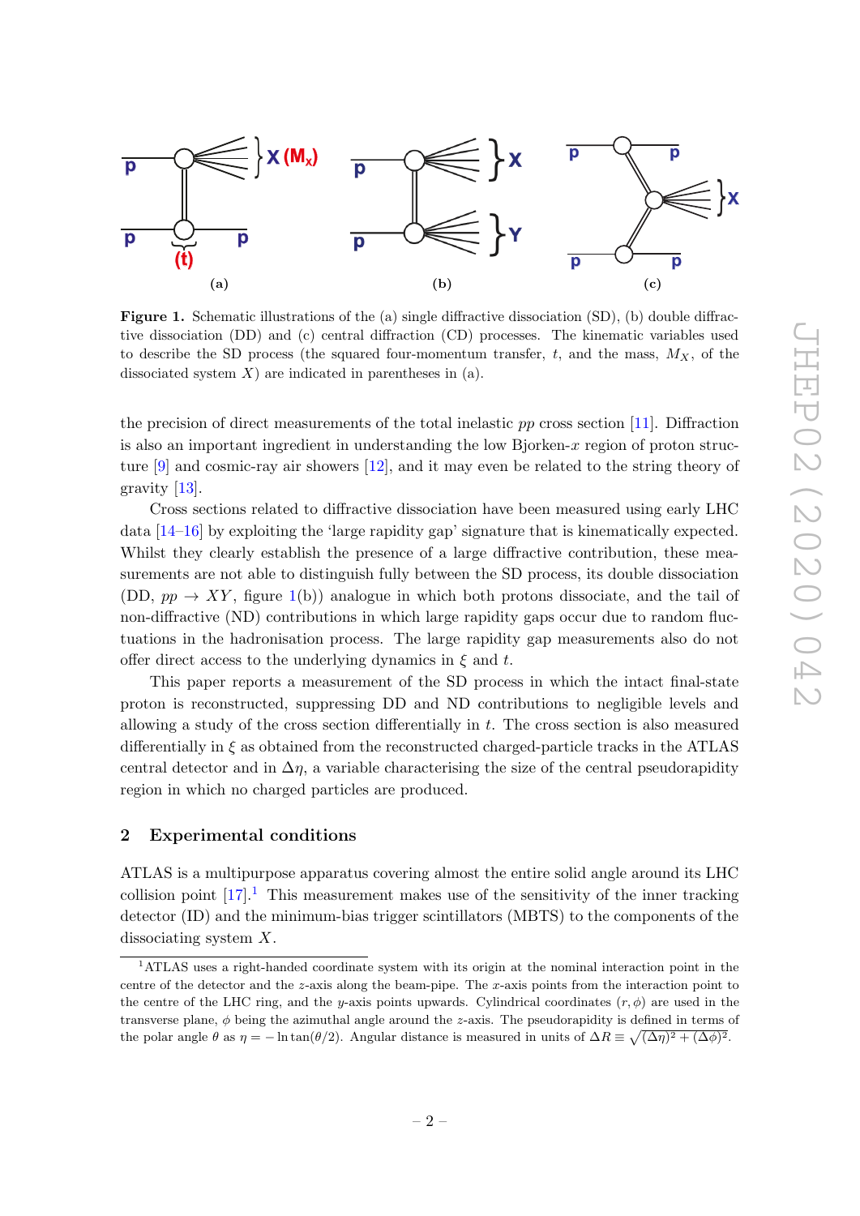Figure 1. Schematic illustrations of the (a) single diffractive dissociation (SD), (b) double diffractive dissociation (DD) and (c) central diffraction (CD) processes. The kinematic variables used to describe the SD process (the squared four-momentum transfer, $t$, and the mass, $M_X$, of the dissociated system $X$) are indicated in parentheses in (a).

the precision of direct measurements of the total inelastic $pp$ cross section [11]. Diffraction is also an important ingredient in understanding the low Bjorken-$x$ region of proton structure [9] and cosmic-ray air showers [12], and it may even be related to the string theory of gravity [13].

Cross sections related to diffractive dissociation have been measured using early LHC data [14–16] by exploiting the 'large rapidity gap' signature that is kinematically expected. Whilst they clearly establish the presence of a large diffractive contribution, these measurements are not able to distinguish fully between the SD process, its double dissociation (DD, $pp \rightarrow XY$, figure 1(b)) analogue in which both protons dissociate, and the tail of non-diffractive (ND) contributions in which large rapidity gaps occur due to random fluctuations in the hadronisation process. The large rapidity gap measurements also do not offer direct access to the underlying dynamics in $\xi$ and $t$.

This paper reports a measurement of the SD process in which the intact final-state proton is reconstructed, suppressing DD and ND contributions to negligible levels and allowing a study of the cross section differentially in $t$. The cross section is also measured differentially in $\xi$ as obtained from the reconstructed charged-particle tracks in the ATLAS central detector and in $\Delta\eta$, a variable characterising the size of the central pseudorapidity region in which no charged particles are produced.

## 2 Experimental conditions

ATLAS is a multipurpose apparatus covering almost the entire solid angle around its LHC collision point [17].[1] This measurement makes use of the sensitivity of the inner tracking detector (ID) and the minimum-bias trigger scintillators (MBTS) to the components of the dissociating system $X$.

[1] ATLAS uses a right-handed coordinate system with its origin at the nominal interaction point in the centre of the detector and the $z$-axis along the beam-pipe. The $x$-axis points from the interaction point to the centre of the LHC ring, and the $y$-axis points upwards. Cylindrical coordinates $(r, \phi)$ are used in the transverse plane, $\phi$ being the azimuthal angle around the $z$-axis. The pseudorapidity is defined in terms of the polar angle $\theta$ as $\eta = -\ln\tan(\theta/2)$. Angular distance is measured in units of $\Delta R \equiv \sqrt{(\Delta\eta)^2 + (\Delta\phi)^2}$.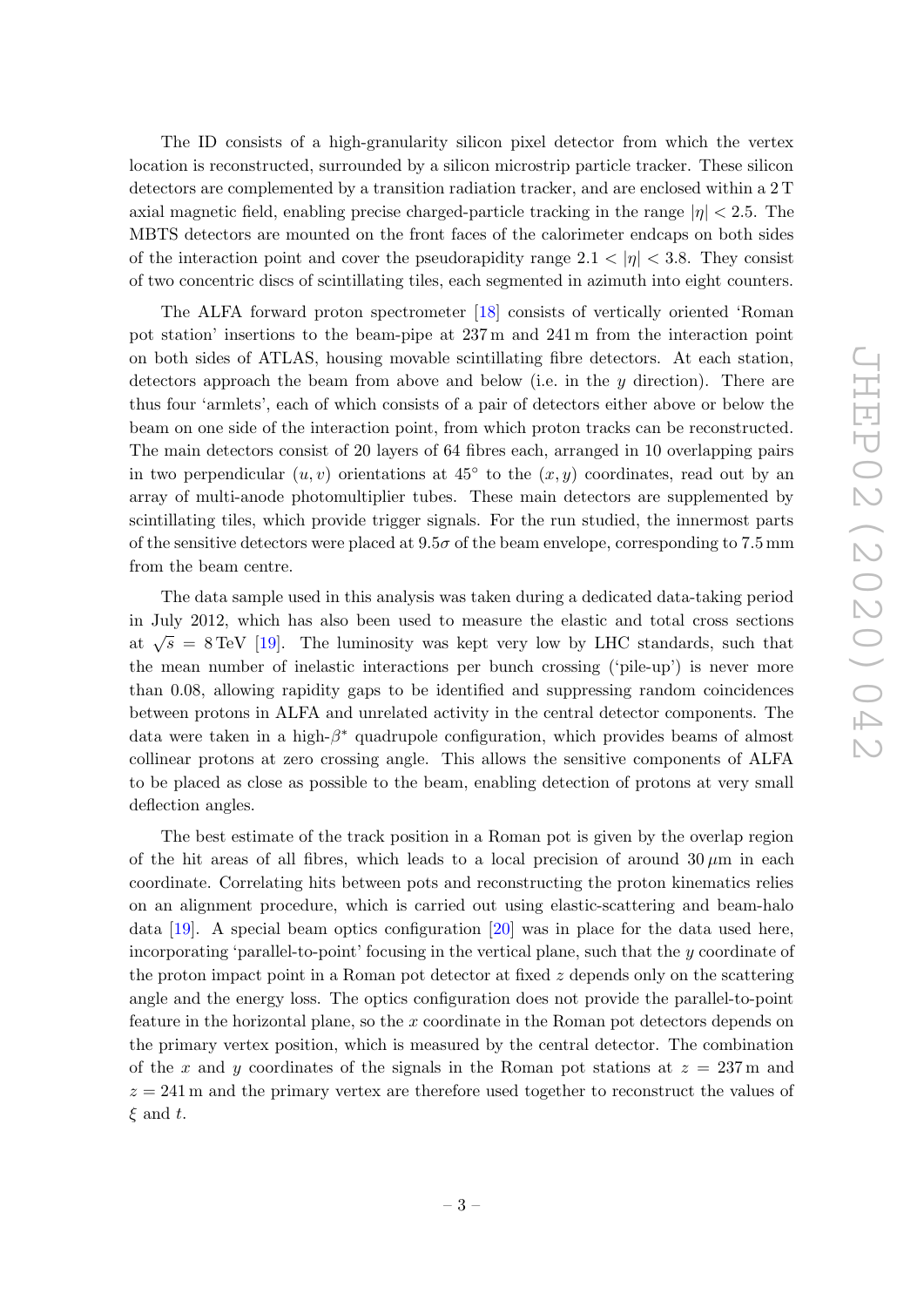The ID consists of a high-granularity silicon pixel detector from which the vertex location is reconstructed, surrounded by a silicon microstrip particle tracker. These silicon detectors are complemented by a transition radiation tracker, and are enclosed within a 2 T axial magnetic field, enabling precise charged-particle tracking in the range $|\eta| < 2.5$. The MBTS detectors are mounted on the front faces of the calorimeter endcaps on both sides of the interaction point and cover the pseudorapidity range $2.1 < |\eta| < 3.8$. They consist of two concentric discs of scintillating tiles, each segmented in azimuth into eight counters.

The ALFA forward proton spectrometer [18] consists of vertically oriented 'Roman pot station' insertions to the beam-pipe at 237 m and 241 m from the interaction point on both sides of ATLAS, housing movable scintillating fibre detectors. At each station, detectors approach the beam from above and below (i.e. in the $y$ direction). There are thus four 'armlets', each of which consists of a pair of detectors either above or below the beam on one side of the interaction point, from which proton tracks can be reconstructed. The main detectors consist of 20 layers of 64 fibres each, arranged in 10 overlapping pairs in two perpendicular $(u, v)$ orientations at 45° to the $(x, y)$ coordinates, read out by an array of multi-anode photomultiplier tubes. These main detectors are supplemented by scintillating tiles, which provide trigger signals. For the run studied, the innermost parts of the sensitive detectors were placed at $9.5\sigma$ of the beam envelope, corresponding to 7.5 mm from the beam centre.

The data sample used in this analysis was taken during a dedicated data-taking period in July 2012, which has also been used to measure the elastic and total cross sections at $\sqrt{s} = 8$ TeV [19]. The luminosity was kept very low by LHC standards, such that the mean number of inelastic interactions per bunch crossing ('pile-up') is never more than 0.08, allowing rapidity gaps to be identified and suppressing random coincidences between protons in ALFA and unrelated activity in the central detector components. The data were taken in a high-$\beta^*$ quadrupole configuration, which provides beams of almost collinear protons at zero crossing angle. This allows the sensitive components of ALFA to be placed as close as possible to the beam, enabling detection of protons at very small deflection angles.

The best estimate of the track position in a Roman pot is given by the overlap region of the hit areas of all fibres, which leads to a local precision of around 30 $\mu$m in each coordinate. Correlating hits between pots and reconstructing the proton kinematics relies on an alignment procedure, which is carried out using elastic-scattering and beam-halo data [19]. A special beam optics configuration [20] was in place for the data used here, incorporating 'parallel-to-point' focusing in the vertical plane, such that the $y$ coordinate of the proton impact point in a Roman pot detector at fixed $z$ depends only on the scattering angle and the energy loss. The optics configuration does not provide the parallel-to-point feature in the horizontal plane, so the $x$ coordinate in the Roman pot detectors depends on the primary vertex position, which is measured by the central detector. The combination of the $x$ and $y$ coordinates of the signals in the Roman pot stations at $z = 237$ m and $z = 241$ m and the primary vertex are therefore used together to reconstruct the values of $\xi$ and $t$.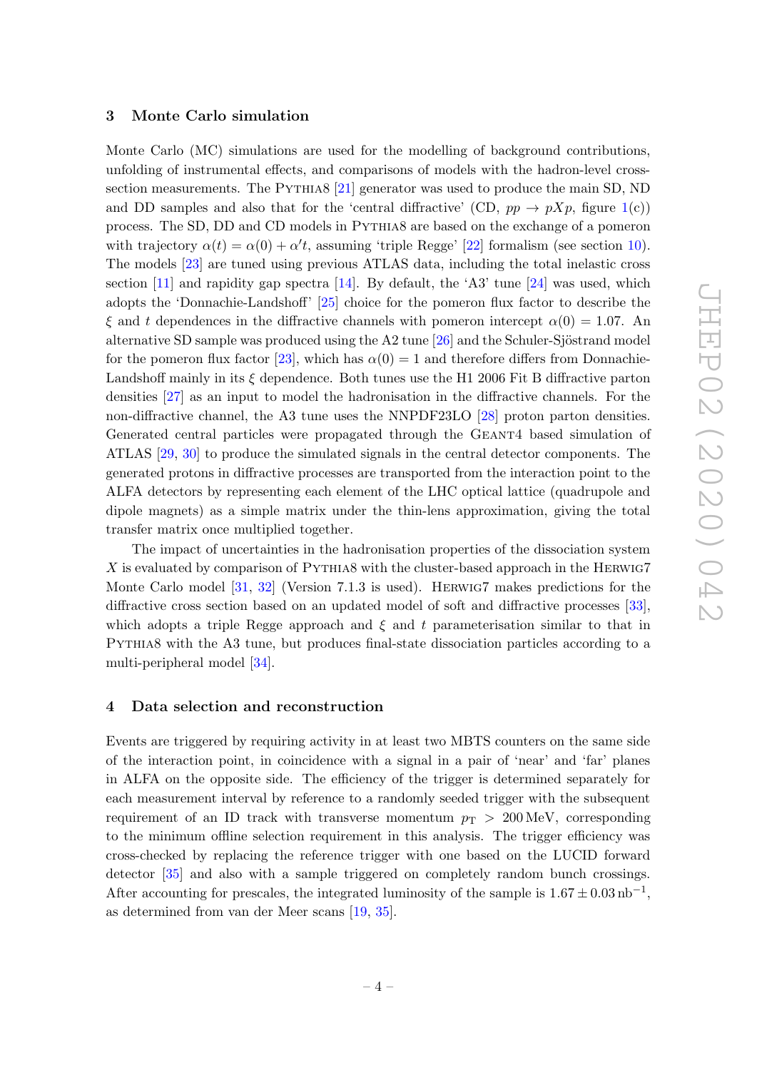## 3 Monte Carlo simulation

Monte Carlo (MC) simulations are used for the modelling of background contributions, unfolding of instrumental effects, and comparisons of models with the hadron-level cross-section measurements. The PYTHIA8 [21] generator was used to produce the main SD, ND and DD samples and also that for the 'central diffractive' (CD, $pp \to pXp$, figure 1(c)) process. The SD, DD and CD models in PYTHIA8 are based on the exchange of a pomeron with trajectory $\alpha(t) = \alpha(0) + \alpha' t$, assuming 'triple Regge' [22] formalism (see section 10). The models [23] are tuned using previous ATLAS data, including the total inelastic cross section [11] and rapidity gap spectra [14]. By default, the 'A3' tune [24] was used, which adopts the 'Donnachie-Landshoff' [25] choice for the pomeron flux factor to describe the $\xi$ and $t$ dependences in the diffractive channels with pomeron intercept $\alpha(0) = 1.07$. An alternative SD sample was produced using the A2 tune [26] and the Schuler-Sjöstrand model for the pomeron flux factor [23], which has $\alpha(0) = 1$ and therefore differs from Donnachie-Landshoff mainly in its $\xi$ dependence. Both tunes use the H1 2006 Fit B diffractive parton densities [27] as an input to model the hadronisation in the diffractive channels. For the non-diffractive channel, the A3 tune uses the NNPDF23LO [28] proton parton densities. Generated central particles were propagated through the GEANT4 based simulation of ATLAS [29, 30] to produce the simulated signals in the central detector components. The generated protons in diffractive processes are transported from the interaction point to the ALFA detectors by representing each element of the LHC optical lattice (quadrupole and dipole magnets) as a simple matrix under the thin-lens approximation, giving the total transfer matrix once multiplied together.

The impact of uncertainties in the hadronisation properties of the dissociation system $X$ is evaluated by comparison of PYTHIA8 with the cluster-based approach in the HERWIG7 Monte Carlo model [31, 32] (Version 7.1.3 is used). HERWIG7 makes predictions for the diffractive cross section based on an updated model of soft and diffractive processes [33], which adopts a triple Regge approach and $\xi$ and $t$ parameterisation similar to that in PYTHIA8 with the A3 tune, but produces final-state dissociation particles according to a multi-peripheral model [34].

## 4 Data selection and reconstruction

Events are triggered by requiring activity in at least two MBTS counters on the same side of the interaction point, in coincidence with a signal in a pair of 'near' and 'far' planes in ALFA on the opposite side. The efficiency of the trigger is determined separately for each measurement interval by reference to a randomly seeded trigger with the subsequent requirement of an ID track with transverse momentum $p_{\mathrm{T}} > 200$ MeV, corresponding to the minimum offline selection requirement in this analysis. The trigger efficiency was cross-checked by replacing the reference trigger with one based on the LUCID forward detector [35] and also with a sample triggered on completely random bunch crossings. After accounting for prescales, the integrated luminosity of the sample is $1.67 \pm 0.03\,\mathrm{nb}^{-1}$, as determined from van der Meer scans [19, 35].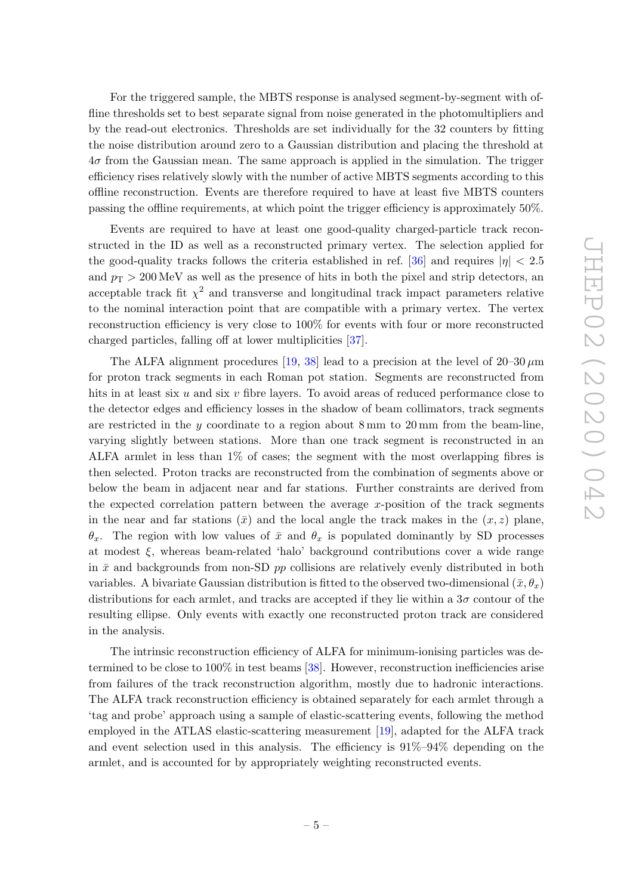For the triggered sample, the MBTS response is analysed segment-by-segment with offline thresholds set to best separate signal from noise generated in the photomultipliers and by the read-out electronics. Thresholds are set individually for the 32 counters by fitting the noise distribution around zero to a Gaussian distribution and placing the threshold at $4\sigma$ from the Gaussian mean. The same approach is applied in the simulation. The trigger efficiency rises relatively slowly with the number of active MBTS segments according to this offline reconstruction. Events are therefore required to have at least five MBTS counters passing the offline requirements, at which point the trigger efficiency is approximately 50%.

Events are required to have at least one good-quality charged-particle track reconstructed in the ID as well as a reconstructed primary vertex. The selection applied for the good-quality tracks follows the criteria established in ref. [36] and requires $|\eta| < 2.5$ and $p_{\mathrm{T}} > 200\,\mathrm{MeV}$ as well as the presence of hits in both the pixel and strip detectors, an acceptable track fit $\chi^2$ and transverse and longitudinal track impact parameters relative to the nominal interaction point that are compatible with a primary vertex. The vertex reconstruction efficiency is very close to 100% for events with four or more reconstructed charged particles, falling off at lower multiplicities [37].

The ALFA alignment procedures [19, 38] lead to a precision at the level of 20–30 $\mu$m for proton track segments in each Roman pot station. Segments are reconstructed from hits in at least six $u$ and six $v$ fibre layers. To avoid areas of reduced performance close to the detector edges and efficiency losses in the shadow of beam collimators, track segments are restricted in the $y$ coordinate to a region about 8 mm to 20 mm from the beam-line, varying slightly between stations. More than one track segment is reconstructed in an ALFA armlet in less than 1% of cases; the segment with the most overlapping fibres is then selected. Proton tracks are reconstructed from the combination of segments above or below the beam in adjacent near and far stations. Further constraints are derived from the expected correlation pattern between the average $x$-position of the track segments in the near and far stations ($\bar{x}$) and the local angle the track makes in the $(x, z)$ plane, $\theta_x$. The region with low values of $\bar{x}$ and $\theta_x$ is populated dominantly by SD processes at modest $\xi$, whereas beam-related 'halo' background contributions cover a wide range in $\bar{x}$ and backgrounds from non-SD $pp$ collisions are relatively evenly distributed in both variables. A bivariate Gaussian distribution is fitted to the observed two-dimensional $(\bar{x}, \theta_x)$ distributions for each armlet, and tracks are accepted if they lie within a $3\sigma$ contour of the resulting ellipse. Only events with exactly one reconstructed proton track are considered in the analysis.

The intrinsic reconstruction efficiency of ALFA for minimum-ionising particles was determined to be close to 100% in test beams [38]. However, reconstruction inefficiencies arise from failures of the track reconstruction algorithm, mostly due to hadronic interactions. The ALFA track reconstruction efficiency is obtained separately for each armlet through a 'tag and probe' approach using a sample of elastic-scattering events, following the method employed in the ATLAS elastic-scattering measurement [19], adapted for the ALFA track and event selection used in this analysis. The efficiency is 91%–94% depending on the armlet, and is accounted for by appropriately weighting reconstructed events.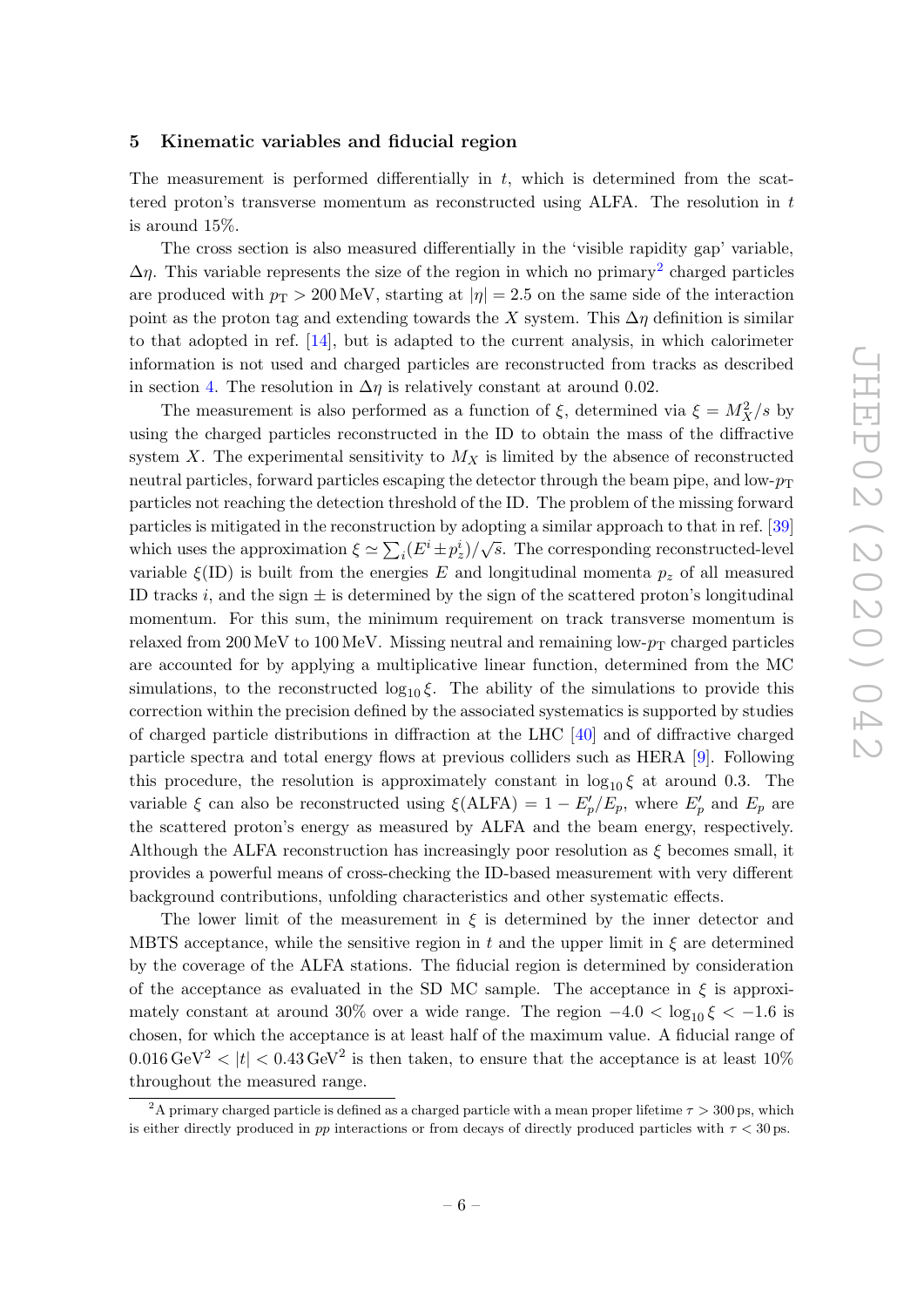## 5 Kinematic variables and fiducial region

The measurement is performed differentially in $t$, which is determined from the scattered proton's transverse momentum as reconstructed using ALFA. The resolution in $t$ is around 15%.

The cross section is also measured differentially in the 'visible rapidity gap' variable, $\Delta\eta$. This variable represents the size of the region in which no primary[2] charged particles are produced with $p_{\mathrm{T}} > 200\,\mathrm{MeV}$, starting at $|\eta| = 2.5$ on the same side of the interaction point as the proton tag and extending towards the $X$ system. This $\Delta\eta$ definition is similar to that adopted in ref. [14], but is adapted to the current analysis, in which calorimeter information is not used and charged particles are reconstructed from tracks as described in section 4. The resolution in $\Delta\eta$ is relatively constant at around 0.02.

The measurement is also performed as a function of $\xi$, determined via $\xi = M_X^2/s$ by using the charged particles reconstructed in the ID to obtain the mass of the diffractive system $X$. The experimental sensitivity to $M_X$ is limited by the absence of reconstructed neutral particles, forward particles escaping the detector through the beam pipe, and low-$p_{\mathrm{T}}$ particles not reaching the detection threshold of the ID. The problem of the missing forward particles is mitigated in the reconstruction by adopting a similar approach to that in ref. [39] which uses the approximation $\xi \simeq \sum_i (E^i \pm p_z^i)/\sqrt{s}$. The corresponding reconstructed-level variable $\xi(\mathrm{ID})$ is built from the energies $E$ and longitudinal momenta $p_z$ of all measured ID tracks $i$, and the sign $\pm$ is determined by the sign of the scattered proton's longitudinal momentum. For this sum, the minimum requirement on track transverse momentum is relaxed from 200 MeV to 100 MeV. Missing neutral and remaining low-$p_{\mathrm{T}}$ charged particles are accounted for by applying a multiplicative linear function, determined from the MC simulations, to the reconstructed $\log_{10}\xi$. The ability of the simulations to provide this correction within the precision defined by the associated systematics is supported by studies of charged particle distributions in diffraction at the LHC [40] and of diffractive charged particle spectra and total energy flows at previous colliders such as HERA [9]. Following this procedure, the resolution is approximately constant in $\log_{10}\xi$ at around 0.3. The variable $\xi$ can also be reconstructed using $\xi(\mathrm{ALFA}) = 1 - E_p'/E_p$, where $E_p'$ and $E_p$ are the scattered proton's energy as measured by ALFA and the beam energy, respectively. Although the ALFA reconstruction has increasingly poor resolution as $\xi$ becomes small, it provides a powerful means of cross-checking the ID-based measurement with very different background contributions, unfolding characteristics and other systematic effects.

The lower limit of the measurement in $\xi$ is determined by the inner detector and MBTS acceptance, while the sensitive region in $t$ and the upper limit in $\xi$ are determined by the coverage of the ALFA stations. The fiducial region is determined by consideration of the acceptance as evaluated in the SD MC sample. The acceptance in $\xi$ is approximately constant at around 30% over a wide range. The region $-4.0 < \log_{10}\xi < -1.6$ is chosen, for which the acceptance is at least half of the maximum value. A fiducial range of $0.016\,\mathrm{GeV}^2 < |t| < 0.43\,\mathrm{GeV}^2$ is then taken, to ensure that the acceptance is at least 10% throughout the measured range.

[2] A primary charged particle is defined as a charged particle with a mean proper lifetime $\tau > 300\,\mathrm{ps}$, which is either directly produced in $pp$ interactions or from decays of directly produced particles with $\tau < 30\,\mathrm{ps}$.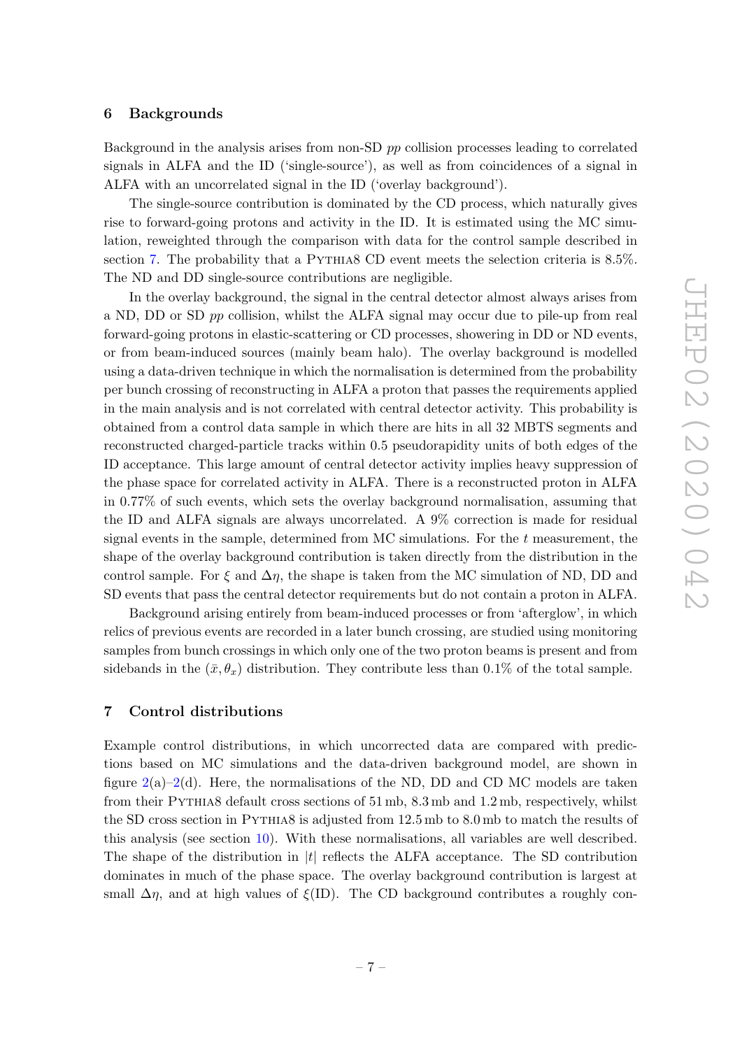## 6 Backgrounds

Background in the analysis arises from non-SD *pp* collision processes leading to correlated signals in ALFA and the ID ('single-source'), as well as from coincidences of a signal in ALFA with an uncorrelated signal in the ID ('overlay background').

The single-source contribution is dominated by the CD process, which naturally gives rise to forward-going protons and activity in the ID. It is estimated using the MC simulation, reweighted through the comparison with data for the control sample described in section 7. The probability that a Pythia8 CD event meets the selection criteria is 8.5%. The ND and DD single-source contributions are negligible.

In the overlay background, the signal in the central detector almost always arises from a ND, DD or SD *pp* collision, whilst the ALFA signal may occur due to pile-up from real forward-going protons in elastic-scattering or CD processes, showering in DD or ND events, or from beam-induced sources (mainly beam halo). The overlay background is modelled using a data-driven technique in which the normalisation is determined from the probability per bunch crossing of reconstructing in ALFA a proton that passes the requirements applied in the main analysis and is not correlated with central detector activity. This probability is obtained from a control data sample in which there are hits in all 32 MBTS segments and reconstructed charged-particle tracks within 0.5 pseudorapidity units of both edges of the ID acceptance. This large amount of central detector activity implies heavy suppression of the phase space for correlated activity in ALFA. There is a reconstructed proton in ALFA in 0.77% of such events, which sets the overlay background normalisation, assuming that the ID and ALFA signals are always uncorrelated. A 9% correction is made for residual signal events in the sample, determined from MC simulations. For the $t$ measurement, the shape of the overlay background contribution is taken directly from the distribution in the control sample. For $\xi$ and $\Delta\eta$, the shape is taken from the MC simulation of ND, DD and SD events that pass the central detector requirements but do not contain a proton in ALFA.

Background arising entirely from beam-induced processes or from 'afterglow', in which relics of previous events are recorded in a later bunch crossing, are studied using monitoring samples from bunch crossings in which only one of the two proton beams is present and from sidebands in the $(\bar{x}, \theta_x)$ distribution. They contribute less than 0.1% of the total sample.

## 7 Control distributions

Example control distributions, in which uncorrected data are compared with predictions based on MC simulations and the data-driven background model, are shown in figure 2(a)–2(d). Here, the normalisations of the ND, DD and CD MC models are taken from their Pythia8 default cross sections of 51 mb, 8.3 mb and 1.2 mb, respectively, whilst the SD cross section in Pythia8 is adjusted from 12.5 mb to 8.0 mb to match the results of this analysis (see section 10). With these normalisations, all variables are well described. The shape of the distribution in $|t|$ reflects the ALFA acceptance. The SD contribution dominates in much of the phase space. The overlay background contribution is largest at small $\Delta\eta$, and at high values of $\xi(\text{ID})$. The CD background contributes a roughly con-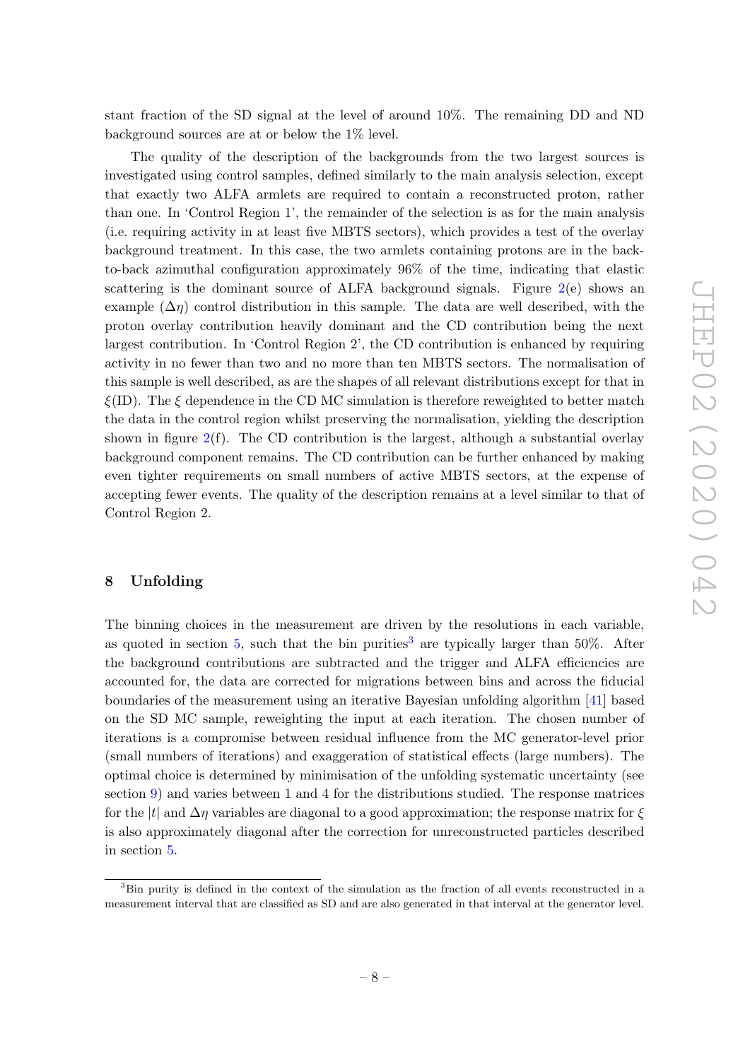stant fraction of the SD signal at the level of around 10%. The remaining DD and ND background sources are at or below the 1% level.

The quality of the description of the backgrounds from the two largest sources is investigated using control samples, defined similarly to the main analysis selection, except that exactly two ALFA armlets are required to contain a reconstructed proton, rather than one. In 'Control Region 1', the remainder of the selection is as for the main analysis (i.e. requiring activity in at least five MBTS sectors), which provides a test of the overlay background treatment. In this case, the two armlets containing protons are in the back-to-back azimuthal configuration approximately 96% of the time, indicating that elastic scattering is the dominant source of ALFA background signals. Figure 2(e) shows an example ($\Delta\eta$) control distribution in this sample. The data are well described, with the proton overlay contribution heavily dominant and the CD contribution being the next largest contribution. In 'Control Region 2', the CD contribution is enhanced by requiring activity in no fewer than two and no more than ten MBTS sectors. The normalisation of this sample is well described, as are the shapes of all relevant distributions except for that in $\xi$(ID). The $\xi$ dependence in the CD MC simulation is therefore reweighted to better match the data in the control region whilst preserving the normalisation, yielding the description shown in figure 2(f). The CD contribution is the largest, although a substantial overlay background component remains. The CD contribution can be further enhanced by making even tighter requirements on small numbers of active MBTS sectors, at the expense of accepting fewer events. The quality of the description remains at a level similar to that of Control Region 2.

## 8 Unfolding

The binning choices in the measurement are driven by the resolutions in each variable, as quoted in section 5, such that the bin purities[3] are typically larger than 50%. After the background contributions are subtracted and the trigger and ALFA efficiencies are accounted for, the data are corrected for migrations between bins and across the fiducial boundaries of the measurement using an iterative Bayesian unfolding algorithm [41] based on the SD MC sample, reweighting the input at each iteration. The chosen number of iterations is a compromise between residual influence from the MC generator-level prior (small numbers of iterations) and exaggeration of statistical effects (large numbers). The optimal choice is determined by minimisation of the unfolding systematic uncertainty (see section 9) and varies between 1 and 4 for the distributions studied. The response matrices for the $|t|$ and $\Delta\eta$ variables are diagonal to a good approximation; the response matrix for $\xi$ is also approximately diagonal after the correction for unreconstructed particles described in section 5.

[3] Bin purity is defined in the context of the simulation as the fraction of all events reconstructed in a measurement interval that are classified as SD and are also generated in that interval at the generator level.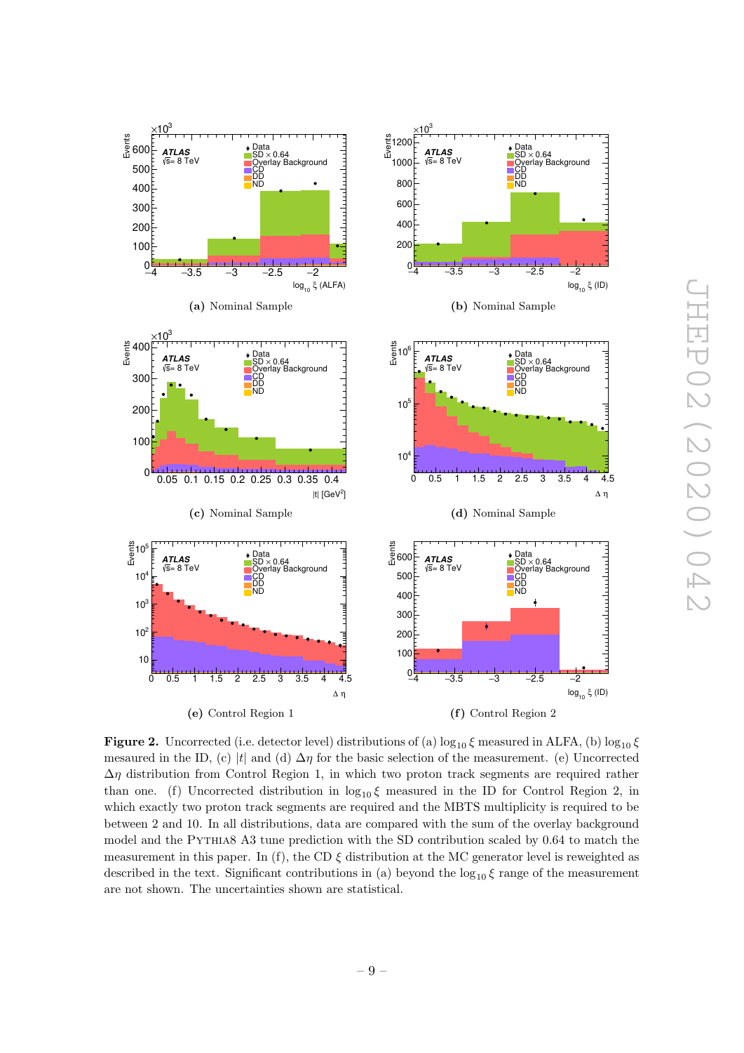(a) Nominal Sample

(b) Nominal Sample

(c) Nominal Sample

(d) Nominal Sample

(e) Control Region 1

(f) Control Region 2

**Figure 2.** Uncorrected (i.e. detector level) distributions of (a) $\log_{10}\xi$ measured in ALFA, (b) $\log_{10}\xi$ mesaured in the ID, (c) $|t|$ and (d) $\Delta\eta$ for the basic selection of the measurement. (e) Uncorrected $\Delta\eta$ distribution from Control Region 1, in which two proton track segments are required rather than one. (f) Uncorrected distribution in $\log_{10}\xi$ measured in the ID for Control Region 2, in which exactly two proton track segments are required and the MBTS multiplicity is required to be between 2 and 10. In all distributions, data are compared with the sum of the overlay background model and the PYTHIA8 A3 tune prediction with the SD contribution scaled by 0.64 to match the measurement in this paper. In (f), the CD $\xi$ distribution at the MC generator level is reweighted as described in the text. Significant contributions in (a) beyond the $\log_{10}\xi$ range of the measurement are not shown. The uncertainties shown are statistical.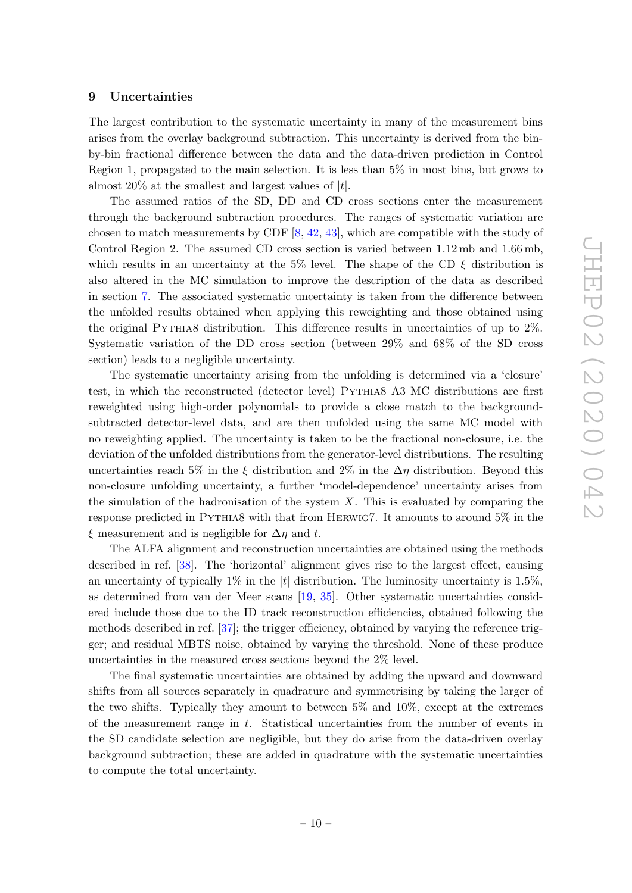## 9 Uncertainties

The largest contribution to the systematic uncertainty in many of the measurement bins arises from the overlay background subtraction. This uncertainty is derived from the bin-by-bin fractional difference between the data and the data-driven prediction in Control Region 1, propagated to the main selection. It is less than 5% in most bins, but grows to almost 20% at the smallest and largest values of $|t|$.

The assumed ratios of the SD, DD and CD cross sections enter the measurement through the background subtraction procedures. The ranges of systematic variation are chosen to match measurements by CDF [8, 42, 43], which are compatible with the study of Control Region 2. The assumed CD cross section is varied between 1.12 mb and 1.66 mb, which results in an uncertainty at the 5% level. The shape of the CD $\xi$ distribution is also altered in the MC simulation to improve the description of the data as described in section 7. The associated systematic uncertainty is taken from the difference between the unfolded results obtained when applying this reweighting and those obtained using the original Pythia8 distribution. This difference results in uncertainties of up to 2%. Systematic variation of the DD cross section (between 29% and 68% of the SD cross section) leads to a negligible uncertainty.

The systematic uncertainty arising from the unfolding is determined via a 'closure' test, in which the reconstructed (detector level) Pythia8 A3 MC distributions are first reweighted using high-order polynomials to provide a close match to the background-subtracted detector-level data, and are then unfolded using the same MC model with no reweighting applied. The uncertainty is taken to be the fractional non-closure, i.e. the deviation of the unfolded distributions from the generator-level distributions. The resulting uncertainties reach 5% in the $\xi$ distribution and 2% in the $\Delta\eta$ distribution. Beyond this non-closure unfolding uncertainty, a further 'model-dependence' uncertainty arises from the simulation of the hadronisation of the system $X$. This is evaluated by comparing the response predicted in Pythia8 with that from Herwig7. It amounts to around 5% in the $\xi$ measurement and is negligible for $\Delta\eta$ and $t$.

The ALFA alignment and reconstruction uncertainties are obtained using the methods described in ref. [38]. The 'horizontal' alignment gives rise to the largest effect, causing an uncertainty of typically 1% in the $|t|$ distribution. The luminosity uncertainty is 1.5%, as determined from van der Meer scans [19, 35]. Other systematic uncertainties considered include those due to the ID track reconstruction efficiencies, obtained following the methods described in ref. [37]; the trigger efficiency, obtained by varying the reference trigger; and residual MBTS noise, obtained by varying the threshold. None of these produce uncertainties in the measured cross sections beyond the 2% level.

The final systematic uncertainties are obtained by adding the upward and downward shifts from all sources separately in quadrature and symmetrising by taking the larger of the two shifts. Typically they amount to between 5% and 10%, except at the extremes of the measurement range in $t$. Statistical uncertainties from the number of events in the SD candidate selection are negligible, but they do arise from the data-driven overlay background subtraction; these are added in quadrature with the systematic uncertainties to compute the total uncertainty.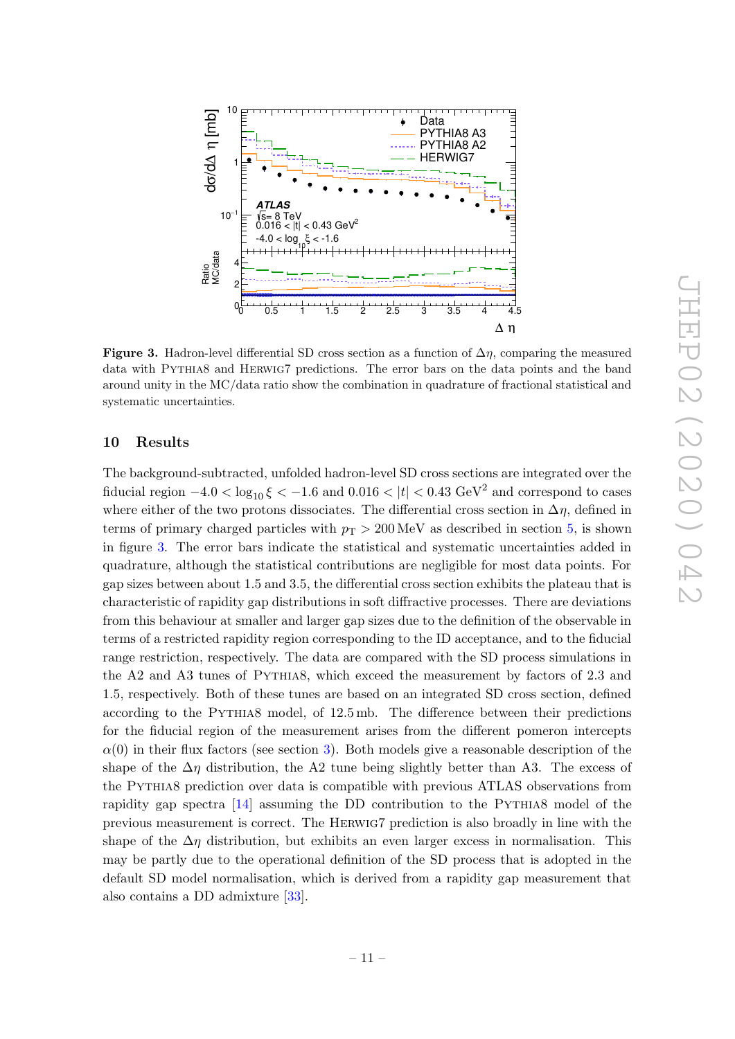**Figure 3.** Hadron-level differential SD cross section as a function of $\Delta\eta$, comparing the measured data with PYTHIA8 and HERWIG7 predictions. The error bars on the data points and the band around unity in the MC/data ratio show the combination in quadrature of fractional statistical and systematic uncertainties.

## 10 Results

The background-subtracted, unfolded hadron-level SD cross sections are integrated over the fiducial region $-4.0 < \log_{10}\xi < -1.6$ and $0.016 < |t| < 0.43\ \text{GeV}^2$ and correspond to cases where either of the two protons dissociates. The differential cross section in $\Delta\eta$, defined in terms of primary charged particles with $p_{\text{T}} > 200\,\text{MeV}$ as described in section 5, is shown in figure 3. The error bars indicate the statistical and systematic uncertainties added in quadrature, although the statistical contributions are negligible for most data points. For gap sizes between about 1.5 and 3.5, the differential cross section exhibits the plateau that is characteristic of rapidity gap distributions in soft diffractive processes. There are deviations from this behaviour at smaller and larger gap sizes due to the definition of the observable in terms of a restricted rapidity region corresponding to the ID acceptance, and to the fiducial range restriction, respectively. The data are compared with the SD process simulations in the A2 and A3 tunes of PYTHIA8, which exceed the measurement by factors of 2.3 and 1.5, respectively. Both of these tunes are based on an integrated SD cross section, defined according to the PYTHIA8 model, of 12.5 mb. The difference between their predictions for the fiducial region of the measurement arises from the different pomeron intercepts $\alpha(0)$ in their flux factors (see section 3). Both models give a reasonable description of the shape of the $\Delta\eta$ distribution, the A2 tune being slightly better than A3. The excess of the PYTHIA8 prediction over data is compatible with previous ATLAS observations from rapidity gap spectra [14] assuming the DD contribution to the PYTHIA8 model of the previous measurement is correct. The HERWIG7 prediction is also broadly in line with the shape of the $\Delta\eta$ distribution, but exhibits an even larger excess in normalisation. This may be partly due to the operational definition of the SD process that is adopted in the default SD model normalisation, which is derived from a rapidity gap measurement that also contains a DD admixture [33].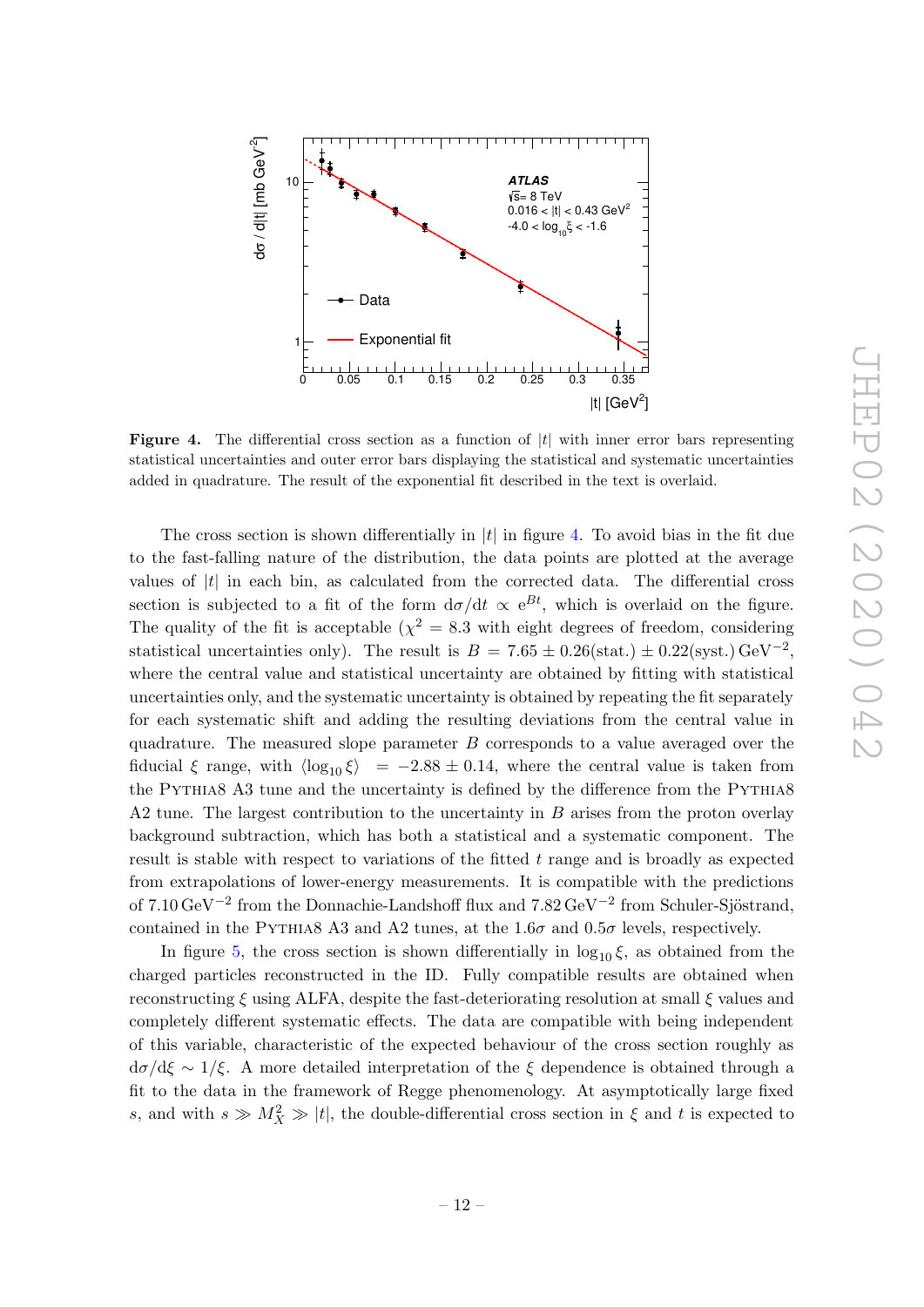**Figure 4.** The differential cross section as a function of $|t|$ with inner error bars representing statistical uncertainties and outer error bars displaying the statistical and systematic uncertainties added in quadrature. The result of the exponential fit described in the text is overlaid.

The cross section is shown differentially in $|t|$ in figure 4. To avoid bias in the fit due to the fast-falling nature of the distribution, the data points are plotted at the average values of $|t|$ in each bin, as calculated from the corrected data. The differential cross section is subjected to a fit of the form $\mathrm{d}\sigma/\mathrm{d}t \propto \mathrm{e}^{Bt}$, which is overlaid on the figure. The quality of the fit is acceptable ($\chi^2 = 8.3$ with eight degrees of freedom, considering statistical uncertainties only). The result is $B = 7.65 \pm 0.26(\text{stat.}) \pm 0.22(\text{syst.})\,\text{GeV}^{-2}$, where the central value and statistical uncertainty are obtained by fitting with statistical uncertainties only, and the systematic uncertainty is obtained by repeating the fit separately for each systematic shift and adding the resulting deviations from the central value in quadrature. The measured slope parameter $B$ corresponds to a value averaged over the fiducial $\xi$ range, with $\langle \log_{10} \xi \rangle = -2.88 \pm 0.14$, where the central value is taken from the PYTHIA8 A3 tune and the uncertainty is defined by the difference from the PYTHIA8 A2 tune. The largest contribution to the uncertainty in $B$ arises from the proton overlay background subtraction, which has both a statistical and a systematic component. The result is stable with respect to variations of the fitted $t$ range and is broadly as expected from extrapolations of lower-energy measurements. It is compatible with the predictions of $7.10\,\text{GeV}^{-2}$ from the Donnachie-Landshoff flux and $7.82\,\text{GeV}^{-2}$ from Schuler-Sjöstrand, contained in the PYTHIA8 A3 and A2 tunes, at the $1.6\sigma$ and $0.5\sigma$ levels, respectively.

In figure 5, the cross section is shown differentially in $\log_{10} \xi$, as obtained from the charged particles reconstructed in the ID. Fully compatible results are obtained when reconstructing $\xi$ using ALFA, despite the fast-deteriorating resolution at small $\xi$ values and completely different systematic effects. The data are compatible with being independent of this variable, characteristic of the expected behaviour of the cross section roughly as $\mathrm{d}\sigma/\mathrm{d}\xi \sim 1/\xi$. A more detailed interpretation of the $\xi$ dependence is obtained through a fit to the data in the framework of Regge phenomenology. At asymptotically large fixed $s$, and with $s \gg M_X^2 \gg |t|$, the double-differential cross section in $\xi$ and $t$ is expected to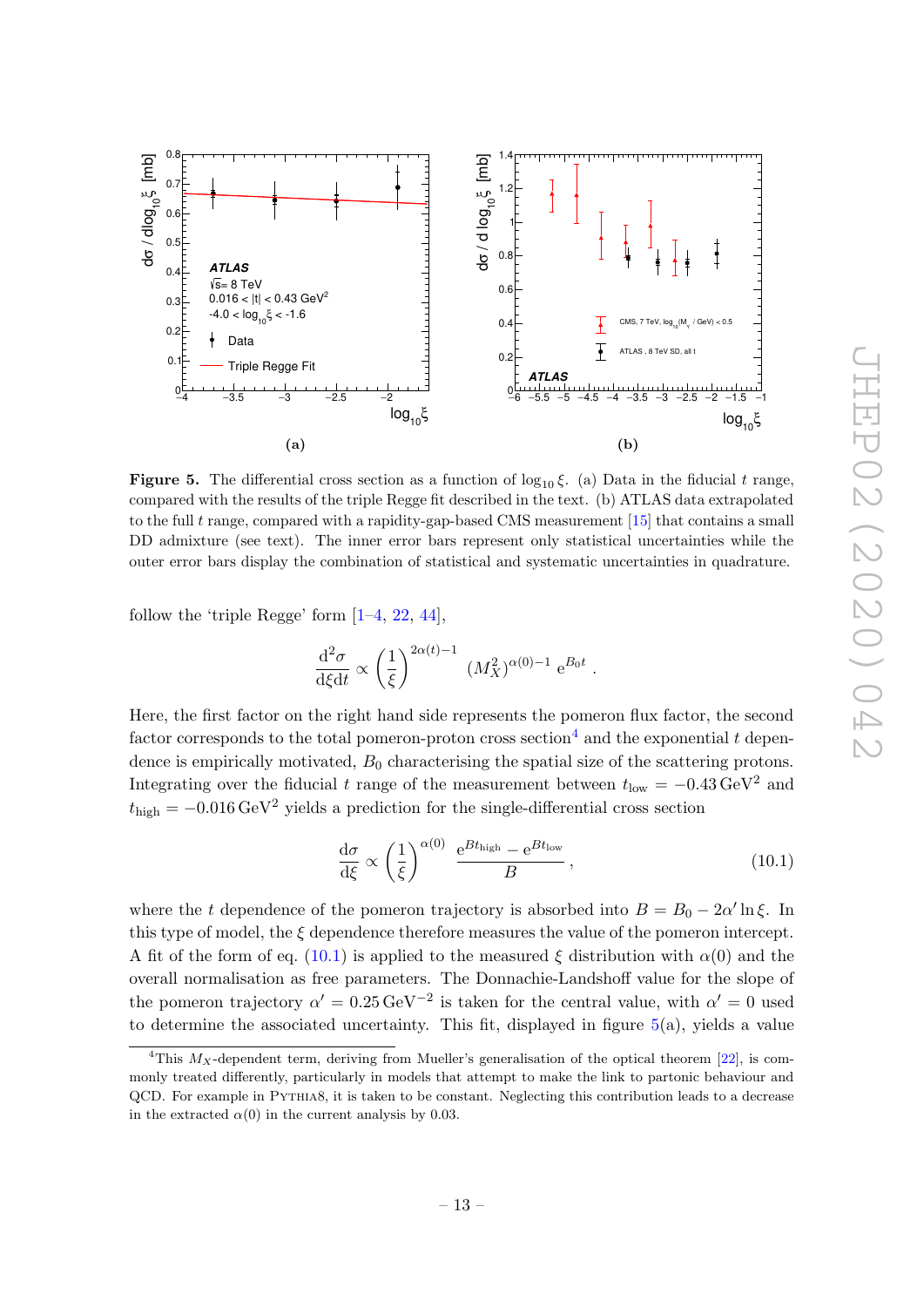**Figure 5.** The differential cross section as a function of $\log_{10}\xi$. (a) Data in the fiducial $t$ range, compared with the results of the triple Regge fit described in the text. (b) ATLAS data extrapolated to the full $t$ range, compared with a rapidity-gap-based CMS measurement [15] that contains a small DD admixture (see text). The inner error bars represent only statistical uncertainties while the outer error bars display the combination of statistical and systematic uncertainties in quadrature.

follow the 'triple Regge' form [1–4, 22, 44],

$$\frac{\mathrm{d}^2\sigma}{\mathrm{d}\xi\mathrm{d}t} \propto \left(\frac{1}{\xi}\right)^{2\alpha(t)-1} (M_X^2)^{\alpha(0)-1}\, \mathrm{e}^{B_0 t}\ .$$

Here, the first factor on the right hand side represents the pomeron flux factor, the second factor corresponds to the total pomeron-proton cross section[4] and the exponential $t$ dependence is empirically motivated, $B_0$ characterising the spatial size of the scattering protons. Integrating over the fiducial $t$ range of the measurement between $t_{\mathrm{low}} = -0.43\,\mathrm{GeV}^2$ and $t_{\mathrm{high}} = -0.016\,\mathrm{GeV}^2$ yields a prediction for the single-differential cross section

$$\frac{\mathrm{d}\sigma}{\mathrm{d}\xi} \propto \left(\frac{1}{\xi}\right)^{\alpha(0)} \frac{\mathrm{e}^{Bt_{\mathrm{high}}} - \mathrm{e}^{Bt_{\mathrm{low}}}}{B}\,, \tag{10.1}$$

where the $t$ dependence of the pomeron trajectory is absorbed into $B = B_0 - 2\alpha' \ln\xi$. In this type of model, the $\xi$ dependence therefore measures the value of the pomeron intercept. A fit of the form of eq. (10.1) is applied to the measured $\xi$ distribution with $\alpha(0)$ and the overall normalisation as free parameters. The Donnachie-Landshoff value for the slope of the pomeron trajectory $\alpha' = 0.25\,\mathrm{GeV}^{-2}$ is taken for the central value, with $\alpha' = 0$ used to determine the associated uncertainty. This fit, displayed in figure 5(a), yields a value

[4]This $M_X$-dependent term, deriving from Mueller's generalisation of the optical theorem [22], is commonly treated differently, particularly in models that attempt to make the link to partonic behaviour and QCD. For example in PYTHIA8, it is taken to be constant. Neglecting this contribution leads to a decrease in the extracted $\alpha(0)$ in the current analysis by 0.03.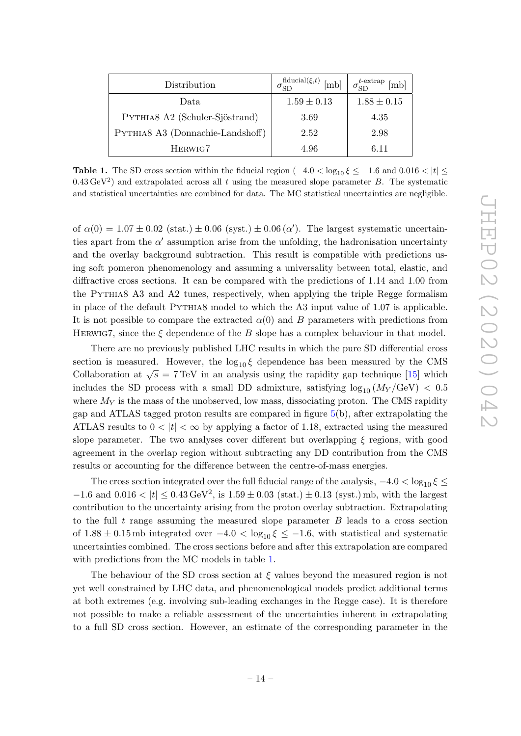| Distribution | $\sigma_{\rm SD}^{\rm fiducial(\xi,t)}$ [mb] | $\sigma_{\rm SD}^{t\text{-extrap}}$ [mb] |
| --- | --- | --- |
| Data | $1.59 \pm 0.13$ | $1.88 \pm 0.15$ |
| PYTHIA8 A2 (Schuler-Sjöstrand) | 3.69 | 4.35 |
| PYTHIA8 A3 (Donnachie-Landshoff) | 2.52 | 2.98 |
| HERWIG7 | 4.96 | 6.11 |

**Table 1.** The SD cross section within the fiducial region ($-4.0 < \log_{10}\xi \leq -1.6$ and $0.016 < |t| \leq 0.43\,\text{GeV}^2$) and extrapolated across all $t$ using the measured slope parameter $B$. The systematic and statistical uncertainties are combined for data. The MC statistical uncertainties are negligible.

of $\alpha(0) = 1.07 \pm 0.02$ (stat.) $\pm\, 0.06$ (syst.) $\pm\, 0.06\,(\alpha')$. The largest systematic uncertainties apart from the $\alpha'$ assumption arise from the unfolding, the hadronisation uncertainty and the overlay background subtraction. This result is compatible with predictions using soft pomeron phenomenology and assuming a universality between total, elastic, and diffractive cross sections. It can be compared with the predictions of 1.14 and 1.00 from the PYTHIA8 A3 and A2 tunes, respectively, when applying the triple Regge formalism in place of the default PYTHIA8 model to which the A3 input value of 1.07 is applicable. It is not possible to compare the extracted $\alpha(0)$ and $B$ parameters with predictions from HERWIG7, since the $\xi$ dependence of the $B$ slope has a complex behaviour in that model.

There are no previously published LHC results in which the pure SD differential cross section is measured. However, the $\log_{10}\xi$ dependence has been measured by the CMS Collaboration at $\sqrt{s} = 7\,\text{TeV}$ in an analysis using the rapidity gap technique [15] which includes the SD process with a small DD admixture, satisfying $\log_{10}(M_Y/\text{GeV}) < 0.5$ where $M_Y$ is the mass of the unobserved, low mass, dissociating proton. The CMS rapidity gap and ATLAS tagged proton results are compared in figure 5(b), after extrapolating the ATLAS results to $0 < |t| < \infty$ by applying a factor of 1.18, extracted using the measured slope parameter. The two analyses cover different but overlapping $\xi$ regions, with good agreement in the overlap region without subtracting any DD contribution from the CMS results or accounting for the difference between the centre-of-mass energies.

The cross section integrated over the full fiducial range of the analysis, $-4.0 < \log_{10}\xi \leq -1.6$ and $0.016 < |t| \leq 0.43\,\text{GeV}^2$, is $1.59 \pm 0.03$ (stat.) $\pm\, 0.13$ (syst.) mb, with the largest contribution to the uncertainty arising from the proton overlay subtraction. Extrapolating to the full $t$ range assuming the measured slope parameter $B$ leads to a cross section of $1.88 \pm 0.15$ mb integrated over $-4.0 < \log_{10}\xi \leq -1.6$, with statistical and systematic uncertainties combined. The cross sections before and after this extrapolation are compared with predictions from the MC models in table 1.

The behaviour of the SD cross section at $\xi$ values beyond the measured region is not yet well constrained by LHC data, and phenomenological models predict additional terms at both extremes (e.g. involving sub-leading exchanges in the Regge case). It is therefore not possible to make a reliable assessment of the uncertainties inherent in extrapolating to a full SD cross section. However, an estimate of the corresponding parameter in the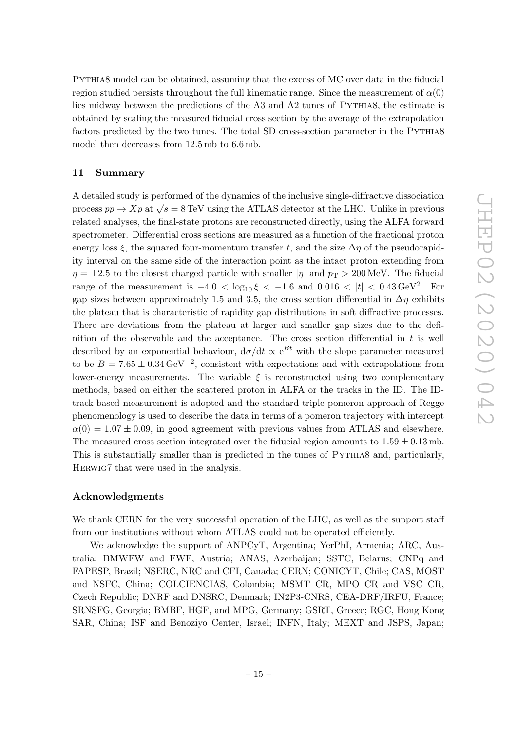Pythia8 model can be obtained, assuming that the excess of MC over data in the fiducial region studied persists throughout the full kinematic range. Since the measurement of $\alpha(0)$ lies midway between the predictions of the A3 and A2 tunes of Pythia8, the estimate is obtained by scaling the measured fiducial cross section by the average of the extrapolation factors predicted by the two tunes. The total SD cross-section parameter in the Pythia8 model then decreases from 12.5 mb to 6.6 mb.

## 11 Summary

A detailed study is performed of the dynamics of the inclusive single-diffractive dissociation process $pp \to Xp$ at $\sqrt{s} = 8\,\text{TeV}$ using the ATLAS detector at the LHC. Unlike in previous related analyses, the final-state protons are reconstructed directly, using the ALFA forward spectrometer. Differential cross sections are measured as a function of the fractional proton energy loss $\xi$, the squared four-momentum transfer $t$, and the size $\Delta\eta$ of the pseudorapidity interval on the same side of the interaction point as the intact proton extending from $\eta = \pm 2.5$ to the closest charged particle with smaller $|\eta|$ and $p_{\text{T}} > 200\,\text{MeV}$. The fiducial range of the measurement is $-4.0 < \log_{10}\xi < -1.6$ and $0.016 < |t| < 0.43\,\text{GeV}^2$. For gap sizes between approximately 1.5 and 3.5, the cross section differential in $\Delta\eta$ exhibits the plateau that is characteristic of rapidity gap distributions in soft diffractive processes. There are deviations from the plateau at larger and smaller gap sizes due to the definition of the observable and the acceptance. The cross section differential in $t$ is well described by an exponential behaviour, $\text{d}\sigma/\text{d}t \propto \text{e}^{Bt}$ with the slope parameter measured to be $B = 7.65 \pm 0.34\,\text{GeV}^{-2}$, consistent with expectations and with extrapolations from lower-energy measurements. The variable $\xi$ is reconstructed using two complementary methods, based on either the scattered proton in ALFA or the tracks in the ID. The ID-track-based measurement is adopted and the standard triple pomeron approach of Regge phenomenology is used to describe the data in terms of a pomeron trajectory with intercept $\alpha(0) = 1.07 \pm 0.09$, in good agreement with previous values from ATLAS and elsewhere. The measured cross section integrated over the fiducial region amounts to $1.59 \pm 0.13\,\text{mb}$. This is substantially smaller than is predicted in the tunes of Pythia8 and, particularly, Herwig7 that were used in the analysis.

## Acknowledgments

We thank CERN for the very successful operation of the LHC, as well as the support staff from our institutions without whom ATLAS could not be operated efficiently.

We acknowledge the support of ANPCyT, Argentina; YerPhI, Armenia; ARC, Australia; BMWFW and FWF, Austria; ANAS, Azerbaijan; SSTC, Belarus; CNPq and FAPESP, Brazil; NSERC, NRC and CFI, Canada; CERN; CONICYT, Chile; CAS, MOST and NSFC, China; COLCIENCIAS, Colombia; MSMT CR, MPO CR and VSC CR, Czech Republic; DNRF and DNSRC, Denmark; IN2P3-CNRS, CEA-DRF/IRFU, France; SRNSFG, Georgia; BMBF, HGF, and MPG, Germany; GSRT, Greece; RGC, Hong Kong SAR, China; ISF and Benoziyo Center, Israel; INFN, Italy; MEXT and JSPS, Japan;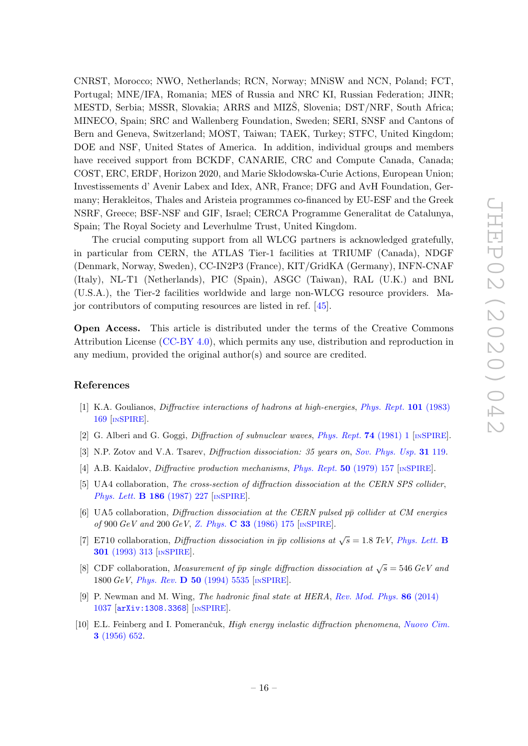CNRST, Morocco; NWO, Netherlands; RCN, Norway; MNiSW and NCN, Poland; FCT, Portugal; MNE/IFA, Romania; MES of Russia and NRC KI, Russian Federation; JINR; MESTD, Serbia; MSSR, Slovakia; ARRS and MIZŠ, Slovenia; DST/NRF, South Africa; MINECO, Spain; SRC and Wallenberg Foundation, Sweden; SERI, SNSF and Cantons of Bern and Geneva, Switzerland; MOST, Taiwan; TAEK, Turkey; STFC, United Kingdom; DOE and NSF, United States of America. In addition, individual groups and members have received support from BCKDF, CANARIE, CRC and Compute Canada, Canada; COST, ERC, ERDF, Horizon 2020, and Marie Skłodowska-Curie Actions, European Union; Investissements d' Avenir Labex and Idex, ANR, France; DFG and AvH Foundation, Germany; Herakleitos, Thales and Aristeia programmes co-financed by EU-ESF and the Greek NSRF, Greece; BSF-NSF and GIF, Israel; CERCA Programme Generalitat de Catalunya, Spain; The Royal Society and Leverhulme Trust, United Kingdom.

The crucial computing support from all WLCG partners is acknowledged gratefully, in particular from CERN, the ATLAS Tier-1 facilities at TRIUMF (Canada), NDGF (Denmark, Norway, Sweden), CC-IN2P3 (France), KIT/GridKA (Germany), INFN-CNAF (Italy), NL-T1 (Netherlands), PIC (Spain), ASGC (Taiwan), RAL (U.K.) and BNL (U.S.A.), the Tier-2 facilities worldwide and large non-WLCG resource providers. Major contributors of computing resources are listed in ref. [45].

**Open Access.** This article is distributed under the terms of the Creative Commons Attribution License (CC-BY 4.0), which permits any use, distribution and reproduction in any medium, provided the original author(s) and source are credited.

## References

[1] K.A. Goulianos, *Diffractive interactions of hadrons at high-energies*, Phys. Rept. **101** (1983) 169 [INSPIRE].

[2] G. Alberi and G. Goggi, *Diffraction of subnuclear waves*, Phys. Rept. **74** (1981) 1 [INSPIRE].

[3] N.P. Zotov and V.A. Tsarev, *Diffraction dissociation: 35 years on*, Sov. Phys. Usp. **31** 119.

[4] A.B. Kaidalov, *Diffractive production mechanisms*, Phys. Rept. **50** (1979) 157 [INSPIRE].

[5] UA4 collaboration, *The cross-section of diffraction dissociation at the CERN SPS collider*, Phys. Lett. **B 186** (1987) 227 [INSPIRE].

[6] UA5 collaboration, *Diffraction dissociation at the CERN pulsed $p\bar{p}$ collider at CM energies of 900 GeV and 200 GeV*, Z. Phys. **C 33** (1986) 175 [INSPIRE].

[7] E710 collaboration, *Diffraction dissociation in $\bar{p}p$ collisions at $\sqrt{s} = 1.8$ TeV*, Phys. Lett. **B 301** (1993) 313 [INSPIRE].

[8] CDF collaboration, *Measurement of $\bar{p}p$ single diffraction dissociation at $\sqrt{s} = 546$ GeV and 1800 GeV*, Phys. Rev. **D 50** (1994) 5535 [INSPIRE].

[9] P. Newman and M. Wing, *The hadronic final state at HERA*, Rev. Mod. Phys. **86** (2014) 1037 [arXiv:1308.3368] [INSPIRE].

[10] E.L. Feinberg and I. Pomerančuk, *High energy inelastic diffraction phenomena*, Nuovo Cim. **3** (1956) 652.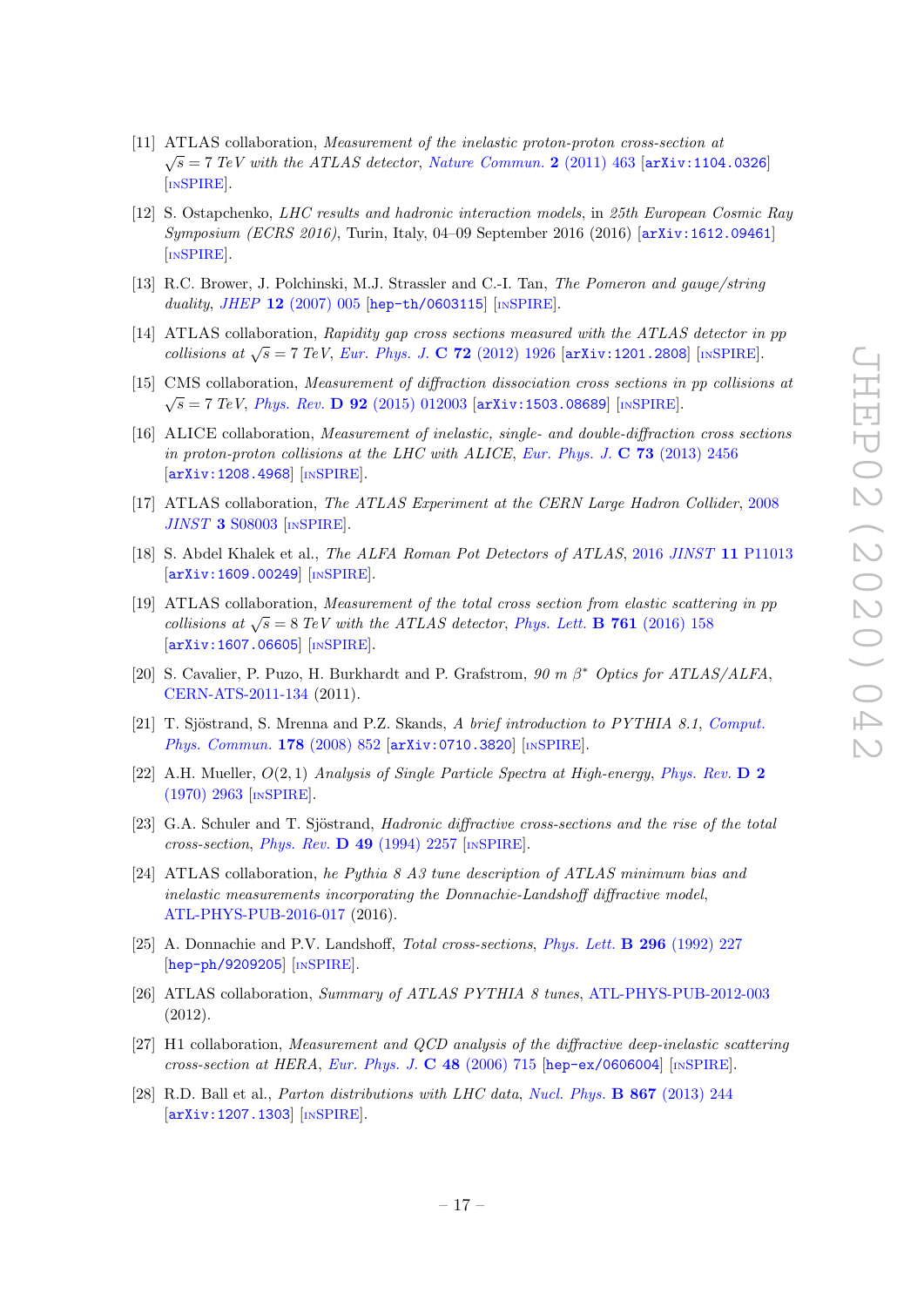[11] ATLAS collaboration, *Measurement of the inelastic proton-proton cross-section at $\sqrt{s} = 7$ TeV with the ATLAS detector*, Nature Commun. **2** (2011) 463 [arXiv:1104.0326] [INSPIRE].

[12] S. Ostapchenko, *LHC results and hadronic interaction models*, in *25th European Cosmic Ray Symposium (ECRS 2016)*, Turin, Italy, 04–09 September 2016 (2016) [arXiv:1612.09461] [INSPIRE].

[13] R.C. Brower, J. Polchinski, M.J. Strassler and C.-I. Tan, *The Pomeron and gauge/string duality*, JHEP **12** (2007) 005 [hep-th/0603115] [INSPIRE].

[14] ATLAS collaboration, *Rapidity gap cross sections measured with the ATLAS detector in pp collisions at $\sqrt{s} = 7$ TeV*, Eur. Phys. J. **C 72** (2012) 1926 [arXiv:1201.2808] [INSPIRE].

[15] CMS collaboration, *Measurement of diffraction dissociation cross sections in pp collisions at $\sqrt{s} = 7$ TeV*, Phys. Rev. **D 92** (2015) 012003 [arXiv:1503.08689] [INSPIRE].

[16] ALICE collaboration, *Measurement of inelastic, single- and double-diffraction cross sections in proton-proton collisions at the LHC with ALICE*, Eur. Phys. J. **C 73** (2013) 2456 [arXiv:1208.4968] [INSPIRE].

[17] ATLAS collaboration, *The ATLAS Experiment at the CERN Large Hadron Collider*, 2008 JINST **3** S08003 [INSPIRE].

[18] S. Abdel Khalek et al., *The ALFA Roman Pot Detectors of ATLAS*, 2016 JINST **11** P11013 [arXiv:1609.00249] [INSPIRE].

[19] ATLAS collaboration, *Measurement of the total cross section from elastic scattering in pp collisions at $\sqrt{s} = 8$ TeV with the ATLAS detector*, Phys. Lett. **B 761** (2016) 158 [arXiv:1607.06605] [INSPIRE].

[20] S. Cavalier, P. Puzo, H. Burkhardt and P. Grafstrom, *90 m $\beta^*$ Optics for ATLAS/ALFA*, CERN-ATS-2011-134 (2011).

[21] T. Sjöstrand, S. Mrenna and P.Z. Skands, *A brief introduction to PYTHIA 8.1*, Comput. Phys. Commun. **178** (2008) 852 [arXiv:0710.3820] [INSPIRE].

[22] A.H. Mueller, *$O(2,1)$ Analysis of Single Particle Spectra at High-energy*, Phys. Rev. **D 2** (1970) 2963 [INSPIRE].

[23] G.A. Schuler and T. Sjöstrand, *Hadronic diffractive cross-sections and the rise of the total cross-section*, Phys. Rev. **D 49** (1994) 2257 [INSPIRE].

[24] ATLAS collaboration, *he Pythia 8 A3 tune description of ATLAS minimum bias and inelastic measurements incorporating the Donnachie-Landshoff diffractive model*, ATL-PHYS-PUB-2016-017 (2016).

[25] A. Donnachie and P.V. Landshoff, *Total cross-sections*, Phys. Lett. **B 296** (1992) 227 [hep-ph/9209205] [INSPIRE].

[26] ATLAS collaboration, *Summary of ATLAS PYTHIA 8 tunes*, ATL-PHYS-PUB-2012-003 (2012).

[27] H1 collaboration, *Measurement and QCD analysis of the diffractive deep-inelastic scattering cross-section at HERA*, Eur. Phys. J. **C 48** (2006) 715 [hep-ex/0606004] [INSPIRE].

[28] R.D. Ball et al., *Parton distributions with LHC data*, Nucl. Phys. **B 867** (2013) 244 [arXiv:1207.1303] [INSPIRE].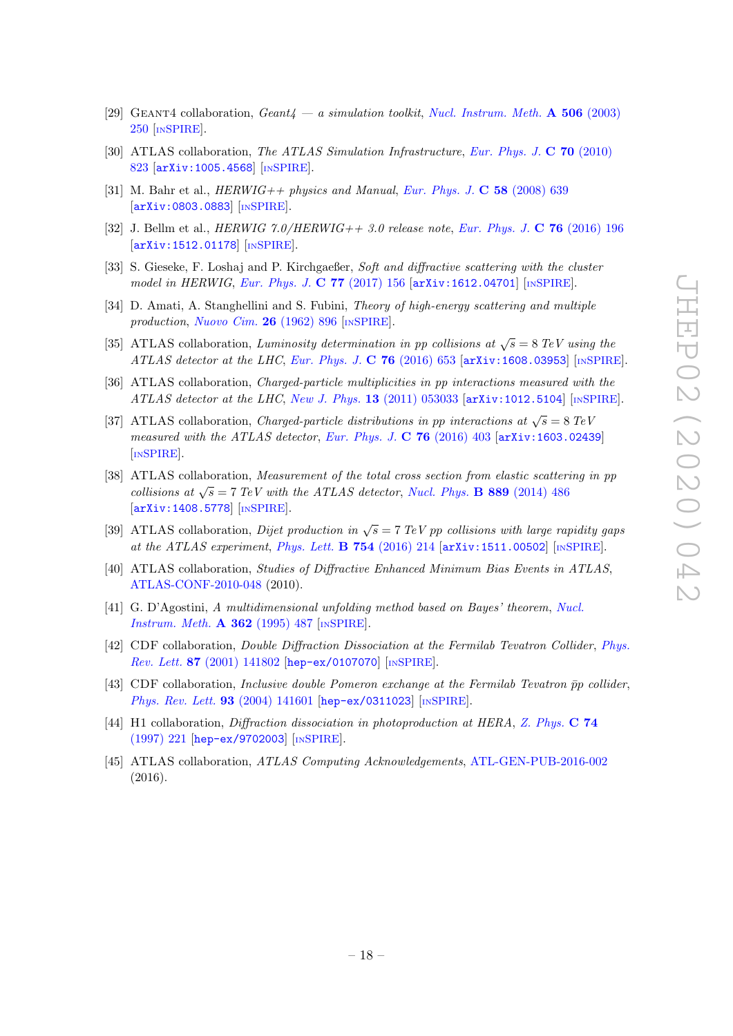[29] GEANT4 collaboration, *Geant4 — a simulation toolkit*, *Nucl. Instrum. Meth.* **A 506** (2003) 250 [INSPIRE].

[30] ATLAS collaboration, *The ATLAS Simulation Infrastructure*, *Eur. Phys. J.* **C 70** (2010) 823 [arXiv:1005.4568] [INSPIRE].

[31] M. Bahr et al., *HERWIG++ physics and Manual*, *Eur. Phys. J.* **C 58** (2008) 639 [arXiv:0803.0883] [INSPIRE].

[32] J. Bellm et al., *HERWIG 7.0/HERWIG++ 3.0 release note*, *Eur. Phys. J.* **C 76** (2016) 196 [arXiv:1512.01178] [INSPIRE].

[33] S. Gieseke, F. Loshaj and P. Kirchgaeßer, *Soft and diffractive scattering with the cluster model in HERWIG*, *Eur. Phys. J.* **C 77** (2017) 156 [arXiv:1612.04701] [INSPIRE].

[34] D. Amati, A. Stanghellini and S. Fubini, *Theory of high-energy scattering and multiple production*, *Nuovo Cim.* **26** (1962) 896 [INSPIRE].

[35] ATLAS collaboration, *Luminosity determination in pp collisions at $\sqrt{s} = 8$ TeV using the ATLAS detector at the LHC*, *Eur. Phys. J.* **C 76** (2016) 653 [arXiv:1608.03953] [INSPIRE].

[36] ATLAS collaboration, *Charged-particle multiplicities in pp interactions measured with the ATLAS detector at the LHC*, *New J. Phys.* **13** (2011) 053033 [arXiv:1012.5104] [INSPIRE].

[37] ATLAS collaboration, *Charged-particle distributions in pp interactions at $\sqrt{s} = 8$ TeV measured with the ATLAS detector*, *Eur. Phys. J.* **C 76** (2016) 403 [arXiv:1603.02439] [INSPIRE].

[38] ATLAS collaboration, *Measurement of the total cross section from elastic scattering in pp collisions at $\sqrt{s} = 7$ TeV with the ATLAS detector*, *Nucl. Phys.* **B 889** (2014) 486 [arXiv:1408.5778] [INSPIRE].

[39] ATLAS collaboration, *Dijet production in $\sqrt{s} = 7$ TeV pp collisions with large rapidity gaps at the ATLAS experiment*, *Phys. Lett.* **B 754** (2016) 214 [arXiv:1511.00502] [INSPIRE].

[40] ATLAS collaboration, *Studies of Diffractive Enhanced Minimum Bias Events in ATLAS*, ATLAS-CONF-2010-048 (2010).

[41] G. D'Agostini, *A multidimensional unfolding method based on Bayes' theorem*, *Nucl. Instrum. Meth.* **A 362** (1995) 487 [INSPIRE].

[42] CDF collaboration, *Double Diffraction Dissociation at the Fermilab Tevatron Collider*, *Phys. Rev. Lett.* **87** (2001) 141802 [hep-ex/0107070] [INSPIRE].

[43] CDF collaboration, *Inclusive double Pomeron exchange at the Fermilab Tevatron $\bar{p}p$ collider*, *Phys. Rev. Lett.* **93** (2004) 141601 [hep-ex/0311023] [INSPIRE].

[44] H1 collaboration, *Diffraction dissociation in photoproduction at HERA*, *Z. Phys.* **C 74** (1997) 221 [hep-ex/9702003] [INSPIRE].

[45] ATLAS collaboration, *ATLAS Computing Acknowledgements*, ATL-GEN-PUB-2016-002 (2016).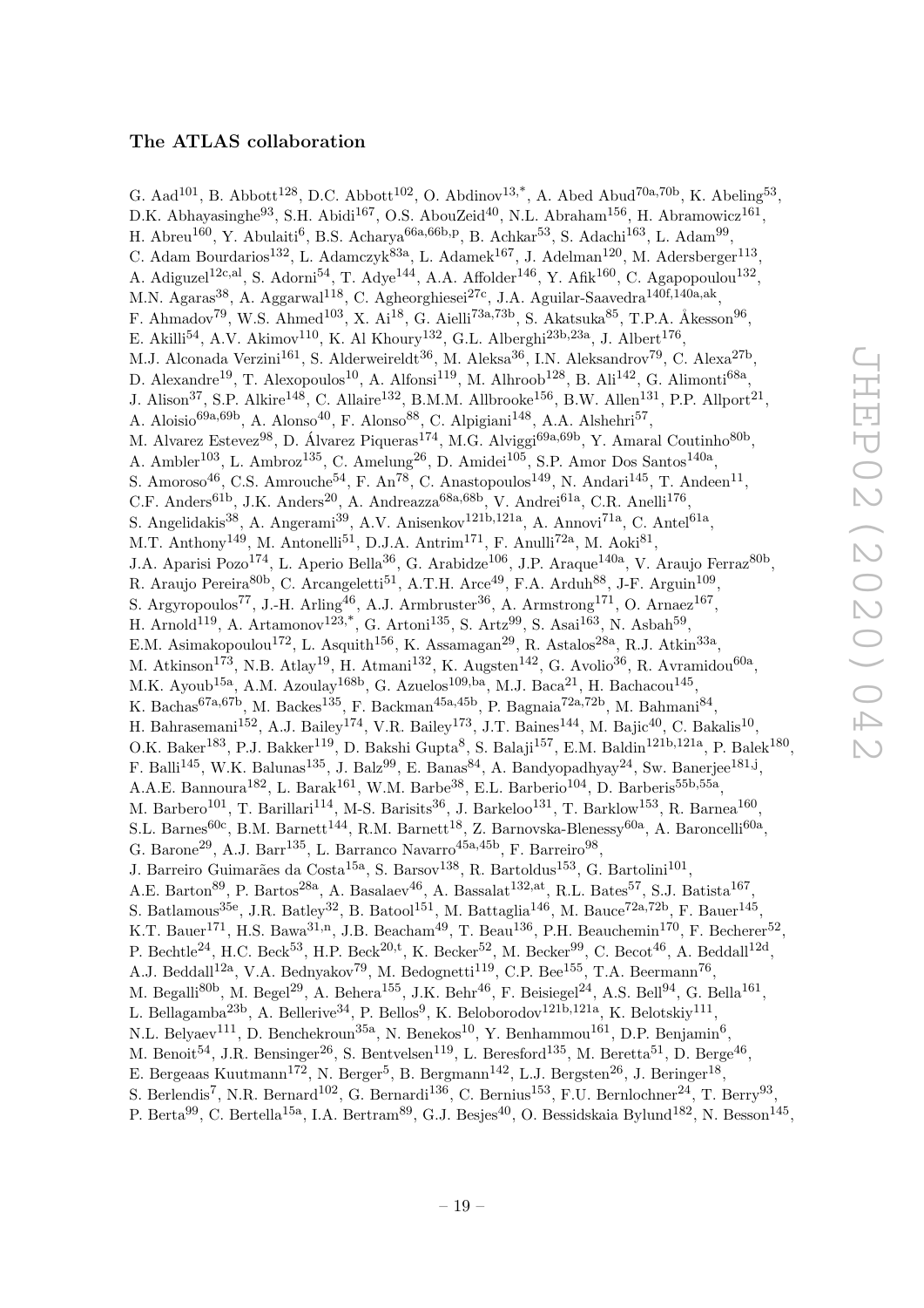### The ATLAS collaboration

G. Aad[101], B. Abbott[128], D.C. Abbott[102], O. Abdinov[13,*], A. Abed Abud[70a,70b], K. Abeling[53], D.K. Abhayasinghe[93], S.H. Abidi[167], O.S. AbouZeid[40], N.L. Abraham[156], H. Abramowicz[161], H. Abreu[160], Y. Abulaiti[6], B.S. Acharya[66a,66b,p], B. Achkar[53], S. Adachi[163], L. Adam[99], C. Adam Bourdarios[132], L. Adamczyk[83a], L. Adamek[167], J. Adelman[120], M. Adersberger[113], A. Adiguzel[12c,al], S. Adorni[54], T. Adye[144], A.A. Affolder[146], Y. Afik[160], C. Agapopoulou[132], M.N. Agaras[38], A. Aggarwal[118], C. Agheorghiesei[27c], J.A. Aguilar-Saavedra[140f,140a,ak], F. Ahmadov[79], W.S. Ahmed[103], X. Ai[18], G. Aielli[73a,73b], S. Akatsuka[85], T.P.A. Åkesson[96], E. Akilli[54], A.V. Akimov[110], K. Al Khoury[132], G.L. Alberghi[23b,23a], J. Albert[176], M.J. Alconada Verzini[161], S. Alderweireldt[36], M. Aleksa[36], I.N. Aleksandrov[79], C. Alexa[27b], D. Alexandre[19], T. Alexopoulos[10], A. Alfonsi[119], M. Alhroob[128], B. Ali[142], G. Alimonti[68a], J. Alison[37], S.P. Alkire[148], C. Allaire[132], B.M.M. Allbrooke[156], B.W. Allen[131], P.P. Allport[21], A. Aloisio[69a,69b], A. Alonso[40], F. Alonso[88], C. Alpigiani[148], A.A. Alshehri[57], M. Alvarez Estevez[98], D. Álvarez Piqueras[174], M.G. Alviggi[69a,69b], Y. Amaral Coutinho[80b], A. Ambler[103], L. Ambroz[135], C. Amelung[26], D. Amidei[105], S.P. Amor Dos Santos[140a], S. Amoroso[46], C.S. Amrouche[54], F. An[78], C. Anastopoulos[149], N. Andari[145], T. Andeen[11], C.F. Anders[61b], J.K. Anders[20], A. Andreazza[68a,68b], V. Andrei[61a], C.R. Anelli[176], S. Angelidakis[38], A. Angerami[39], A.V. Anisenkov[121b,121a], A. Annovi[71a], C. Antel[61a], M.T. Anthony[149], M. Antonelli[51], D.J.A. Antrim[171], F. Anulli[72a], M. Aoki[81], J.A. Aparisi Pozo[174], L. Aperio Bella[36], G. Arabidze[106], J.P. Araque[140a], V. Araujo Ferraz[80b], R. Araujo Pereira[80b], C. Arcangeletti[51], A.T.H. Arce[49], F.A. Arduh[88], J-F. Arguin[109], S. Argyropoulos[77], J.-H. Arling[46], A.J. Armbruster[36], A. Armstrong[171], O. Arnaez[167], H. Arnold[119], A. Artamonov[123,*], G. Artoni[135], S. Artz[99], S. Asai[163], N. Asbah[59], E.M. Asimakopoulou[172], L. Asquith[156], K. Assamagan[29], R. Astalos[28a], R.J. Atkin[33a], M. Atkinson[173], N.B. Atlay[19], H. Atmani[132], K. Augsten[142], G. Avolio[36], R. Avramidou[60a], M.K. Ayoub[15a], A.M. Azoulay[168b], G. Azuelos[109,ba], M.J. Baca[21], H. Bachacou[145], K. Bachas[67a,67b], M. Backes[135], F. Backman[45a,45b], P. Bagnaia[72a,72b], M. Bahmani[84], H. Bahrasemani[152], A.J. Bailey[174], V.R. Bailey[173], J.T. Baines[144], M. Bajic[40], C. Bakalis[10], O.K. Baker[183], P.J. Bakker[119], D. Bakshi Gupta[8], S. Balaji[157], E.M. Baldin[121b,121a], P. Balek[180], F. Balli[145], W.K. Balunas[135], J. Balz[99], E. Banas[84], A. Bandyopadhyay[24], Sw. Banerjee[181,j], A.A.E. Bannoura[182], L. Barak[161], W.M. Barbe[38], E.L. Barberio[104], D. Barberis[55b,55a], M. Barbero[101], T. Barillari[114], M-S. Barisits[36], J. Barkeloo[131], T. Barklow[153], R. Barnea[160], S.L. Barnes[60c], B.M. Barnett[144], R.M. Barnett[18], Z. Barnovska-Blenessy[60a], A. Baroncelli[60a], G. Barone[29], A.J. Barr[135], L. Barranco Navarro[45a,45b], F. Barreiro[98], J. Barreiro Guimarães da Costa[15a], S. Barsov[138], R. Bartoldus[153], G. Bartolini[101], A.E. Barton[89], P. Bartos[28a], A. Basalaev[46], A. Bassalat[132,at], R.L. Bates[57], S.J. Batista[167], S. Batlamous[35e], J.R. Batley[32], B. Batool[151], M. Battaglia[146], M. Bauce[72a,72b], F. Bauer[145], K.T. Bauer[171], H.S. Bawa[31,n], J.B. Beacham[49], T. Beau[136], P.H. Beauchemin[170], F. Becherer[52], P. Bechtle[24], H.C. Beck[53], H.P. Beck[20,t], K. Becker[52], M. Becker[99], C. Becot[46], A. Beddall[12d], A.J. Beddall[12a], V.A. Bednyakov[79], M. Bedognetti[119], C.P. Bee[155], T.A. Beermann[76], M. Begalli[80b], M. Begel[29], A. Behera[155], J.K. Behr[46], F. Beisiegel[24], A.S. Bell[94], G. Bella[161], L. Bellagamba[23b], A. Bellerive[34], P. Bellos[9], K. Beloborodov[121b,121a], K. Belotskiy[111], N.L. Belyaev[111], D. Benchekroun[35a], N. Benekos[10], Y. Benhammou[161], D.P. Benjamin[6], M. Benoit[54], J.R. Bensinger[26], S. Bentvelsen[119], L. Beresford[135], M. Beretta[51], D. Berge[46], E. Bergeaas Kuutmann[172], N. Berger[5], B. Bergmann[142], L.J. Bergsten[26], J. Beringer[18], S. Berlendis[7], N.R. Bernard[102], G. Bernardi[136], C. Bernius[153], F.U. Bernlochner[24], T. Berry[93], P. Berta[99], C. Bertella[15a], I.A. Bertram[89], G.J. Besjes[40], O. Bessidskaia Bylund[182], N. Besson[145],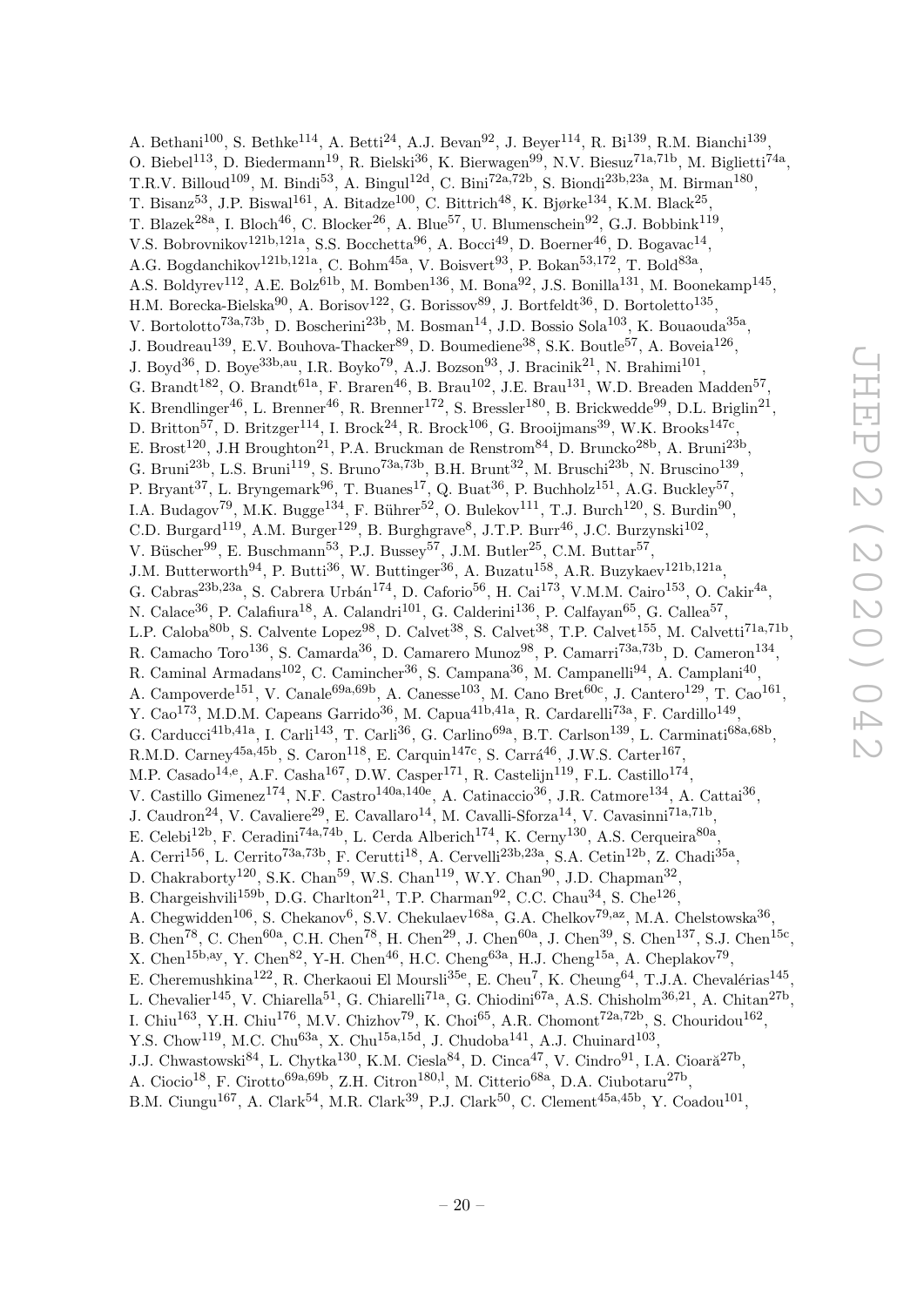A. Bethani[100], S. Bethke[114], A. Betti[24], A.J. Bevan[92], J. Beyer[114], R. Bi[139], R.M. Bianchi[139], O. Biebel[113], D. Biedermann[19], R. Bielski[36], K. Bierwagen[99], N.V. Biesuz[71a,71b], M. Biglietti[74a], T.R.V. Billoud[109], M. Bindi[53], A. Bingul[12d], C. Bini[72a,72b], S. Biondi[23b,23a], M. Birman[180], T. Bisanz[53], J.P. Biswal[161], A. Bitadze[100], C. Bittrich[48], K. Bjørke[134], K.M. Black[25], T. Blazek[28a], I. Bloch[46], C. Blocker[26], A. Blue[57], U. Blumenschein[92], G.J. Bobbink[119], V.S. Bobrovnikov[121b,121a], S.S. Bocchetta[96], A. Bocci[49], D. Boerner[46], D. Bogavac[14], A.G. Bogdanchikov[121b,121a], C. Bohm[45a], V. Boisvert[93], P. Bokan[53,172], T. Bold[83a], A.S. Boldyrev[112], A.E. Bolz[61b], M. Bomben[136], M. Bona[92], J.S. Bonilla[131], M. Boonekamp[145], H.M. Borecka-Bielska[90], A. Borisov[122], G. Borissov[89], J. Bortfeldt[36], D. Bortoletto[135], V. Bortolotto[73a,73b], D. Boscherini[23b], M. Bosman[14], J.D. Bossio Sola[103], K. Bouaouda[35a], J. Boudreau[139], E.V. Bouhova-Thacker[89], D. Boumediene[38], S.K. Boutle[57], A. Boveia[126], J. Boyd[36], D. Boye[33b,au], I.R. Boyko[79], A.J. Bozson[93], J. Bracinik[21], N. Brahimi[101], G. Brandt[182], O. Brandt[61a], F. Braren[46], B. Brau[102], J.E. Brau[131], W.D. Breaden Madden[57], K. Brendlinger[46], L. Brenner[46], R. Brenner[172], S. Bressler[180], B. Brickwedde[99], D.L. Briglin[21], D. Britton[57], D. Britzger[114], I. Brock[24], R. Brock[106], G. Brooijmans[39], W.K. Brooks[147c], E. Brost[120], J.H Broughton[21], P.A. Bruckman de Renstrom[84], D. Bruncko[28b], A. Bruni[23b], G. Bruni[23b], L.S. Bruni[119], S. Bruno[73a,73b], B.H. Brunt[32], M. Bruschi[23b], N. Bruscino[139], P. Bryant[37], L. Bryngemark[96], T. Buanes[17], Q. Buat[36], P. Buchholz[151], A.G. Buckley[57], I.A. Budagov[79], M.K. Bugge[134], F. Bührer[52], O. Bulekov[111], T.J. Burch[120], S. Burdin[90], C.D. Burgard[119], A.M. Burger[129], B. Burghgrave[8], J.T.P. Burr[46], J.C. Burzynski[102], V. Büscher[99], E. Buschmann[53], P.J. Bussey[57], J.M. Butler[25], C.M. Buttar[57], J.M. Butterworth[94], P. Butti[36], W. Buttinger[36], A. Buzatu[158], A.R. Buzykaev[121b,121a], G. Cabras[23b,23a], S. Cabrera Urbán[174], D. Caforio[56], H. Cai[173], V.M.M. Cairo[153], O. Cakir[4a], N. Calace[36], P. Calafiura[18], A. Calandri[101], G. Calderini[136], P. Calfayan[65], G. Callea[57], L.P. Caloba[80b], S. Calvente Lopez[98], D. Calvet[38], S. Calvet[38], T.P. Calvet[155], M. Calvetti[71a,71b], R. Camacho Toro[136], S. Camarda[36], D. Camarero Munoz[98], P. Camarri[73a,73b], D. Cameron[134], R. Caminal Armadans[102], C. Camincher[36], S. Campana[36], M. Campanelli[94], A. Camplani[40], A. Campoverde[151], V. Canale[69a,69b], A. Canesse[103], M. Cano Bret[60c], J. Cantero[129], T. Cao[161], Y. Cao[173], M.D.M. Capeans Garrido[36], M. Capua[41b,41a], R. Cardarelli[73a], F. Cardillo[149], G. Carducci[41b,41a], I. Carli[143], T. Carli[36], G. Carlino[69a], B.T. Carlson[139], L. Carminati[68a,68b], R.M.D. Carney[45a,45b], S. Caron[118], E. Carquin[147c], S. Carrá[46], J.W.S. Carter[167], M.P. Casado[14,e], A.F. Casha[167], D.W. Casper[171], R. Castelijn[119], F.L. Castillo[174], V. Castillo Gimenez[174], N.F. Castro[140a,140e], A. Catinaccio[36], J.R. Catmore[134], A. Cattai[36], J. Caudron[24], V. Cavaliere[29], E. Cavallaro[14], M. Cavalli-Sforza[14], V. Cavasinni[71a,71b], E. Celebi[12b], F. Ceradini[74a,74b], L. Cerda Alberich[174], K. Cerny[130], A.S. Cerqueira[80a], A. Cerri[156], L. Cerrito[73a,73b], F. Cerutti[18], A. Cervelli[23b,23a], S.A. Cetin[12b], Z. Chadi[35a], D. Chakraborty[120], S.K. Chan[59], W.S. Chan[119], W.Y. Chan[90], J.D. Chapman[32], B. Chargeishvili[159b], D.G. Charlton[21], T.P. Charman[92], C.C. Chau[34], S. Che[126], A. Chegwidden[106], S. Chekanov[6], S.V. Chekulaev[168a], G.A. Chelkov[79,az], M.A. Chelstowska[36], B. Chen[78], C. Chen[60a], C.H. Chen[78], H. Chen[29], J. Chen[60a], J. Chen[39], S. Chen[137], S.J. Chen[15c], X. Chen[15b,ay], Y. Chen[82], Y-H. Chen[46], H.C. Cheng[63a], H.J. Cheng[15a], A. Cheplakov[79], E. Cheremushkina[122], R. Cherkaoui El Moursli[35e], E. Cheu[7], K. Cheung[64], T.J.A. Chevalérias[145], L. Chevalier[145], V. Chiarella[51], G. Chiarelli[71a], G. Chiodini[67a], A.S. Chisholm[36,21], A. Chitan[27b], I. Chiu[163], Y.H. Chiu[176], M.V. Chizhov[79], K. Choi[65], A.R. Chomont[72a,72b], S. Chouridou[162], Y.S. Chow[119], M.C. Chu[63a], X. Chu[15a,15d], J. Chudoba[141], A.J. Chuinard[103], J.J. Chwastowski[84], L. Chytka[130], K.M. Ciesla[84], D. Cinca[47], V. Cindro[91], I.A. Cioară[27b], A. Ciocio[18], F. Cirotto[69a,69b], Z.H. Citron[180,l], M. Citterio[68a], D.A. Ciubotaru[27b], B.M. Ciungu[167], A. Clark[54], M.R. Clark[39], P.J. Clark[50], C. Clement[45a,45b], Y. Coadou[101],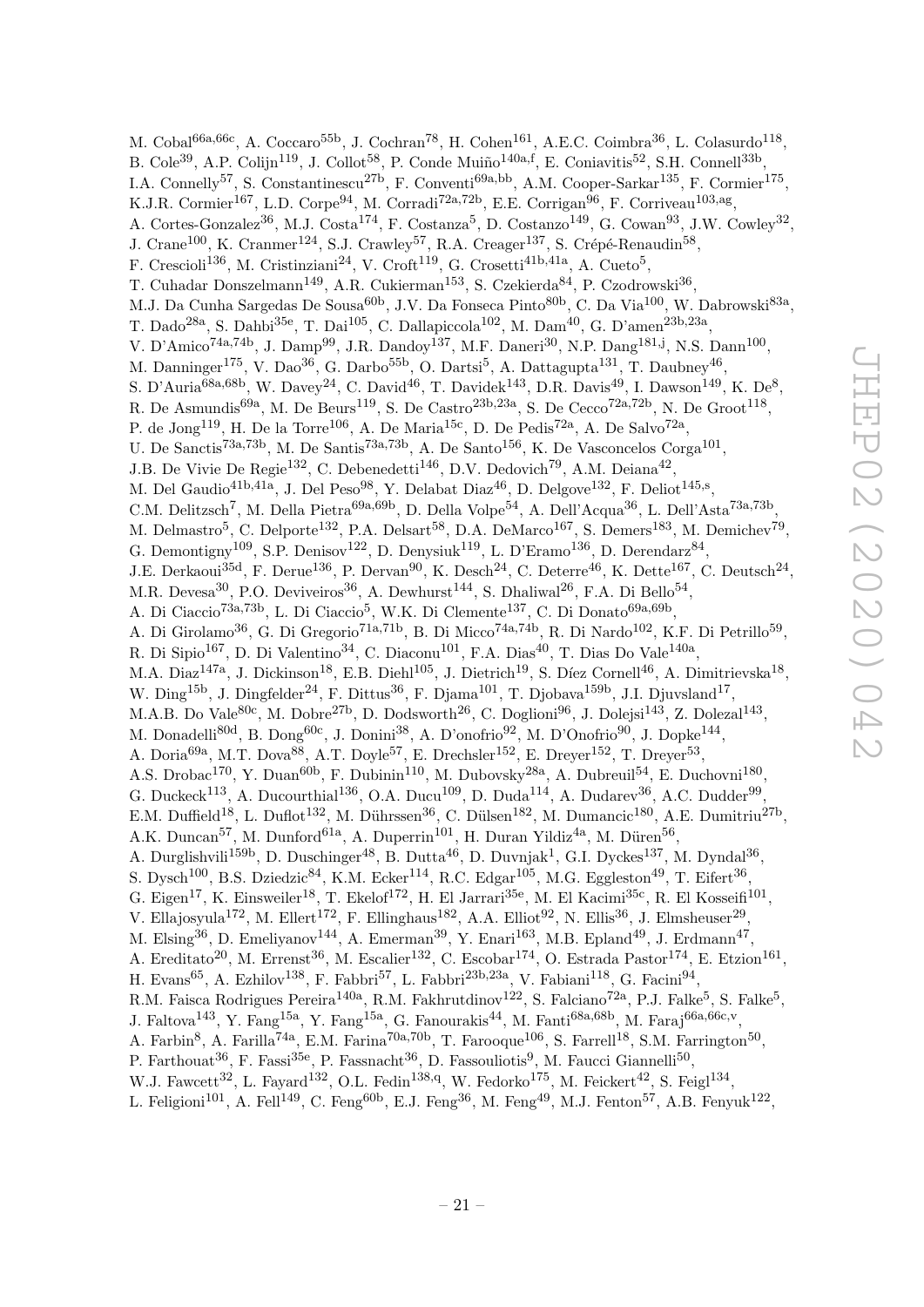M. Cobal[66a,66c], A. Coccaro[55b], J. Cochran[78], H. Cohen[161], A.E.C. Coimbra[36], L. Colasurdo[118], B. Cole[39], A.P. Colijn[119], J. Collot[58], P. Conde Muiño[140a,f], E. Coniavitis[52], S.H. Connell[33b], I.A. Connelly[57], S. Constantinescu[27b], F. Conventi[69a,bb], A.M. Cooper-Sarkar[135], F. Cormier[175], K.J.R. Cormier[167], L.D. Corpe[94], M. Corradi[72a,72b], E.E. Corrigan[96], F. Corriveau[103,ag], A. Cortes-Gonzalez[36], M.J. Costa[174], F. Costanza[5], D. Costanzo[149], G. Cowan[93], J.W. Cowley[32], J. Crane[100], K. Cranmer[124], S.J. Crawley[57], R.A. Creager[137], S. Crépé-Renaudin[58], F. Crescioli[136], M. Cristinziani[24], V. Croft[119], G. Crosetti[41b,41a], A. Cueto[5], T. Cuhadar Donszelmann[149], A.R. Cukierman[153], S. Czekierda[84], P. Czodrowski[36], M.J. Da Cunha Sargedas De Sousa[60b], J.V. Da Fonseca Pinto[80b], C. Da Via[100], W. Dabrowski[83a], T. Dado[28a], S. Dahbi[35e], T. Dai[105], C. Dallapiccola[102], M. Dam[40], G. D'amen[23b,23a], V. D'Amico[74a,74b], J. Damp[99], J.R. Dandoy[137], M.F. Daneri[30], N.P. Dang[181,j], N.S. Dann[100], M. Danninger[175], V. Dao[36], G. Darbo[55b], O. Dartsi[5], A. Dattagupta[131], T. Daubney[46], S. D'Auria[68a,68b], W. Davey[24], C. David[46], T. Davidek[143], D.R. Davis[49], I. Dawson[149], K. De[8], R. De Asmundis[69a], M. De Beurs[119], S. De Castro[23b,23a], S. De Cecco[72a,72b], N. De Groot[118], P. de Jong[119], H. De la Torre[106], A. De Maria[15c], D. De Pedis[72a], A. De Salvo[72a], U. De Sanctis[73a,73b], M. De Santis[73a,73b], A. De Santo[156], K. De Vasconcelos Corga[101], J.B. De Vivie De Regie[132], C. Debenedetti[146], D.V. Dedovich[79], A.M. Deiana[42], M. Del Gaudio[41b,41a], J. Del Peso[98], Y. Delabat Diaz[46], D. Delgove[132], F. Deliot[145,s], C.M. Delitzsch[7], M. Della Pietra[69a,69b], D. Della Volpe[54], A. Dell'Acqua[36], L. Dell'Asta[73a,73b], M. Delmastro[5], C. Delporte[132], P.A. Delsart[58], D.A. DeMarco[167], S. Demers[183], M. Demichev[79], G. Demontigny[109], S.P. Denisov[122], D. Denysiuk[119], L. D'Eramo[136], D. Derendarz[84], J.E. Derkaoui[35d], F. Derue[136], P. Dervan[90], K. Desch[24], C. Deterre[46], K. Dette[167], C. Deutsch[24], M.R. Devesa[30], P.O. Deviveiros[36], A. Dewhurst[144], S. Dhaliwal[26], F.A. Di Bello[54], A. Di Ciaccio[73a,73b], L. Di Ciaccio[5], W.K. Di Clemente[137], C. Di Donato[69a,69b], A. Di Girolamo[36], G. Di Gregorio[71a,71b], B. Di Micco[74a,74b], R. Di Nardo[102], K.F. Di Petrillo[59], R. Di Sipio[167], D. Di Valentino[34], C. Diaconu[101], F.A. Dias[40], T. Dias Do Vale[140a], M.A. Diaz[147a], J. Dickinson[18], E.B. Diehl[105], J. Dietrich[19], S. Díez Cornell[46], A. Dimitrievska[18], W. Ding[15b], J. Dingfelder[24], F. Dittus[36], F. Djama[101], T. Djobava[159b], J.I. Djuvsland[17], M.A.B. Do Vale[80c], M. Dobre[27b], D. Dodsworth[26], C. Doglioni[96], J. Dolejsi[143], Z. Dolezal[143], M. Donadelli[80d], B. Dong[60c], J. Donini[38], A. D'onofrio[92], M. D'Onofrio[90], J. Dopke[144], A. Doria[69a], M.T. Dova[88], A.T. Doyle[57], E. Drechsler[152], E. Dreyer[152], T. Dreyer[53], A.S. Drobac[170], Y. Duan[60b], F. Dubinin[110], M. Dubovsky[28a], A. Dubreuil[54], E. Duchovni[180], G. Duckeck[113], A. Ducourthial[136], O.A. Ducu[109], D. Duda[114], A. Dudarev[36], A.C. Dudder[99], E.M. Duffield[18], L. Duflot[132], M. Dührssen[36], C. Dülsen[182], M. Dumancic[180], A.E. Dumitriu[27b], A.K. Duncan[57], M. Dunford[61a], A. Duperrin[101], H. Duran Yildiz[4a], M. Düren[56], A. Durglishvili[159b], D. Duschinger[48], B. Dutta[46], D. Duvnjak[1], G.I. Dyckes[137], M. Dyndal[36], S. Dysch[100], B.S. Dziedzic[84], K.M. Ecker[114], R.C. Edgar[105], M.G. Eggleston[49], T. Eifert[36], G. Eigen[17], K. Einsweiler[18], T. Ekelof[172], H. El Jarrari[35e], M. El Kacimi[35c], R. El Kosseifi[101], V. Ellajosyula[172], M. Ellert[172], F. Ellinghaus[182], A.A. Elliot[92], N. Ellis[36], J. Elmsheuser[29], M. Elsing[36], D. Emeliyanov[144], A. Emerman[39], Y. Enari[163], M.B. Epland[49], J. Erdmann[47], A. Ereditato[20], M. Errenst[36], M. Escalier[132], C. Escobar[174], O. Estrada Pastor[174], E. Etzion[161], H. Evans[65], A. Ezhilov[138], F. Fabbri[57], L. Fabbri[23b,23a], V. Fabiani[118], G. Facini[94], R.M. Faisca Rodrigues Pereira[140a], R.M. Fakhrutdinov[122], S. Falciano[72a], P.J. Falke[5], S. Falke[5], J. Faltova[143], Y. Fang[15a], Y. Fang[15a], G. Fanourakis[44], M. Fanti[68a,68b], M. Faraj[66a,66c,v], A. Farbin[8], A. Farilla[74a], E.M. Farina[70a,70b], T. Farooque[106], S. Farrell[18], S.M. Farrington[50], P. Farthouat[36], F. Fassi[35e], P. Fassnacht[36], D. Fassouliotis[9], M. Faucci Giannelli[50], W.J. Fawcett[32], L. Fayard[132], O.L. Fedin[138,q], W. Fedorko[175], M. Feickert[42], S. Feigl[134], L. Feligioni[101], A. Fell[149], C. Feng[60b], E.J. Feng[36], M. Feng[49], M.J. Fenton[57], A.B. Fenyuk[122],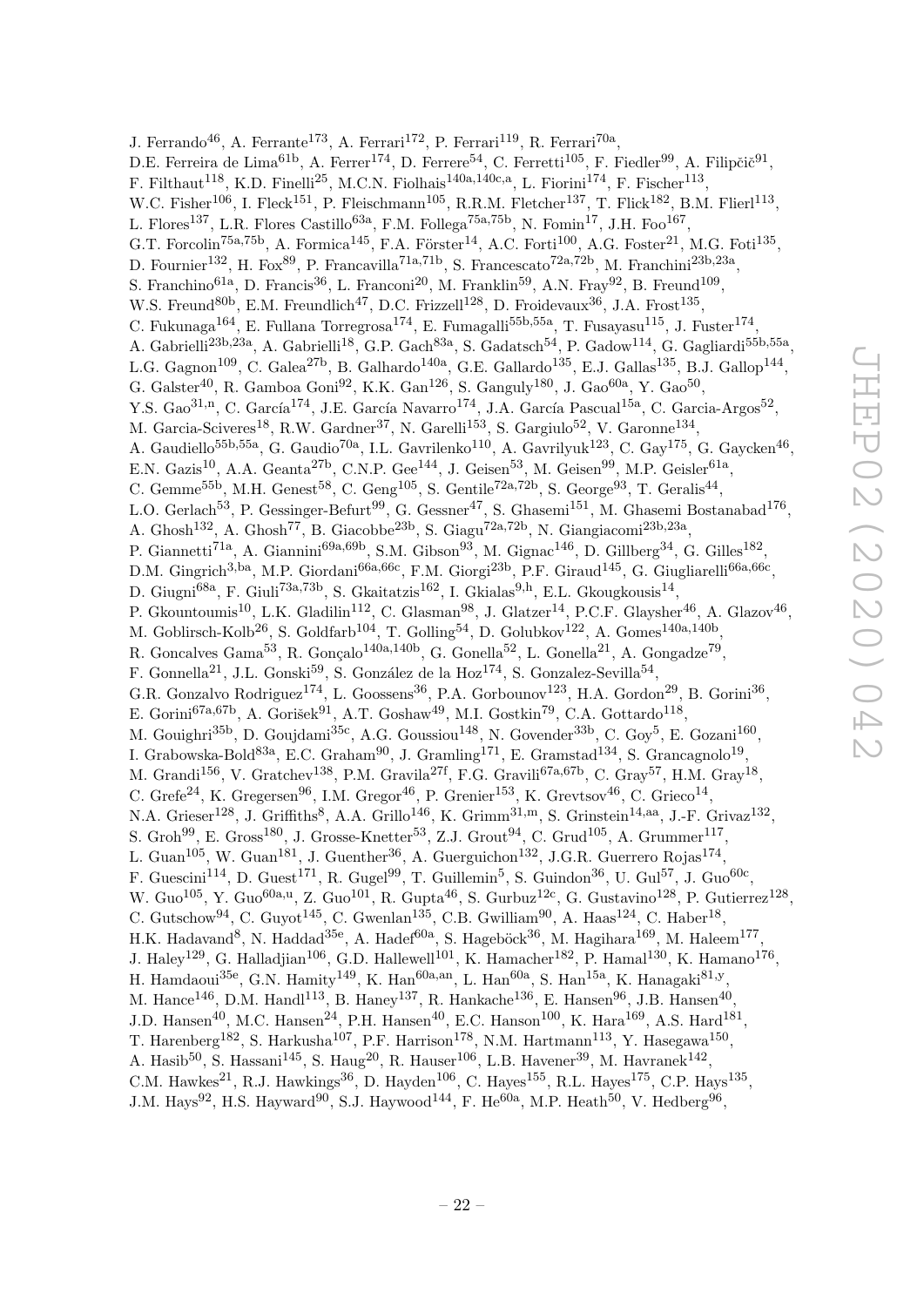J. Ferrando[46], A. Ferrante[173], A. Ferrari[172], P. Ferrari[119], R. Ferrari[70a], D.E. Ferreira de Lima[61b], A. Ferrer[174], D. Ferrere[54], C. Ferretti[105], F. Fiedler[99], A. Filipčič[91], F. Filthaut[118], K.D. Finelli[25], M.C.N. Fiolhais[140a,140c,a], L. Fiorini[174], F. Fischer[113], W.C. Fisher[106], I. Fleck[151], P. Fleischmann[105], R.R.M. Fletcher[137], T. Flick[182], B.M. Flierl[113], L. Flores[137], L.R. Flores Castillo[63a], F.M. Follega[75a,75b], N. Fomin[17], J.H. Foo[167], G.T. Forcolin[75a,75b], A. Formica[145], F.A. Förster[14], A.C. Forti[100], A.G. Foster[21], M.G. Foti[135], D. Fournier[132], H. Fox[89], P. Francavilla[71a,71b], S. Francescato[72a,72b], M. Franchini[23b,23a], S. Franchino[61a], D. Francis[36], L. Franconi[20], M. Franklin[59], A.N. Fray[92], B. Freund[109], W.S. Freund[80b], E.M. Freundlich[47], D.C. Frizzell[128], D. Froidevaux[36], J.A. Frost[135], C. Fukunaga[164], E. Fullana Torregrosa[174], E. Fumagalli[55b,55a], T. Fusayasu[115], J. Fuster[174], A. Gabrielli[23b,23a], A. Gabrielli[18], G.P. Gach[83a], S. Gadatsch[54], P. Gadow[114], G. Gagliardi[55b,55a], L.G. Gagnon[109], C. Galea[27b], B. Galhardo[140a], G.E. Gallardo[135], E.J. Gallas[135], B.J. Gallop[144], G. Galster[40], R. Gamboa Goni[92], K.K. Gan[126], S. Ganguly[180], J. Gao[60a], Y. Gao[50], Y.S. Gao[31,n], C. García[174], J.E. García Navarro[174], J.A. García Pascual[15a], C. Garcia-Argos[52], M. Garcia-Sciveres[18], R.W. Gardner[37], N. Garelli[153], S. Gargiulo[52], V. Garonne[134], A. Gaudiello[55b,55a], G. Gaudio[70a], I.L. Gavrilenko[110], A. Gavrilyuk[123], C. Gay[175], G. Gaycken[46], E.N. Gazis[10], A.A. Geanta[27b], C.N.P. Gee[144], J. Geisen[53], M. Geisen[99], M.P. Geisler[61a], C. Gemme[55b], M.H. Genest[58], C. Geng[105], S. Gentile[72a,72b], S. George[93], T. Geralis[44], L.O. Gerlach[53], P. Gessinger-Befurt[99], G. Gessner[47], S. Ghasemi[151], M. Ghasemi Bostanabad[176], A. Ghosh[132], A. Ghosh[77], B. Giacobbe[23b], S. Giagu[72a,72b], N. Giangiacomi[23b,23a], P. Giannetti[71a], A. Giannini[69a,69b], S.M. Gibson[93], M. Gignac[146], D. Gillberg[34], G. Gilles[182], D.M. Gingrich[3,ba], M.P. Giordani[66a,66c], F.M. Giorgi[23b], P.F. Giraud[145], G. Giugliarelli[66a,66c], D. Giugni[68a], F. Giuli[73a,73b], S. Gkaitatzis[162], I. Gkialas[9,h], E.L. Gkougkousis[14], P. Gkountoumis[10], L.K. Gladilin[112], C. Glasman[98], J. Glatzer[14], P.C.F. Glaysher[46], A. Glazov[46], M. Goblirsch-Kolb[26], S. Goldfarb[104], T. Golling[54], D. Golubkov[122], A. Gomes[140a,140b], R. Goncalves Gama[53], R. Gonçalo[140a,140b], G. Gonella[52], L. Gonella[21], A. Gongadze[79], F. Gonnella[21], J.L. Gonski[59], S. González de la Hoz[174], S. Gonzalez-Sevilla[54], G.R. Gonzalvo Rodriguez[174], L. Goossens[36], P.A. Gorbounov[123], H.A. Gordon[29], B. Gorini[36], E. Gorini[67a,67b], A. Gorišek[91], A.T. Goshaw[49], M.I. Gostkin[79], C.A. Gottardo[118], M. Gouighri[35b], D. Goujdami[35c], A.G. Goussiou[148], N. Govender[33b], C. Goy[5], E. Gozani[160], I. Grabowska-Bold[83a], E.C. Graham[90], J. Gramling[171], E. Gramstad[134], S. Grancagnolo[19], M. Grandi[156], V. Gratchev[138], P.M. Gravila[27f], F.G. Gravili[67a,67b], C. Gray[57], H.M. Gray[18], C. Grefe[24], K. Gregersen[96], I.M. Gregor[46], P. Grenier[153], K. Grevtsov[46], C. Grieco[14], N.A. Grieser[128], J. Griffiths[8], A.A. Grillo[146], K. Grimm[31,m], S. Grinstein[14,aa], J.-F. Grivaz[132], S. Groh[99], E. Gross[180], J. Grosse-Knetter[53], Z.J. Grout[94], C. Grud[105], A. Grummer[117], L. Guan[105], W. Guan[181], J. Guenther[36], A. Guerguichon[132], J.G.R. Guerrero Rojas[174], F. Guescini[114], D. Guest[171], R. Gugel[99], T. Guillemin[5], S. Guindon[36], U. Gul[57], J. Guo[60c], W. Guo[105], Y. Guo[60a,u], Z. Guo[101], R. Gupta[46], S. Gurbuz[12c], G. Gustavino[128], P. Gutierrez[128], C. Gutschow[94], C. Guyot[145], C. Gwenlan[135], C.B. Gwilliam[90], A. Haas[124], C. Haber[18], H.K. Hadavand[8], N. Haddad[35e], A. Hadef[60a], S. Hageböck[36], M. Hagihara[169], M. Haleem[177], J. Haley[129], G. Halladjian[106], G.D. Hallewell[101], K. Hamacher[182], P. Hamal[130], K. Hamano[176], H. Hamdaoui[35e], G.N. Hamity[149], K. Han[60a,an], L. Han[60a], S. Han[15a], K. Hanagaki[81,y], M. Hance[146], D.M. Handl[113], B. Haney[137], R. Hankache[136], E. Hansen[96], J.B. Hansen[40], J.D. Hansen[40], M.C. Hansen[24], P.H. Hansen[40], E.C. Hanson[100], K. Hara[169], A.S. Hard[181], T. Harenberg[182], S. Harkusha[107], P.F. Harrison[178], N.M. Hartmann[113], Y. Hasegawa[150], A. Hasib[50], S. Hassani[145], S. Haug[20], R. Hauser[106], L.B. Havener[39], M. Havranek[142], C.M. Hawkes[21], R.J. Hawkings[36], D. Hayden[106], C. Hayes[155], R.L. Hayes[175], C.P. Hays[135], J.M. Hays[92], H.S. Hayward[90], S.J. Haywood[144], F. He[60a], M.P. Heath[50], V. Hedberg[96],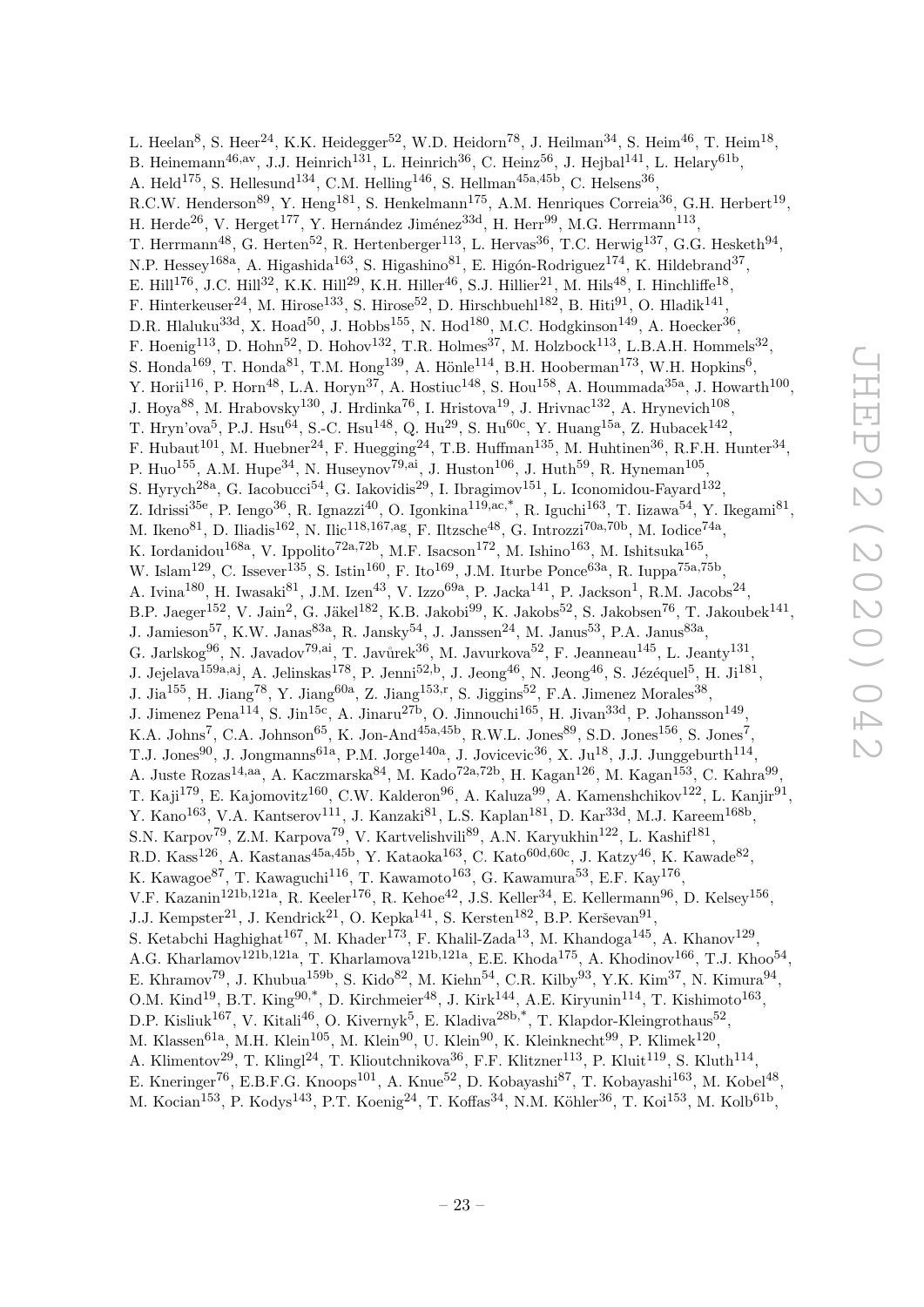L. Heelan[8], S. Heer[24], K.K. Heidegger[52], W.D. Heidorn[78], J. Heilman[34], S. Heim[46], T. Heim[18], B. Heinemann[46,av], J.J. Heinrich[131], L. Heinrich[36], C. Heinz[56], J. Hejbal[141], L. Helary[61b], A. Held[175], S. Hellesund[134], C.M. Helling[146], S. Hellman[45a,45b], C. Helsens[36], R.C.W. Henderson[89], Y. Heng[181], S. Henkelmann[175], A.M. Henriques Correia[36], G.H. Herbert[19], H. Herde[26], V. Herget[177], Y. Hernández Jiménez[33d], H. Herr[99], M.G. Herrmann[113], T. Herrmann[48], G. Herten[52], R. Hertenberger[113], L. Hervas[36], T.C. Herwig[137], G.G. Hesketh[94], N.P. Hessey[168a], A. Higashida[163], S. Higashino[81], E. Higón-Rodriguez[174], K. Hildebrand[37], E. Hill[176], J.C. Hill[32], K.K. Hill[29], K.H. Hiller[46], S.J. Hillier[21], M. Hils[48], I. Hinchliffe[18], F. Hinterkeuser[24], M. Hirose[133], S. Hirose[52], D. Hirschbuehl[182], B. Hiti[91], O. Hladik[141], D.R. Hlaluku[33d], X. Hoad[50], J. Hobbs[155], N. Hod[180], M.C. Hodgkinson[149], A. Hoecker[36], F. Hoenig[113], D. Hohn[52], D. Hohov[132], T.R. Holmes[37], M. Holzbock[113], L.B.A.H. Hommels[32], S. Honda[169], T. Honda[81], T.M. Hong[139], A. Hönle[114], B.H. Hooberman[173], W.H. Hopkins[6], Y. Horii[116], P. Horn[48], L.A. Horyn[37], A. Hostiuc[148], S. Hou[158], A. Hoummada[35a], J. Howarth[100], J. Hoya[88], M. Hrabovsky[130], J. Hrdinka[76], I. Hristova[19], J. Hrivnac[132], A. Hrynevich[108], T. Hryn'ova[5], P.J. Hsu[64], S.-C. Hsu[148], Q. Hu[29], S. Hu[60c], Y. Huang[15a], Z. Hubacek[142], F. Hubaut[101], M. Huebner[24], F. Huegging[24], T.B. Huffman[135], M. Huhtinen[36], R.F.H. Hunter[34], P. Huo[155], A.M. Hupe[34], N. Huseynov[79,ai], J. Huston[106], J. Huth[59], R. Hyneman[105], S. Hyrych[28a], G. Iacobucci[54], G. Iakovidis[29], I. Ibragimov[151], L. Iconomidou-Fayard[132], Z. Idrissi[35e], P. Iengo[36], R. Ignazzi[40], O. Igonkina[119,ac,*], R. Iguchi[163], T. Iizawa[54], Y. Ikegami[81], M. Ikeno[81], D. Iliadis[162], N. Ilic[118,167,ag], F. Iltzsche[48], G. Introzzi[70a,70b], M. Iodice[74a], K. Iordanidou[168a], V. Ippolito[72a,72b], M.F. Isacson[172], M. Ishino[163], M. Ishitsuka[165], W. Islam[129], C. Issever[135], S. Istin[160], F. Ito[169], J.M. Iturbe Ponce[63a], R. Iuppa[75a,75b], A. Ivina[180], H. Iwasaki[81], J.M. Izen[43], V. Izzo[69a], P. Jacka[141], P. Jackson[1], R.M. Jacobs[24], B.P. Jaeger[152], V. Jain[2], G. Jäkel[182], K.B. Jakobi[99], K. Jakobs[52], S. Jakobsen[76], T. Jakoubek[141], J. Jamieson[57], K.W. Janas[83a], R. Jansky[54], J. Janssen[24], M. Janus[53], P.A. Janus[83a], G. Jarlskog[96], N. Javadov[79,ai], T. Javůrek[36], M. Javurkova[52], F. Jeanneau[145], L. Jeanty[131], J. Jejelava[159a,aj], A. Jelinskas[178], P. Jenni[52,b], J. Jeong[46], N. Jeong[46], S. Jézéquel[5], H. Ji[181], J. Jia[155], H. Jiang[78], Y. Jiang[60a], Z. Jiang[153,r], S. Jiggins[52], F.A. Jimenez Morales[38], J. Jimenez Pena[114], S. Jin[15c], A. Jinaru[27b], O. Jinnouchi[165], H. Jivan[33d], P. Johansson[149], K.A. Johns[7], C.A. Johnson[65], K. Jon-And[45a,45b], R.W.L. Jones[89], S.D. Jones[156], S. Jones[7], T.J. Jones[90], J. Jongmanns[61a], P.M. Jorge[140a], J. Jovicevic[36], X. Ju[18], J.J. Junggeburth[114], A. Juste Rozas[14,aa], A. Kaczmarska[84], M. Kado[72a,72b], H. Kagan[126], M. Kagan[153], C. Kahra[99], T. Kaji[179], E. Kajomovitz[160], C.W. Kalderon[96], A. Kaluza[99], A. Kamenshchikov[122], L. Kanjir[91], Y. Kano[163], V.A. Kantserov[111], J. Kanzaki[81], L.S. Kaplan[181], D. Kar[33d], M.J. Kareem[168b], S.N. Karpov[79], Z.M. Karpova[79], V. Kartvelishvili[89], A.N. Karyukhin[122], L. Kashif[181], R.D. Kass[126], A. Kastanas[45a,45b], Y. Kataoka[163], C. Kato[60d,60c], J. Katzy[46], K. Kawade[82], K. Kawagoe[87], T. Kawaguchi[116], T. Kawamoto[163], G. Kawamura[53], E.F. Kay[176], V.F. Kazanin[121b,121a], R. Keeler[176], R. Kehoe[42], J.S. Keller[34], E. Kellermann[96], D. Kelsey[156], J.J. Kempster[21], J. Kendrick[21], O. Kepka[141], S. Kersten[182], B.P. Kerševan[91], S. Ketabchi Haghighat[167], M. Khader[173], F. Khalil-Zada[13], M. Khandoga[145], A. Khanov[129], A.G. Kharlamov[121b,121a], T. Kharlamova[121b,121a], E.E. Khoda[175], A. Khodinov[166], T.J. Khoo[54], E. Khramov[79], J. Khubua[159b], S. Kido[82], M. Kiehn[54], C.R. Kilby[93], Y.K. Kim[37], N. Kimura[94], O.M. Kind[19], B.T. King[90,*], D. Kirchmeier[48], J. Kirk[144], A.E. Kiryunin[114], T. Kishimoto[163], D.P. Kisliuk[167], V. Kitali[46], O. Kivernyk[5], E. Kladiva[28b,*], T. Klapdor-Kleingrothaus[52], M. Klassen[61a], M.H. Klein[105], M. Klein[90], U. Klein[90], K. Kleinknecht[99], P. Klimek[120], A. Klimentov[29], T. Klingl[24], T. Klioutchnikova[36], F.F. Klitzner[113], P. Kluit[119], S. Kluth[114], E. Kneringer[76], E.B.F.G. Knoops[101], A. Knue[52], D. Kobayashi[87], T. Kobayashi[163], M. Kobel[48], M. Kocian[153], P. Kodys[143], P.T. Koenig[24], T. Koffas[34], N.M. Köhler[36], T. Koi[153], M. Kolb[61b],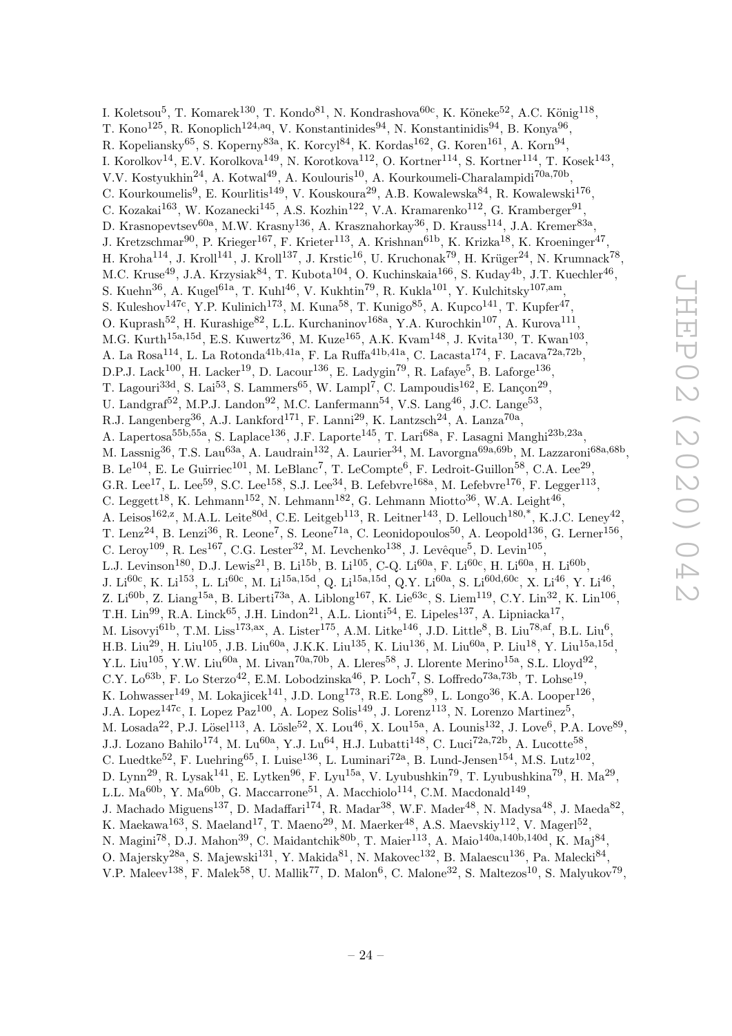I. Koletsou[5], T. Komarek[130], T. Kondo[81], N. Kondrashova[60c], K. Köneke[52], A.C. König[118], T. Kono[125], R. Konoplich[124,aq], V. Konstantinides[94], N. Konstantinidis[94], B. Konya[96], R. Kopeliansky[65], S. Koperny[83a], K. Korcyl[84], K. Kordas[162], G. Koren[161], A. Korn[94], I. Korolkov[14], E.V. Korolkova[149], N. Korotkova[112], O. Kortner[114], S. Kortner[114], T. Kosek[143], V.V. Kostyukhin[24], A. Kotwal[49], A. Koulouris[10], A. Kourkoumeli-Charalampidi[70a,70b], C. Kourkoumelis[9], E. Kourlitis[149], V. Kouskoura[29], A.B. Kowalewska[84], R. Kowalewski[176], C. Kozakai[163], W. Kozanecki[145], A.S. Kozhin[122], V.A. Kramarenko[112], G. Kramberger[91], D. Krasnopevtsev[60a], M.W. Krasny[136], A. Krasznahorkay[36], D. Krauss[114], J.A. Kremer[83a], J. Kretzschmar[90], P. Krieger[167], F. Krieter[113], A. Krishnan[61b], K. Krizka[18], K. Kroeninger[47], H. Kroha[114], J. Kroll[141], J. Kroll[137], J. Krstic[16], U. Kruchonak[79], H. Krüger[24], N. Krumnack[78], M.C. Kruse[49], J.A. Krzysiak[84], T. Kubota[104], O. Kuchinskaia[166], S. Kuday[4b], J.T. Kuechler[46], S. Kuehn[36], A. Kugel[61a], T. Kuhl[46], V. Kukhtin[79], R. Kukla[101], Y. Kulchitsky[107,am], S. Kuleshov[147c], Y.P. Kulinich[173], M. Kuna[58], T. Kunigo[85], A. Kupco[141], T. Kupfer[47], O. Kuprash[52], H. Kurashige[82], L.L. Kurchaninov[168a], Y.A. Kurochkin[107], A. Kurova[111], M.G. Kurth[15a,15d], E.S. Kuwertz[36], M. Kuze[165], A.K. Kvam[148], J. Kvita[130], T. Kwan[103], A. La Rosa[114], L. La Rotonda[41b,41a], F. La Ruffa[41b,41a], C. Lacasta[174], F. Lacava[72a,72b], D.P.J. Lack[100], H. Lacker[19], D. Lacour[136], E. Ladygin[79], R. Lafaye[5], B. Laforge[136], T. Lagouri[33d], S. Lai[53], S. Lammers[65], W. Lampl[7], C. Lampoudis[162], E. Lançon[29], U. Landgraf[52], M.P.J. Landon[92], M.C. Lanfermann[54], V.S. Lang[46], J.C. Lange[53], R.J. Langenberg[36], A.J. Lankford[171], F. Lanni[29], K. Lantzsch[24], A. Lanza[70a], A. Lapertosa[55b,55a], S. Laplace[136], J.F. Laporte[145], T. Lari[68a], F. Lasagni Manghi[23b,23a], M. Lassnig[36], T.S. Lau[63a], A. Laudrain[132], A. Laurier[34], M. Lavorgna[69a,69b], M. Lazzaroni[68a,68b], B. Le[104], E. Le Guirriec[101], M. LeBlanc[7], T. LeCompte[6], F. Ledroit-Guillon[58], C.A. Lee[29], G.R. Lee[17], L. Lee[59], S.C. Lee[158], S.J. Lee[34], B. Lefebvre[168a], M. Lefebvre[176], F. Legger[113], C. Leggett[18], K. Lehmann[152], N. Lehmann[182], G. Lehmann Miotto[36], W.A. Leight[46], A. Leisos[162,z], M.A.L. Leite[80d], C.E. Leitgeb[113], R. Leitner[143], D. Lellouch[180,*], K.J.C. Leney[42], T. Lenz[24], B. Lenzi[36], R. Leone[7], S. Leone[71a], C. Leonidopoulos[50], A. Leopold[136], G. Lerner[156], C. Leroy[109], R. Les[167], C.G. Lester[32], M. Levchenko[138], J. Levêque[5], D. Levin[105], L.J. Levinson[180], D.J. Lewis[21], B. Li[15b], B. Li[105], C-Q. Li[60a], F. Li[60c], H. Li[60a], H. Li[60b], J. Li[60c], K. Li[153], L. Li[60c], M. Li[15a,15d], Q. Li[15a,15d], Q.Y. Li[60a], S. Li[60d,60c], X. Li[46], Y. Li[46], Z. Li[60b], Z. Liang[15a], B. Liberti[73a], A. Liblong[167], K. Lie[63c], S. Liem[119], C.Y. Lin[32], K. Lin[106], T.H. Lin[99], R.A. Linck[65], J.H. Lindon[21], A.L. Lionti[54], E. Lipeles[137], A. Lipniacka[17], M. Lisovyi[61b], T.M. Liss[173,ax], A. Lister[175], A.M. Litke[146], J.D. Little[8], B. Liu[78,af], B.L. Liu[6], H.B. Liu[29], H. Liu[105], J.B. Liu[60a], J.K.K. Liu[135], K. Liu[136], M. Liu[60a], P. Liu[18], Y. Liu[15a,15d], Y.L. Liu[105], Y.W. Liu[60a], M. Livan[70a,70b], A. Lleres[58], J. Llorente Merino[15a], S.L. Lloyd[92], C.Y. Lo[63b], F. Lo Sterzo[42], E.M. Lobodzinska[46], P. Loch[7], S. Loffredo[73a,73b], T. Lohse[19], K. Lohwasser[149], M. Lokajicek[141], J.D. Long[173], R.E. Long[89], L. Longo[36], K.A. Looper[126], J.A. Lopez[147c], I. Lopez Paz[100], A. Lopez Solis[149], J. Lorenz[113], N. Lorenzo Martinez[5], M. Losada[22], P.J. Lösel[113], A. Lösle[52], X. Lou[46], X. Lou[15a], A. Lounis[132], J. Love[6], P.A. Love[89], J.J. Lozano Bahilo[174], M. Lu[60a], Y.J. Lu[64], H.J. Lubatti[148], C. Luci[72a,72b], A. Lucotte[58], C. Luedtke[52], F. Luehring[65], I. Luise[136], L. Luminari[72a], B. Lund-Jensen[154], M.S. Lutz[102], D. Lynn[29], R. Lysak[141], E. Lytken[96], F. Lyu[15a], V. Lyubushkin[79], T. Lyubushkina[79], H. Ma[29], L.L. Ma[60b], Y. Ma[60b], G. Maccarrone[51], A. Macchiolo[114], C.M. Macdonald[149], J. Machado Miguens[137], D. Madaffari[174], R. Madar[38], W.F. Mader[48], N. Madysa[48], J. Maeda[82], K. Maekawa[163], S. Maeland[17], T. Maeno[29], M. Maerker[48], A.S. Maevskiy[112], V. Magerl[52], N. Magini[78], D.J. Mahon[39], C. Maidantchik[80b], T. Maier[113], A. Maio[140a,140b,140d], K. Maj[84], O. Majersky[28a], S. Majewski[131], Y. Makida[81], N. Makovec[132], B. Malaescu[136], Pa. Malecki[84], V.P. Maleev[138], F. Malek[58], U. Mallik[77], D. Malon[6], C. Malone[32], S. Maltezos[10], S. Malyukov[79],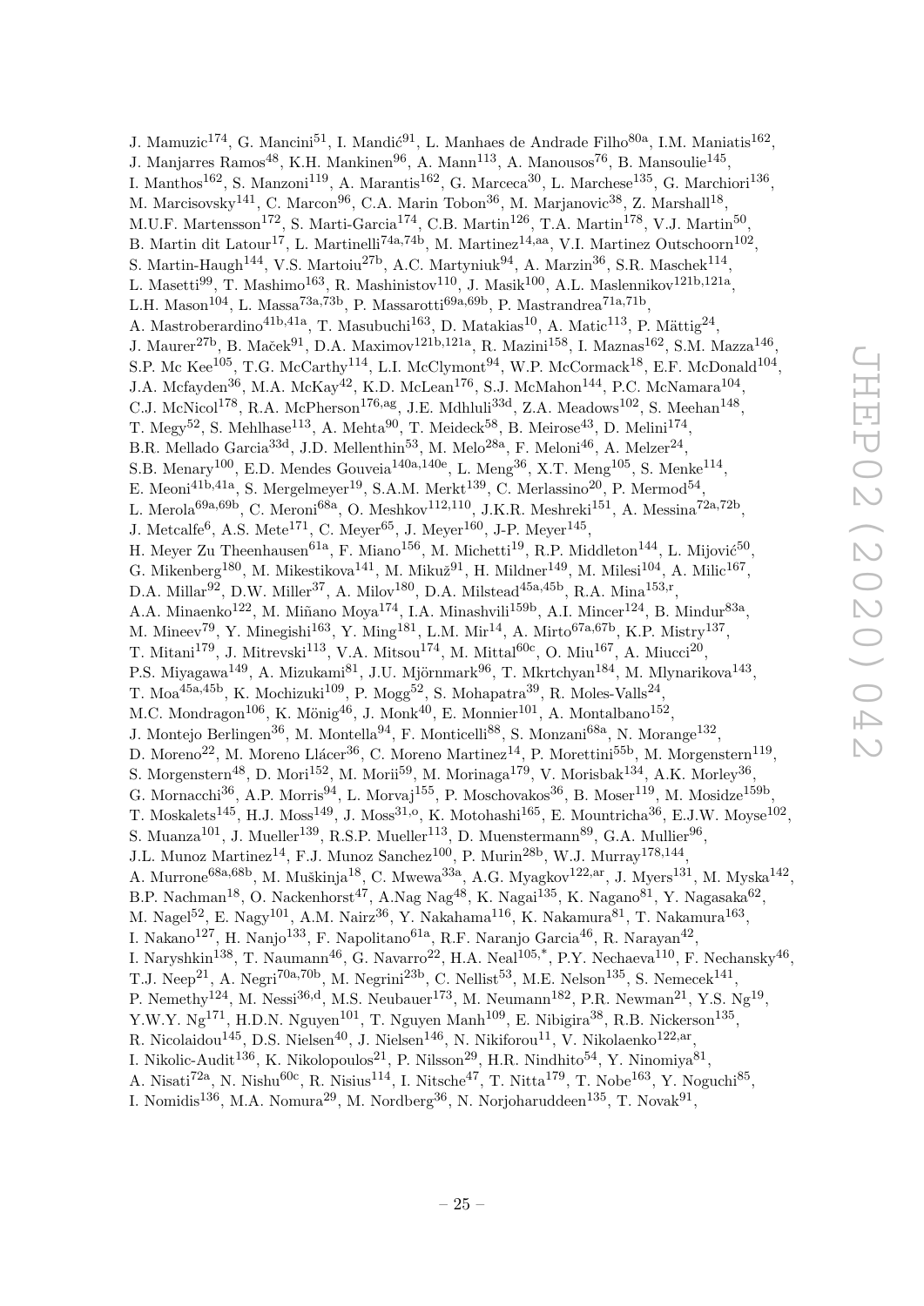J. Mamuzic[174], G. Mancini[51], I. Mandić[91], L. Manhaes de Andrade Filho[80a], I.M. Maniatis[162], J. Manjarres Ramos[48], K.H. Mankinen[96], A. Mann[113], A. Manousos[76], B. Mansoulie[145], I. Manthos[162], S. Manzoni[119], A. Marantis[162], G. Marceca[30], L. Marchese[135], G. Marchiori[136], M. Marcisovsky[141], C. Marcon[96], C.A. Marin Tobon[36], M. Marjanovic[38], Z. Marshall[18], M.U.F. Martensson[172], S. Marti-Garcia[174], C.B. Martin[126], T.A. Martin[178], V.J. Martin[50], B. Martin dit Latour[17], L. Martinelli[74a,74b], M. Martinez[14,aa], V.I. Martinez Outschoorn[102], S. Martin-Haugh[144], V.S. Martoiu[27b], A.C. Martyniuk[94], A. Marzin[36], S.R. Maschek[114], L. Masetti[99], T. Mashimo[163], R. Mashinistov[110], J. Masik[100], A.L. Maslennikov[121b,121a], L.H. Mason[104], L. Massa[73a,73b], P. Massarotti[69a,69b], P. Mastrandrea[71a,71b], A. Mastroberardino[41b,41a], T. Masubuchi[163], D. Matakias[10], A. Matic[113], P. Mättig[24], J. Maurer[27b], B. Maček[91], D.A. Maximov[121b,121a], R. Mazini[158], I. Maznas[162], S.M. Mazza[146], S.P. Mc Kee[105], T.G. McCarthy[114], L.I. McClymont[94], W.P. McCormack[18], E.F. McDonald[104], J.A. Mcfayden[36], M.A. McKay[42], K.D. McLean[176], S.J. McMahon[144], P.C. McNamara[104], C.J. McNicol[178], R.A. McPherson[176,ag], J.E. Mdhluli[33d], Z.A. Meadows[102], S. Meehan[148], T. Megy[52], S. Mehlhase[113], A. Mehta[90], T. Meideck[58], B. Meirose[43], D. Melini[174], B.R. Mellado Garcia[33d], J.D. Mellenthin[53], M. Melo[28a], F. Meloni[46], A. Melzer[24], S.B. Menary[100], E.D. Mendes Gouveia[140a,140e], L. Meng[36], X.T. Meng[105], S. Menke[114], E. Meoni[41b,41a], S. Mergelmeyer[19], S.A.M. Merkt[139], C. Merlassino[20], P. Mermod[54], L. Merola[69a,69b], C. Meroni[68a], O. Meshkov[112,110], J.K.R. Meshreki[151], A. Messina[72a,72b], J. Metcalfe[6], A.S. Mete[171], C. Meyer[65], J. Meyer[160], J-P. Meyer[145], H. Meyer Zu Theenhausen[61a], F. Miano[156], M. Michetti[19], R.P. Middleton[144], L. Mijović[50], G. Mikenberg[180], M. Mikestikova[141], M. Mikuž[91], H. Mildner[149], M. Milesi[104], A. Milic[167], D.A. Millar[92], D.W. Miller[37], A. Milov[180], D.A. Milstead[45a,45b], R.A. Mina[153,r], A.A. Minaenko[122], M. Miñano Moya[174], I.A. Minashvili[159b], A.I. Mincer[124], B. Mindur[83a], M. Mineev[79], Y. Minegishi[163], Y. Ming[181], L.M. Mir[14], A. Mirto[67a,67b], K.P. Mistry[137], T. Mitani[179], J. Mitrevski[113], V.A. Mitsou[174], M. Mittal[60c], O. Miu[167], A. Miucci[20], P.S. Miyagawa[149], A. Mizukami[81], J.U. Mjörnmark[96], T. Mkrtchyan[184], M. Mlynarikova[143], T. Moa[45a,45b], K. Mochizuki[109], P. Mogg[52], S. Mohapatra[39], R. Moles-Valls[24], M.C. Mondragon[106], K. Mönig[46], J. Monk[40], E. Monnier[101], A. Montalbano[152], J. Montejo Berlingen[36], M. Montella[94], F. Monticelli[88], S. Monzani[68a], N. Morange[132], D. Moreno[22], M. Moreno Llácer[36], C. Moreno Martinez[14], P. Morettini[55b], M. Morgenstern[119], S. Morgenstern[48], D. Mori[152], M. Morii[59], M. Morinaga[179], V. Morisbak[134], A.K. Morley[36], G. Mornacchi[36], A.P. Morris[94], L. Morvaj[155], P. Moschovakos[36], B. Moser[119], M. Mosidze[159b], T. Moskalets[145], H.J. Moss[149], J. Moss[31,o], K. Motohashi[165], E. Mountricha[36], E.J.W. Moyse[102], S. Muanza[101], J. Mueller[139], R.S.P. Mueller[113], D. Muenstermann[89], G.A. Mullier[96], J.L. Munoz Martinez[14], F.J. Munoz Sanchez[100], P. Murin[28b], W.J. Murray[178,144], A. Murrone[68a,68b], M. Muškinja[18], C. Mwewa[33a], A.G. Myagkov[122,ar], J. Myers[131], M. Myska[142], B.P. Nachman[18], O. Nackenhorst[47], A.Nag Nag[48], K. Nagai[135], K. Nagano[81], Y. Nagasaka[62], M. Nagel[52], E. Nagy[101], A.M. Nairz[36], Y. Nakahama[116], K. Nakamura[81], T. Nakamura[163], I. Nakano[127], H. Nanjo[133], F. Napolitano[61a], R.F. Naranjo Garcia[46], R. Narayan[42], I. Naryshkin[138], T. Naumann[46], G. Navarro[22], H.A. Neal[105,*], P.Y. Nechaeva[110], F. Nechansky[46], T.J. Neep[21], A. Negri[70a,70b], M. Negrini[23b], C. Nellist[53], M.E. Nelson[135], S. Nemecek[141], P. Nemethy[124], M. Nessi[36,d], M.S. Neubauer[173], M. Neumann[182], P.R. Newman[21], Y.S. Ng[19], Y.W.Y. Ng[171], H.D.N. Nguyen[101], T. Nguyen Manh[109], E. Nibigira[38], R.B. Nickerson[135], R. Nicolaidou[145], D.S. Nielsen[40], J. Nielsen[146], N. Nikiforou[11], V. Nikolaenko[122,ar], I. Nikolic-Audit[136], K. Nikolopoulos[21], P. Nilsson[29], H.R. Nindhito[54], Y. Ninomiya[81], A. Nisati[72a], N. Nishu[60c], R. Nisius[114], I. Nitsche[47], T. Nitta[179], T. Nobe[163], Y. Noguchi[85], I. Nomidis[136], M.A. Nomura[29], M. Nordberg[36], N. Norjoharuddeen[135], T. Novak[91],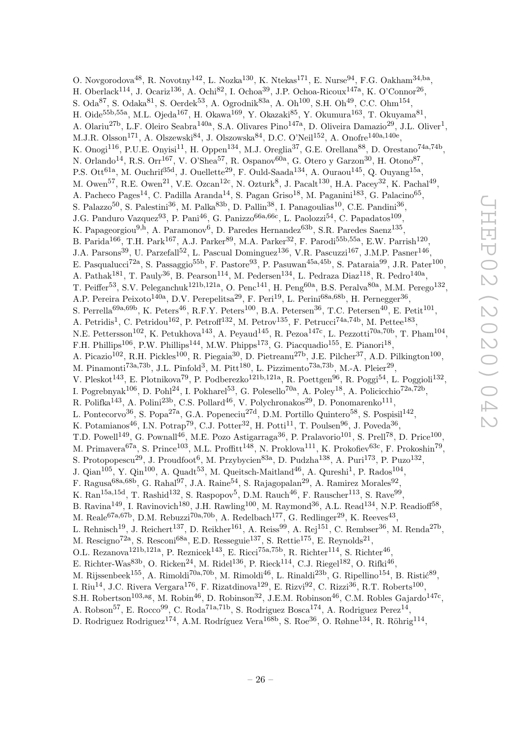O. Novgorodova[48], R. Novotny[142], L. Nozka[130], K. Ntekas[171], E. Nurse[94], F.G. Oakham[34,ba], H. Oberlack[114], J. Ocariz[136], A. Ochi[82], I. Ochoa[39], J.P. Ochoa-Ricoux[147a], K. O'Connor[26], S. Oda[87], S. Odaka[81], S. Oerdek[53], A. Ogrodnik[83a], A. Oh[100], S.H. Oh[49], C.C. Ohm[154], H. Oide[55b,55a], M.L. Ojeda[167], H. Okawa[169], Y. Okazaki[85], Y. Okumura[163], T. Okuyama[81], A. Olariu[27b], L.F. Oleiro Seabra[140a], S.A. Olivares Pino[147a], D. Oliveira Damazio[29], J.L. Oliver[1], M.J.R. Olsson[171], A. Olszewski[84], J. Olszowska[84], D.C. O'Neil[152], A. Onofre[140a,140e], K. Onogi[116], P.U.E. Onyisi[11], H. Oppen[134], M.J. Oreglia[37], G.E. Orellana[88], D. Orestano[74a,74b], N. Orlando[14], R.S. Orr[167], V. O'Shea[57], R. Ospanov[60a], G. Otero y Garzon[30], H. Otono[87], P.S. Ott[61a], M. Ouchrif[35d], J. Ouellette[29], F. Ould-Saada[134], A. Ouraou[145], Q. Ouyang[15a], M. Owen[57], R.E. Owen[21], V.E. Ozcan[12c], N. Ozturk[8], J. Pacalt[130], H.A. Pacey[32], K. Pachal[49], A. Pacheco Pages[14], C. Padilla Aranda[14], S. Pagan Griso[18], M. Paganini[183], G. Palacino[65], S. Palazzo[50], S. Palestini[36], M. Palka[83b], D. Pallin[38], I. Panagoulias[10], C.E. Pandini[36], J.G. Panduro Vazquez[93], P. Pani[46], G. Panizzo[66a,66c], L. Paolozzi[54], C. Papadatos[109], K. Papageorgiou[9,h], A. Paramonov[6], D. Paredes Hernandez[63b], S.R. Paredes Saenz[135], B. Parida[166], T.H. Park[167], A.J. Parker[89], M.A. Parker[32], F. Parodi[55b,55a], E.W. Parrish[120], J.A. Parsons[39], U. Parzefall[52], L. Pascual Dominguez[136], V.R. Pascuzzi[167], J.M.P. Pasner[146], E. Pasqualucci[72a], S. Passaggio[55b], F. Pastore[93], P. Pasuwan[45a,45b], S. Pataraia[99], J.R. Pater[100], A. Pathak[181], T. Pauly[36], B. Pearson[114], M. Pedersen[134], L. Pedraza Diaz[118], R. Pedro[140a], T. Peiffer[53], S.V. Peleganchuk[121b,121a], O. Penc[141], H. Peng[60a], B.S. Peralva[80a], M.M. Perego[132], A.P. Pereira Peixoto[140a], D.V. Perepelitsa[29], F. Peri[19], L. Perini[68a,68b], H. Pernegger[36], S. Perrella[69a,69b], K. Peters[46], R.F.Y. Peters[100], B.A. Petersen[36], T.C. Petersen[40], E. Petit[101], A. Petridis[1], C. Petridou[162], P. Petroff[132], M. Petrov[135], F. Petrucci[74a,74b], M. Pettee[183], N.E. Pettersson[102], K. Petukhova[143], A. Peyaud[145], R. Pezoa[147c], L. Pezzotti[70a,70b], T. Pham[104], F.H. Phillips[106], P.W. Phillips[144], M.W. Phipps[173], G. Piacquadio[155], E. Pianori[18], A. Picazio[102], R.H. Pickles[100], R. Piegaia[30], D. Pietreanu[27b], J.E. Pilcher[37], A.D. Pilkington[100], M. Pinamonti[73a,73b], J.L. Pinfold[3], M. Pitt[180], L. Pizzimento[73a,73b], M.-A. Pleier[29], V. Pleskot[143], E. Plotnikova[79], P. Podberezko[121b,121a], R. Poettgen[96], R. Poggi[54], L. Poggioli[132], I. Pogrebnyak[106], D. Pohl[24], I. Pokharel[53], G. Polesello[70a], A. Poley[18], A. Policicchio[72a,72b], R. Polifka[143], A. Polini[23b], C.S. Pollard[46], V. Polychronakos[29], D. Ponomarenko[111], L. Pontecorvo[36], S. Popa[27a], G.A. Popeneciu[27d], D.M. Portillo Quintero[58], S. Pospisil[142], K. Potamianos[46], I.N. Potrap[79], C.J. Potter[32], H. Potti[11], T. Poulsen[96], J. Poveda[36], T.D. Powell[149], G. Pownall[46], M.E. Pozo Astigarraga[36], P. Pralavorio[101], S. Prell[78], D. Price[100], M. Primavera[67a], S. Prince[103], M.L. Proffitt[148], N. Proklova[111], K. Prokofiev[63c], F. Prokoshin[79], S. Protopopescu[29], J. Proudfoot[6], M. Przybycien[83a], D. Pudzha[138], A. Puri[173], P. Puzo[132], J. Qian[105], Y. Qin[100], A. Quadt[53], M. Queitsch-Maitland[46], A. Qureshi[1], P. Rados[104], F. Ragusa[68a,68b], G. Rahal[97], J.A. Raine[54], S. Rajagopalan[29], A. Ramirez Morales[92], K. Ran[15a,15d], T. Rashid[132], S. Raspopov[5], D.M. Rauch[46], F. Rauscher[113], S. Rave[99], B. Ravina[149], I. Ravinovich[180], J.H. Rawling[100], M. Raymond[36], A.L. Read[134], N.P. Readioff[58], M. Reale[67a,67b], D.M. Rebuzzi[70a,70b], A. Redelbach[177], G. Redlinger[29], K. Reeves[43], L. Rehnisch[19], J. Reichert[137], D. Reikher[161], A. Reiss[99], A. Rej[151], C. Rembser[36], M. Renda[27b], M. Rescigno[72a], S. Resconi[68a], E.D. Resseguie[137], S. Rettie[175], E. Reynolds[21], O.L. Rezanova[121b,121a], P. Reznicek[143], E. Ricci[75a,75b], R. Richter[114], S. Richter[46], E. Richter-Was[83b], O. Ricken[24], M. Ridel[136], P. Rieck[114], C.J. Riegel[182], O. Rifki[46], M. Rijssenbeek[155], A. Rimoldi[70a,70b], M. Rimoldi[46], L. Rinaldi[23b], G. Ripellino[154], B. Ristić[89], I. Riu[14], J.C. Rivera Vergara[176], F. Rizatdinova[129], E. Rizvi[92], C. Rizzi[36], R.T. Roberts[100], S.H. Robertson[103,ag], M. Robin[46], D. Robinson[32], J.E.M. Robinson[46], C.M. Robles Gajardo[147c], A. Robson[57], E. Rocco[99], C. Roda[71a,71b], S. Rodriguez Bosca[174], A. Rodriguez Perez[14], D. Rodriguez Rodriguez[174], A.M. Rodríguez Vera[168b], S. Roe[36], O. Røhne[134], R. Röhrig[114],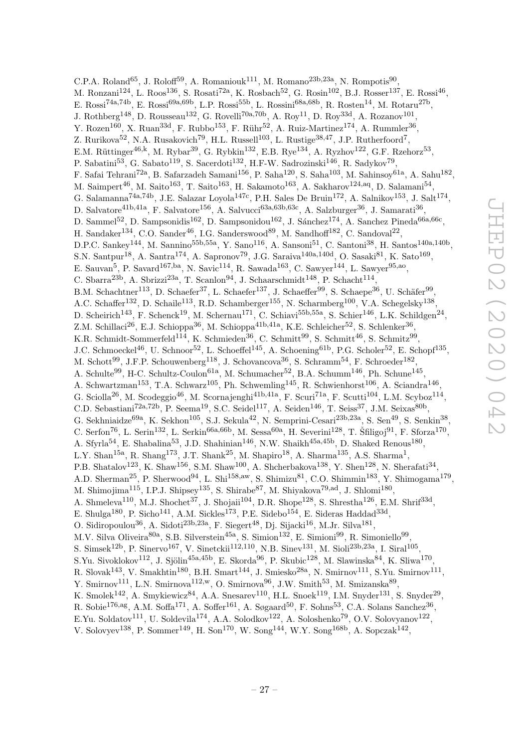C.P.A. Roland[65], J. Roloff[59], A. Romaniouk[111], M. Romano[23b,23a], N. Rompotis[90], M. Ronzani[124], L. Roos[136], S. Rosati[72a], K. Rosbach[52], G. Rosin[102], B.J. Rosser[137], E. Rossi[46], E. Rossi[74a,74b], E. Rossi[69a,69b], L.P. Rossi[55b], L. Rossini[68a,68b], R. Rosten[14], M. Rotaru[27b], J. Rothberg[148], D. Rousseau[132], G. Rovelli[70a,70b], A. Roy[11], D. Roy[33d], A. Rozanov[101], Y. Rozen[160], X. Ruan[33d], F. Rubbo[153], F. Rühr[52], A. Ruiz-Martinez[174], A. Rummler[36], Z. Rurikova[52], N.A. Rusakovich[79], H.L. Russell[103], L. Rustige[38,47], J.P. Rutherfoord[7], E.M. Rüttinger[46,k], M. Rybar[39], G. Rybkin[132], E.B. Rye[134], A. Ryzhov[122], G.F. Rzehorz[53], P. Sabatini[53], G. Sabato[119], S. Sacerdoti[132], H-F-W. Sadrozinski[146], R. Sadykov[79], F. Safai Tehrani[72a], B. Safarzadeh Samani[156], P. Saha[120], S. Saha[103], M. Sahinsoy[61a], A. Sahu[182], M. Saimpert[46], M. Saito[163], T. Saito[163], H. Sakamoto[163], A. Sakharov[124,aq], D. Salamani[54], G. Salamanna[74a,74b], J.E. Salazar Loyola[147c], P.H. Sales De Bruin[172], A. Salnikov[153], J. Salt[174], D. Salvatore[41b,41a], F. Salvatore[156], A. Salvucci[63a,63b,63c], A. Salzburger[36], J. Samarati[36], D. Sammel[52], D. Sampsonidis[162], D. Sampsonidou[162], J. Sánchez[174], A. Sanchez Pineda[66a,66c], H. Sandaker[134], C.O. Sander[46], I.G. Sanderswood[89], M. Sandhoff[182], C. Sandoval[22], D.P.C. Sankey[144], M. Sannino[55b,55a], Y. Sano[116], A. Sansoni[51], C. Santoni[38], H. Santos[140a,140b], S.N. Santpur[18], A. Santra[174], A. Sapronov[79], J.G. Saraiva[140a,140d], O. Sasaki[81], K. Sato[169], E. Sauvan[5], P. Savard[167,ba], N. Savic[114], R. Sawada[163], C. Sawyer[144], L. Sawyer[95,ao], C. Sbarra[23b], A. Sbrizzi[23a], T. Scanlon[94], J. Schaarschmidt[148], P. Schacht[114], B.M. Schachtner[113], D. Schaefer[37], L. Schaefer[137], J. Schaeffer[99], S. Schaepe[36], U. Schäfer[99], A.C. Schaffer[132], D. Schaile[113], R.D. Schamberger[155], N. Scharmberg[100], V.A. Schegelsky[138], D. Scheirich[143], F. Schenck[19], M. Schernau[171], C. Schiavi[55b,55a], S. Schier[146], L.K. Schildgen[24], Z.M. Schillaci[26], E.J. Schioppa[36], M. Schioppa[41b,41a], K.E. Schleicher[52], S. Schlenker[36], K.R. Schmidt-Sommerfeld[114], K. Schmieden[36], C. Schmitt[99], S. Schmitt[46], S. Schmitz[99], J.C. Schmoeckel[46], U. Schnoor[52], L. Schoeffel[145], A. Schoening[61b], P.G. Scholer[52], E. Schopf[135], M. Schott[99], J.F.P. Schouwenberg[118], J. Schovancova[36], S. Schramm[54], F. Schroeder[182], A. Schulte[99], H-C. Schultz-Coulon[61a], M. Schumacher[52], B.A. Schumm[146], Ph. Schune[145], A. Schwartzman[153], T.A. Schwarz[105], Ph. Schwemling[145], R. Schwienhorst[106], A. Sciandra[146], G. Sciolla[26], M. Scodeggio[46], M. Scornajenghi[41b,41a], F. Scuri[71a], F. Scutti[104], L.M. Scyboz[114], C.D. Sebastiani[72a,72b], P. Seema[19], S.C. Seidel[117], A. Seiden[146], T. Seiss[37], J.M. Seixas[80b], G. Sekhniaidze[69a], K. Sekhon[105], S.J. Sekula[42], N. Semprini-Cesari[23b,23a], S. Sen[49], S. Senkin[38], C. Serfon[76], L. Serin[132], L. Serkin[66a,66b], M. Sessa[60a], H. Severini[128], T. Šfiligoj[91], F. Sforza[170], A. Sfyrla[54], E. Shabalina[53], J.D. Shahinian[146], N.W. Shaikh[45a,45b], D. Shaked Renous[180], L.Y. Shan[15a], R. Shang[173], J.T. Shank[25], M. Shapiro[18], A. Sharma[135], A.S. Sharma[1], P.B. Shatalov[123], K. Shaw[156], S.M. Shaw[100], A. Shcherbakova[138], Y. Shen[128], N. Sherafati[34], A.D. Sherman[25], P. Sherwood[94], L. Shi[158,aw], S. Shimizu[81], C.O. Shimmin[183], Y. Shimogama[179], M. Shimojima[115], I.P.J. Shipsey[135], S. Shirabe[87], M. Shiyakova[79,ad], J. Shlomi[180], A. Shmeleva[110], M.J. Shochet[37], J. Shojaii[104], D.R. Shope[128], S. Shrestha[126], E.M. Shrif[33d], E. Shulga[180], P. Sicho[141], A.M. Sickles[173], P.E. Sidebo[154], E. Sideras Haddad[33d], O. Sidiropoulou[36], A. Sidoti[23b,23a], F. Siegert[48], Dj. Sijacki[16], M.Jr. Silva[181], M.V. Silva Oliveira[80a], S.B. Silverstein[45a], S. Simion[132], E. Simioni[99], R. Simoniello[99], S. Simsek[12b], P. Sinervo[167], V. Sinetckii[112,110], N.B. Sinev[131], M. Sioli[23b,23a], I. Siral[105], S.Yu. Sivoklokov[112], J. Sjölin[45a,45b], E. Skorda[96], P. Skubic[128], M. Slawinska[84], K. Sliwa[170], R. Slovak[143], V. Smakhtin[180], B.H. Smart[144], J. Smiesko[28a], N. Smirnov[111], S.Yu. Smirnov[111], Y. Smirnov[111], L.N. Smirnova[112,w], O. Smirnova[96], J.W. Smith[53], M. Smizanska[89], K. Smolek[142], A. Smykiewicz[84], A.A. Snesarev[110], H.L. Snoek[119], I.M. Snyder[131], S. Snyder[29], R. Sobie[176,ag], A.M. Soffa[171], A. Soffer[161], A. Søgaard[50], F. Sohns[53], C.A. Solans Sanchez[36], E.Yu. Soldatov[111], U. Soldevila[174], A.A. Solodkov[122], A. Soloshenko[79], O.V. Solovyanov[122], V. Solovyev[138], P. Sommer[149], H. Son[170], W. Song[144], W.Y. Song[168b], A. Sopczak[142],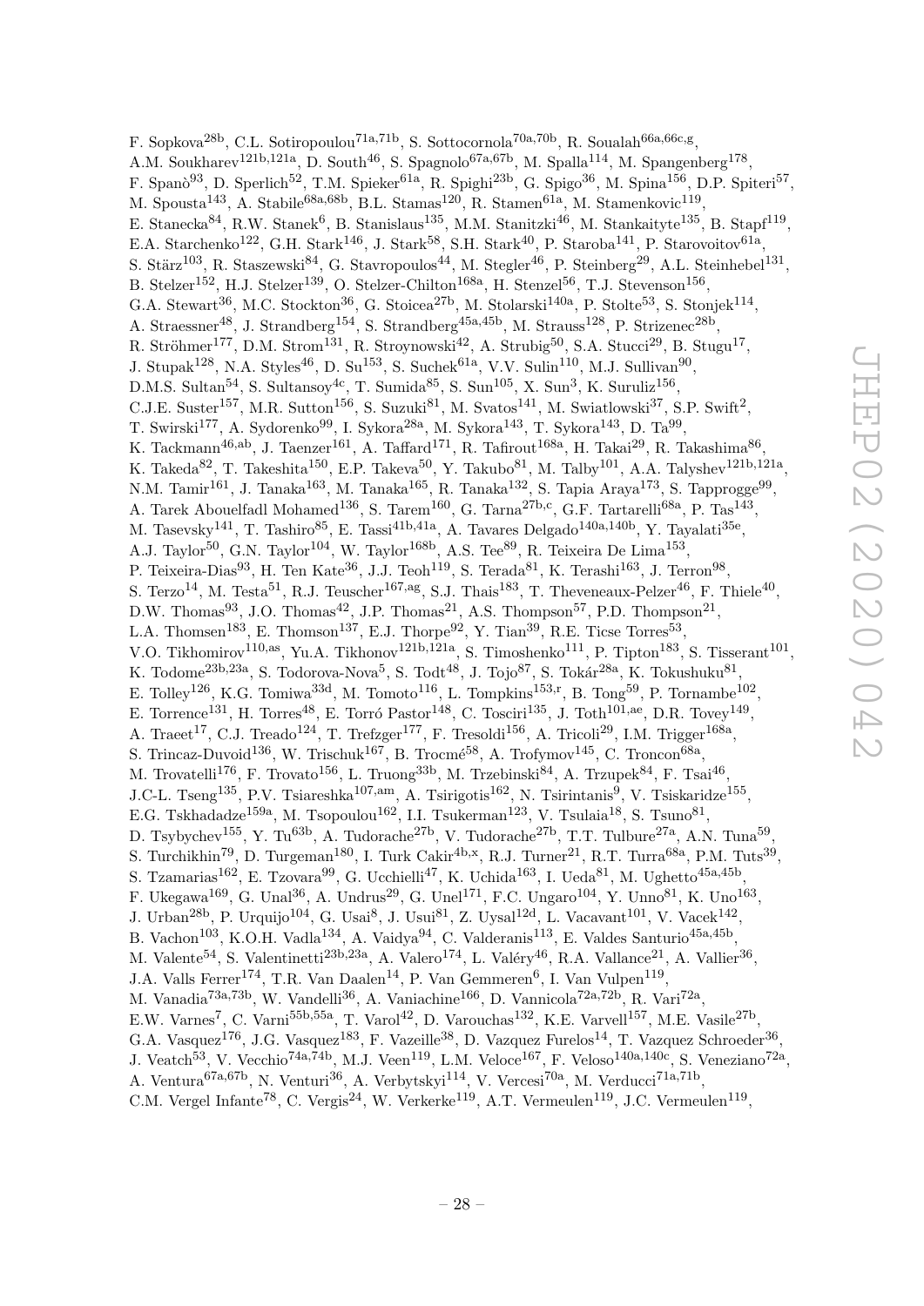F. Sopkova[28b], C.L. Sotiropoulou[71a,71b], S. Sottocornola[70a,70b], R. Soualah[66a,66c,g], A.M. Soukharev[121b,121a], D. South[46], S. Spagnolo[67a,67b], M. Spalla[114], M. Spangenberg[178], F. Spanò[93], D. Sperlich[52], T.M. Spieker[61a], R. Spighi[23b], G. Spigo[36], M. Spina[156], D.P. Spiteri[57], M. Spousta[143], A. Stabile[68a,68b], B.L. Stamas[120], R. Stamen[61a], M. Stamenkovic[119], E. Stanecka[84], R.W. Stanek[6], B. Stanislaus[135], M.M. Stanitzki[46], M. Stankaityte[135], B. Stapf[119], E.A. Starchenko[122], G.H. Stark[146], J. Stark[58], S.H. Stark[40], P. Staroba[141], P. Starovoitov[61a], S. Stärz[103], R. Staszewski[84], G. Stavropoulos[44], M. Stegler[46], P. Steinberg[29], A.L. Steinhebel[131], B. Stelzer[152], H.J. Stelzer[139], O. Stelzer-Chilton[168a], H. Stenzel[56], T.J. Stevenson[156], G.A. Stewart[36], M.C. Stockton[36], G. Stoicea[27b], M. Stolarski[140a], P. Stolte[53], S. Stonjek[114], A. Straessner[48], J. Strandberg[154], S. Strandberg[45a,45b], M. Strauss[128], P. Strizenec[28b], R. Ströhmer[177], D.M. Strom[131], R. Stroynowski[42], A. Strubig[50], S.A. Stucci[29], B. Stugu[17], J. Stupak[128], N.A. Styles[46], D. Su[153], S. Suchek[61a], V.V. Sulin[110], M.J. Sullivan[90], D.M.S. Sultan[54], S. Sultansoy[4c], T. Sumida[85], S. Sun[105], X. Sun[3], K. Suruliz[156], C.J.E. Suster[157], M.R. Sutton[156], S. Suzuki[81], M. Svatos[141], M. Swiatlowski[37], S.P. Swift[2], T. Swirski[177], A. Sydorenko[99], I. Sykora[28a], M. Sykora[143], T. Sykora[143], D. Ta[99], K. Tackmann[46,ab], J. Taenzer[161], A. Taffard[171], R. Tafirout[168a], H. Takai[29], R. Takashima[86], K. Takeda[82], T. Takeshita[150], E.P. Takeva[50], Y. Takubo[81], M. Talby[101], A.A. Talyshev[121b,121a], N.M. Tamir[161], J. Tanaka[163], M. Tanaka[165], R. Tanaka[132], S. Tapia Araya[173], S. Tapprogge[99], A. Tarek Abouelfadl Mohamed[136], S. Tarem[160], G. Tarna[27b,c], G.F. Tartarelli[68a], P. Tas[143], M. Tasevsky[141], T. Tashiro[85], E. Tassi[41b,41a], A. Tavares Delgado[140a,140b], Y. Tayalati[35e], A.J. Taylor[50], G.N. Taylor[104], W. Taylor[168b], A.S. Tee[89], R. Teixeira De Lima[153], P. Teixeira-Dias[93], H. Ten Kate[36], J.J. Teoh[119], S. Terada[81], K. Terashi[163], J. Terron[98], S. Terzo[14], M. Testa[51], R.J. Teuscher[167,ag], S.J. Thais[183], T. Theveneaux-Pelzer[46], F. Thiele[40], D.W. Thomas[93], J.O. Thomas[42], J.P. Thomas[21], A.S. Thompson[57], P.D. Thompson[21], L.A. Thomsen[183], E. Thomson[137], E.J. Thorpe[92], Y. Tian[39], R.E. Ticse Torres[53], V.O. Tikhomirov[110,as], Yu.A. Tikhonov[121b,121a], S. Timoshenko[111], P. Tipton[183], S. Tisserant[101], K. Todome[23b,23a], S. Todorova-Nova[5], S. Todt[48], J. Tojo[87], S. Tokár[28a], K. Tokushuku[81], E. Tolley[126], K.G. Tomiwa[33d], M. Tomoto[116], L. Tompkins[153,r], B. Tong[59], P. Tornambe[102], E. Torrence[131], H. Torres[48], E. Torró Pastor[148], C. Tosciri[135], J. Toth[101,ae], D.R. Tovey[149], A. Traeet[17], C.J. Treado[124], T. Trefzger[177], F. Tresoldi[156], A. Tricoli[29], I.M. Trigger[168a], S. Trincaz-Duvoid[136], W. Trischuk[167], B. Trocmé[58], A. Trofymov[145], C. Troncon[68a], M. Trovatelli[176], F. Trovato[156], L. Truong[33b], M. Trzebinski[84], A. Trzupek[84], F. Tsai[46], J.C-L. Tseng[135], P.V. Tsiareshka[107,am], A. Tsirigotis[162], N. Tsirintanis[9], V. Tsiskaridze[155], E.G. Tskhadadze[159a], M. Tsopoulou[162], I.I. Tsukerman[123], V. Tsulaia[18], S. Tsuno[81], D. Tsybychev[155], Y. Tu[63b], A. Tudorache[27b], V. Tudorache[27b], T.T. Tulbure[27a], A.N. Tuna[59], S. Turchikhin[79], D. Turgeman[180], I. Turk Cakir[4b,x], R.J. Turner[21], R.T. Turra[68a], P.M. Tuts[39], S. Tzamarias[162], E. Tzovara[99], G. Ucchielli[47], K. Uchida[163], I. Ueda[81], M. Ughetto[45a,45b], F. Ukegawa[169], G. Unal[36], A. Undrus[29], G. Unel[171], F.C. Ungaro[104], Y. Unno[81], K. Uno[163], J. Urban[28b], P. Urquijo[104], G. Usai[8], J. Usui[81], Z. Uysal[12d], L. Vacavant[101], V. Vacek[142], B. Vachon[103], K.O.H. Vadla[134], A. Vaidya[94], C. Valderanis[113], E. Valdes Santurio[45a,45b], M. Valente[54], S. Valentinetti[23b,23a], A. Valero[174], L. Valéry[46], R.A. Vallance[21], A. Vallier[36], J.A. Valls Ferrer[174], T.R. Van Daalen[14], P. Van Gemmeren[6], I. Van Vulpen[119], M. Vanadia[73a,73b], W. Vandelli[36], A. Vaniachine[166], D. Vannicola[72a,72b], R. Vari[72a], E.W. Varnes[7], C. Varni[55b,55a], T. Varol[42], D. Varouchas[132], K.E. Varvell[157], M.E. Vasile[27b], G.A. Vasquez[176], J.G. Vasquez[183], F. Vazeille[38], D. Vazquez Furelos[14], T. Vazquez Schroeder[36], J. Veatch[53], V. Vecchio[74a,74b], M.J. Veen[119], L.M. Veloce[167], F. Veloso[140a,140c], S. Veneziano[72a], A. Ventura[67a,67b], N. Venturi[36], A. Verbytskyi[114], V. Vercesi[70a], M. Verducci[71a,71b], C.M. Vergel Infante[78], C. Vergis[24], W. Verkerke[119], A.T. Vermeulen[119], J.C. Vermeulen[119],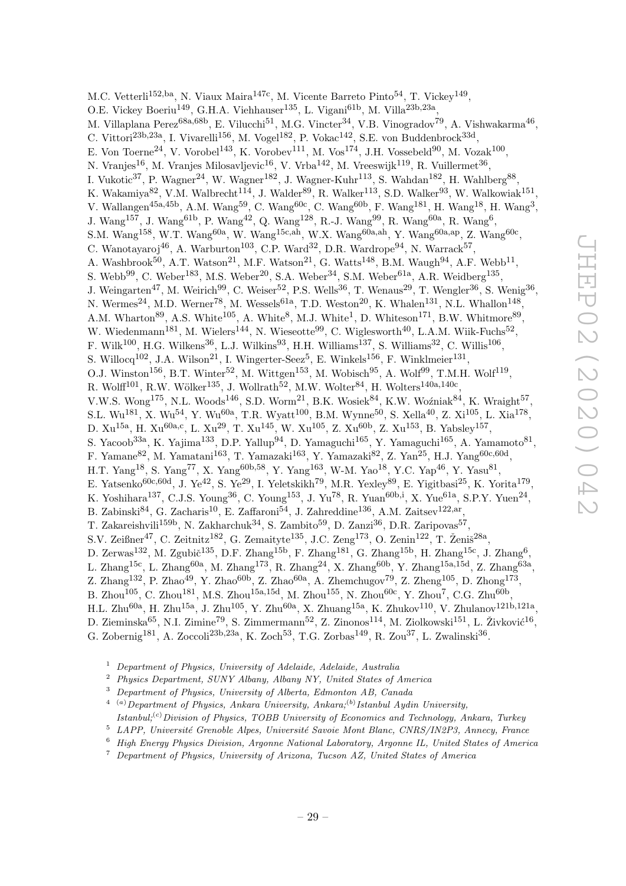M.C. Vetterli[152,ba], N. Viaux Maira[147c], M. Vicente Barreto Pinto[54], T. Vickey[149], O.E. Vickey Boeriu[149], G.H.A. Viehhauser[135], L. Vigani[61b], M. Villa[23b,23a], M. Villaplana Perez[68a,68b], E. Vilucchi[51], M.G. Vincter[34], V.B. Vinogradov[79], A. Vishwakarma[46], C. Vittori[23b,23a], I. Vivarelli[156], M. Vogel[182], P. Vokac[142], S.E. von Buddenbrock[33d], E. Von Toerne[24], V. Vorobel[143], K. Vorobev[111], M. Vos[174], J.H. Vossebeld[90], M. Vozak[100], N. Vranjes[16], M. Vranjes Milosavljevic[16], V. Vrba[142], M. Vreeswijk[119], R. Vuillermet[36], I. Vukotic[37], P. Wagner[24], W. Wagner[182], J. Wagner-Kuhr[113], S. Wahdan[182], H. Wahlberg[88], K. Wakamiya[82], V.M. Walbrecht[114], J. Walder[89], R. Walker[113], S.D. Walker[93], W. Walkowiak[151], V. Wallangen[45a,45b], A.M. Wang[59], C. Wang[60c], C. Wang[60b], F. Wang[181], H. Wang[18], H. Wang[3], J. Wang[157], J. Wang[61b], P. Wang[42], Q. Wang[128], R.-J. Wang[99], R. Wang[60a], R. Wang[6], S.M. Wang[158], W.T. Wang[60a], W. Wang[15c,ah], W.X. Wang[60a,ah], Y. Wang[60a,ap], Z. Wang[60c], C. Wanotayaroj[46], A. Warburton[103], C.P. Ward[32], D.R. Wardrope[94], N. Warrack[57], A. Washbrook[50], A.T. Watson[21], M.F. Watson[21], G. Watts[148], B.M. Waugh[94], A.F. Webb[11], S. Webb[99], C. Weber[183], M.S. Weber[20], S.A. Weber[34], S.M. Weber[61a], A.R. Weidberg[135], J. Weingarten[47], M. Weirich[99], C. Weiser[52], P.S. Wells[36], T. Wenaus[29], T. Wengler[36], S. Wenig[36], N. Wermes[24], M.D. Werner[78], M. Wessels[61a], T.D. Weston[20], K. Whalen[131], N.L. Whallon[148], A.M. Wharton[89], A.S. White[105], A. White[8], M.J. White[1], D. Whiteson[171], B.W. Whitmore[89], W. Wiedenmann[181], M. Wielers[144], N. Wieseotte[99], C. Wiglesworth[40], L.A.M. Wiik-Fuchs[52], F. Wilk[100], H.G. Wilkens[36], L.J. Wilkins[93], H.H. Williams[137], S. Williams[32], C. Willis[106], S. Willocq[102], J.A. Wilson[21], I. Wingerter-Seez[5], E. Winkels[156], F. Winklmeier[131], O.J. Winston[156], B.T. Winter[52], M. Wittgen[153], M. Wobisch[95], A. Wolf[99], T.M.H. Wolf[119], R. Wolff[101], R.W. Wölker[135], J. Wollrath[52], M.W. Wolter[84], H. Wolters[140a,140c], V.W.S. Wong[175], N.L. Woods[146], S.D. Worm[21], B.K. Wosiek[84], K.W. Woźniak[84], K. Wraight[57], S.L. Wu[181], X. Wu[54], Y. Wu[60a], T.R. Wyatt[100], B.M. Wynne[50], S. Xella[40], Z. Xi[105], L. Xia[178], D. Xu[15a], H. Xu[60a,c], L. Xu[29], T. Xu[145], W. Xu[105], Z. Xu[60b], Z. Xu[153], B. Yabsley[157], S. Yacoob[33a], K. Yajima[133], D.P. Yallup[94], D. Yamaguchi[165], Y. Yamaguchi[165], A. Yamamoto[81], F. Yamane[82], M. Yamatani[163], T. Yamazaki[163], Y. Yamazaki[82], Z. Yan[25], H.J. Yang[60c,60d], H.T. Yang[18], S. Yang[77], X. Yang[60b,58], Y. Yang[163], W-M. Yao[18], Y.C. Yap[46], Y. Yasu[81], E. Yatsenko[60c,60d], J. Ye[42], S. Ye[29], I. Yeletskikh[79], M.R. Yexley[89], E. Yigitbasi[25], K. Yorita[179], K. Yoshihara[137], C.J.S. Young[36], C. Young[153], J. Yu[78], R. Yuan[60b,i], X. Yue[61a], S.P.Y. Yuen[24], B. Zabinski[84], G. Zacharis[10], E. Zaffaroni[54], J. Zahreddine[136], A.M. Zaitsev[122,ar], T. Zakareishvili[159b], N. Zakharchuk[34], S. Zambito[59], D. Zanzi[36], D.R. Zaripovas[57], S.V. Zeißner[47], C. Zeitnitz[182], G. Zemaityte[135], J.C. Zeng[173], O. Zenin[122], T. Ženiš[28a], D. Zerwas[132], M. Zgubič[135], D.F. Zhang[15b], F. Zhang[181], G. Zhang[15b], H. Zhang[15c], J. Zhang[6], L. Zhang[15c], L. Zhang[60a], M. Zhang[173], R. Zhang[24], X. Zhang[60b], Y. Zhang[15a,15d], Z. Zhang[63a], Z. Zhang[132], P. Zhao[49], Y. Zhao[60b], Z. Zhao[60a], A. Zhemchugov[79], Z. Zheng[105], D. Zhong[173], B. Zhou[105], C. Zhou[181], M.S. Zhou[15a,15d], M. Zhou[155], N. Zhou[60c], Y. Zhou[7], C.G. Zhu[60b], H.L. Zhu[60a], H. Zhu[15a], J. Zhu[105], Y. Zhu[60a], X. Zhuang[15a], K. Zhukov[110], V. Zhulanov[121b,121a], D. Zieminska[65], N.I. Zimine[79], S. Zimmermann[52], Z. Zinonos[114], M. Ziolkowski[151], L. Živković[16], G. Zobernig[181], A. Zoccoli[23b,23a], K. Zoch[53], T.G. Zorbas[149], R. Zou[37], L. Zwalinski[36].

[1] *Department of Physics, University of Adelaide, Adelaide, Australia*

[2] *Physics Department, SUNY Albany, Albany NY, United States of America*

[3] *Department of Physics, University of Alberta, Edmonton AB, Canada*

[4] [(a)] *Department of Physics, Ankara University, Ankara;* [(b)] *Istanbul Aydin University, Istanbul;* [(c)] *Division of Physics, TOBB University of Economics and Technology, Ankara, Turkey*

[5] *LAPP, Université Grenoble Alpes, Université Savoie Mont Blanc, CNRS/IN2P3, Annecy, France*

[6] *High Energy Physics Division, Argonne National Laboratory, Argonne IL, United States of America*

[7] *Department of Physics, University of Arizona, Tucson AZ, United States of America*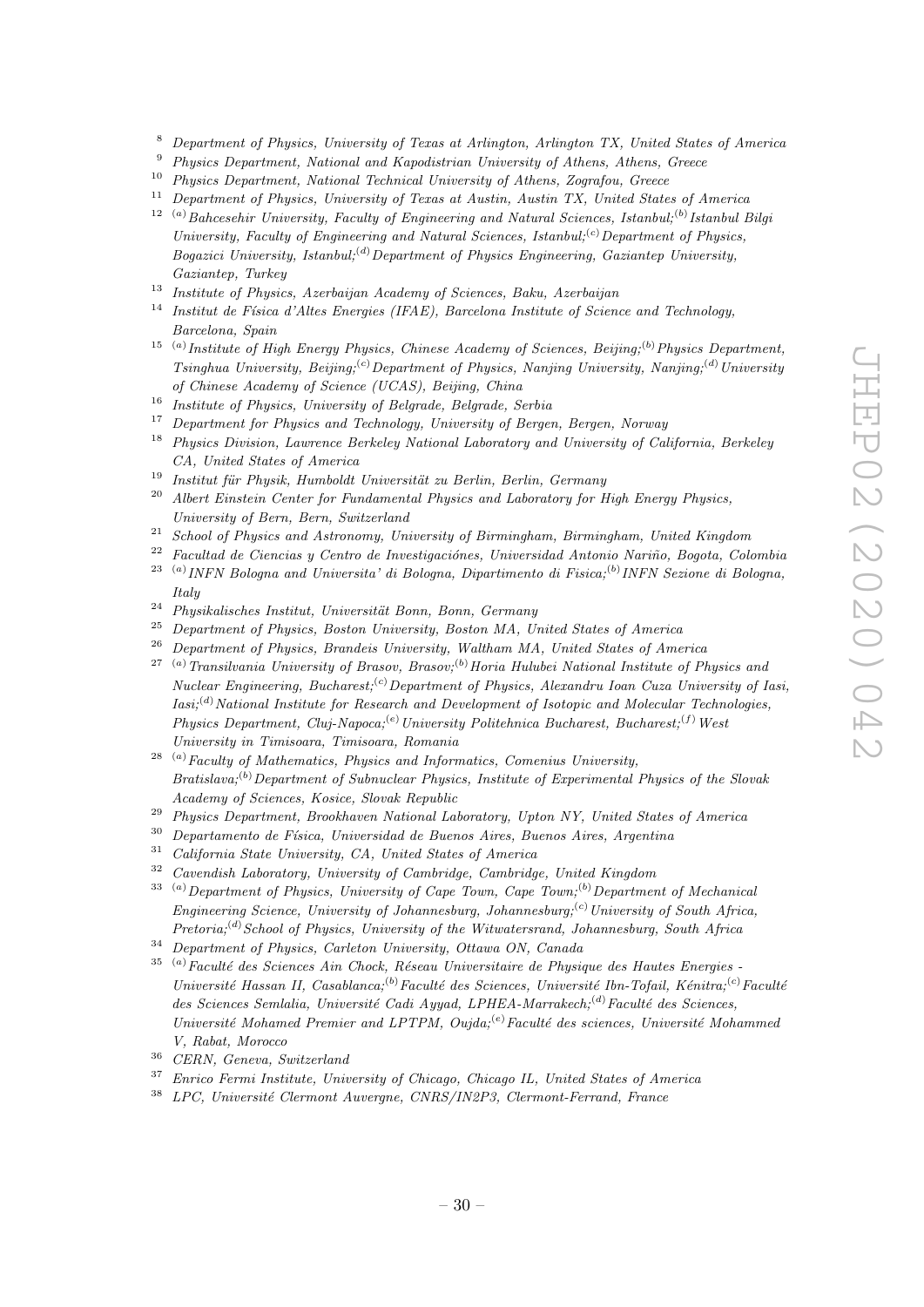[8] *Department of Physics, University of Texas at Arlington, Arlington TX, United States of America*

[9] *Physics Department, National and Kapodistrian University of Athens, Athens, Greece*

[10] *Physics Department, National Technical University of Athens, Zografou, Greece*

[11] *Department of Physics, University of Texas at Austin, Austin TX, United States of America*

[12] [(a)] *Bahcesehir University, Faculty of Engineering and Natural Sciences, Istanbul;* [(b)] *Istanbul Bilgi University, Faculty of Engineering and Natural Sciences, Istanbul;* [(c)] *Department of Physics, Bogazici University, Istanbul;* [(d)] *Department of Physics Engineering, Gaziantep University, Gaziantep, Turkey*

[13] *Institute of Physics, Azerbaijan Academy of Sciences, Baku, Azerbaijan*

[14] *Institut de Física d'Altes Energies (IFAE), Barcelona Institute of Science and Technology, Barcelona, Spain*

[15] [(a)] *Institute of High Energy Physics, Chinese Academy of Sciences, Beijing;* [(b)] *Physics Department, Tsinghua University, Beijing;* [(c)] *Department of Physics, Nanjing University, Nanjing;* [(d)] *University of Chinese Academy of Science (UCAS), Beijing, China*

[16] *Institute of Physics, University of Belgrade, Belgrade, Serbia*

[17] *Department for Physics and Technology, University of Bergen, Bergen, Norway*

[18] *Physics Division, Lawrence Berkeley National Laboratory and University of California, Berkeley CA, United States of America*

[19] *Institut für Physik, Humboldt Universität zu Berlin, Berlin, Germany*

[20] *Albert Einstein Center for Fundamental Physics and Laboratory for High Energy Physics, University of Bern, Bern, Switzerland*

[21] *School of Physics and Astronomy, University of Birmingham, Birmingham, United Kingdom*

[22] *Facultad de Ciencias y Centro de Investigaciónes, Universidad Antonio Nariño, Bogota, Colombia*

[23] [(a)] *INFN Bologna and Universita' di Bologna, Dipartimento di Fisica;* [(b)] *INFN Sezione di Bologna, Italy*

[24] *Physikalisches Institut, Universität Bonn, Bonn, Germany*

[25] *Department of Physics, Boston University, Boston MA, United States of America*

[26] *Department of Physics, Brandeis University, Waltham MA, United States of America*

[27] [(a)] *Transilvania University of Brasov, Brasov;* [(b)] *Horia Hulubei National Institute of Physics and Nuclear Engineering, Bucharest;* [(c)] *Department of Physics, Alexandru Ioan Cuza University of Iasi, Iasi;* [(d)] *National Institute for Research and Development of Isotopic and Molecular Technologies, Physics Department, Cluj-Napoca;* [(e)] *University Politehnica Bucharest, Bucharest;* [(f)] *West University in Timisoara, Timisoara, Romania*

[28] [(a)] *Faculty of Mathematics, Physics and Informatics, Comenius University, Bratislava;* [(b)] *Department of Subnuclear Physics, Institute of Experimental Physics of the Slovak Academy of Sciences, Kosice, Slovak Republic*

[29] *Physics Department, Brookhaven National Laboratory, Upton NY, United States of America*

[30] *Departamento de Física, Universidad de Buenos Aires, Buenos Aires, Argentina*

[31] *California State University, CA, United States of America*

[32] *Cavendish Laboratory, University of Cambridge, Cambridge, United Kingdom*

[33] [(a)] *Department of Physics, University of Cape Town, Cape Town;* [(b)] *Department of Mechanical Engineering Science, University of Johannesburg, Johannesburg;* [(c)] *University of South Africa, Pretoria;* [(d)] *School of Physics, University of the Witwatersrand, Johannesburg, South Africa*

[34] *Department of Physics, Carleton University, Ottawa ON, Canada*

[35] [(a)] *Faculté des Sciences Ain Chock, Réseau Universitaire de Physique des Hautes Energies - Université Hassan II, Casablanca;* [(b)] *Faculté des Sciences, Université Ibn-Tofail, Kénitra;* [(c)] *Faculté des Sciences Semlalia, Université Cadi Ayyad, LPHEA-Marrakech;* [(d)] *Faculté des Sciences, Université Mohamed Premier and LPTPM, Oujda;* [(e)] *Faculté des sciences, Université Mohammed V, Rabat, Morocco*

[36] *CERN, Geneva, Switzerland*

[37] *Enrico Fermi Institute, University of Chicago, Chicago IL, United States of America*

[38] *LPC, Université Clermont Auvergne, CNRS/IN2P3, Clermont-Ferrand, France*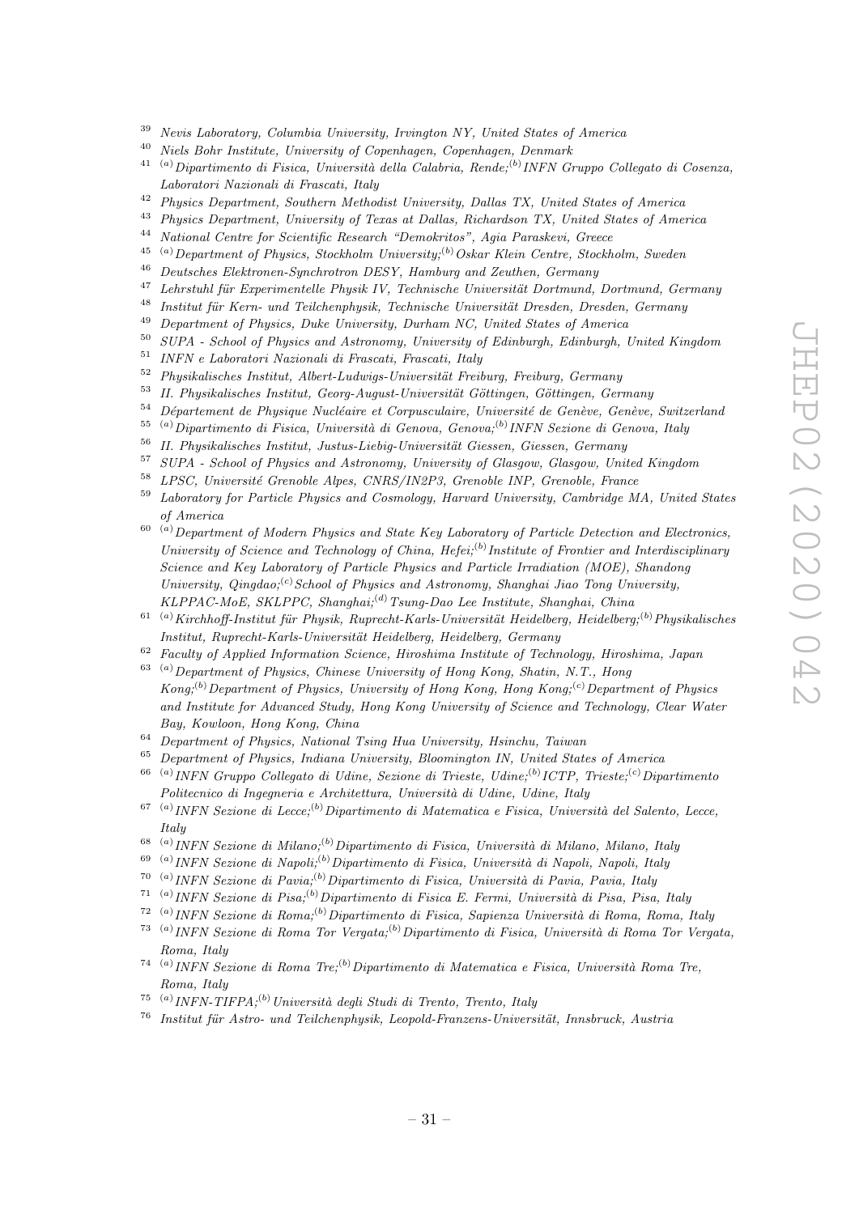[39] Nevis Laboratory, Columbia University, Irvington NY, United States of America

[40] Niels Bohr Institute, University of Copenhagen, Copenhagen, Denmark

[41] [(a)] Dipartimento di Fisica, Università della Calabria, Rende;[(b)] INFN Gruppo Collegato di Cosenza, Laboratori Nazionali di Frascati, Italy

[42] Physics Department, Southern Methodist University, Dallas TX, United States of America

[43] Physics Department, University of Texas at Dallas, Richardson TX, United States of America

[44] National Centre for Scientific Research "Demokritos", Agia Paraskevi, Greece

[45] [(a)] Department of Physics, Stockholm University;[(b)] Oskar Klein Centre, Stockholm, Sweden

[46] Deutsches Elektronen-Synchrotron DESY, Hamburg and Zeuthen, Germany

[47] Lehrstuhl für Experimentelle Physik IV, Technische Universität Dortmund, Dortmund, Germany

[48] Institut für Kern- und Teilchenphysik, Technische Universität Dresden, Dresden, Germany

[49] Department of Physics, Duke University, Durham NC, United States of America

[50] SUPA - School of Physics and Astronomy, University of Edinburgh, Edinburgh, United Kingdom

[51] INFN e Laboratori Nazionali di Frascati, Frascati, Italy

[52] Physikalisches Institut, Albert-Ludwigs-Universität Freiburg, Freiburg, Germany

[53] II. Physikalisches Institut, Georg-August-Universität Göttingen, Göttingen, Germany

[54] Département de Physique Nucléaire et Corpusculaire, Université de Genève, Genève, Switzerland

[55] [(a)] Dipartimento di Fisica, Università di Genova, Genova;[(b)] INFN Sezione di Genova, Italy

[56] II. Physikalisches Institut, Justus-Liebig-Universität Giessen, Giessen, Germany

[57] SUPA - School of Physics and Astronomy, University of Glasgow, Glasgow, United Kingdom

[58] LPSC, Université Grenoble Alpes, CNRS/IN2P3, Grenoble INP, Grenoble, France

[59] Laboratory for Particle Physics and Cosmology, Harvard University, Cambridge MA, United States of America

[60] [(a)] Department of Modern Physics and State Key Laboratory of Particle Detection and Electronics, University of Science and Technology of China, Hefei;[(b)] Institute of Frontier and Interdisciplinary Science and Key Laboratory of Particle Physics and Particle Irradiation (MOE), Shandong University, Qingdao;[(c)] School of Physics and Astronomy, Shanghai Jiao Tong University, KLPPAC-MoE, SKLPPC, Shanghai;[(d)] Tsung-Dao Lee Institute, Shanghai, China

[61] [(a)] Kirchhoff-Institut für Physik, Ruprecht-Karls-Universität Heidelberg, Heidelberg;[(b)] Physikalisches Institut, Ruprecht-Karls-Universität Heidelberg, Heidelberg, Germany

[62] Faculty of Applied Information Science, Hiroshima Institute of Technology, Hiroshima, Japan

[63] [(a)] Department of Physics, Chinese University of Hong Kong, Shatin, N.T., Hong Kong;[(b)] Department of Physics, University of Hong Kong, Hong Kong;[(c)] Department of Physics and Institute for Advanced Study, Hong Kong University of Science and Technology, Clear Water Bay, Kowloon, Hong Kong, China

[64] Department of Physics, National Tsing Hua University, Hsinchu, Taiwan

[65] Department of Physics, Indiana University, Bloomington IN, United States of America

[66] [(a)] INFN Gruppo Collegato di Udine, Sezione di Trieste, Udine;[(b)] ICTP, Trieste;[(c)] Dipartimento Politecnico di Ingegneria e Architettura, Università di Udine, Udine, Italy

[67] [(a)] INFN Sezione di Lecce;[(b)] Dipartimento di Matematica e Fisica, Università del Salento, Lecce, Italy

[68] [(a)] INFN Sezione di Milano;[(b)] Dipartimento di Fisica, Università di Milano, Milano, Italy

[69] [(a)] INFN Sezione di Napoli;[(b)] Dipartimento di Fisica, Università di Napoli, Napoli, Italy

[70] [(a)] INFN Sezione di Pavia;[(b)] Dipartimento di Fisica, Università di Pavia, Pavia, Italy

[71] [(a)] INFN Sezione di Pisa;[(b)] Dipartimento di Fisica E. Fermi, Università di Pisa, Pisa, Italy

[72] [(a)] INFN Sezione di Roma;[(b)] Dipartimento di Fisica, Sapienza Università di Roma, Roma, Italy

[73] [(a)] INFN Sezione di Roma Tor Vergata;[(b)] Dipartimento di Fisica, Università di Roma Tor Vergata, Roma, Italy

[74] [(a)] INFN Sezione di Roma Tre;[(b)] Dipartimento di Matematica e Fisica, Università Roma Tre, Roma, Italy

[75] [(a)] INFN-TIFPA;[(b)] Università degli Studi di Trento, Trento, Italy

[76] Institut für Astro- und Teilchenphysik, Leopold-Franzens-Universität, Innsbruck, Austria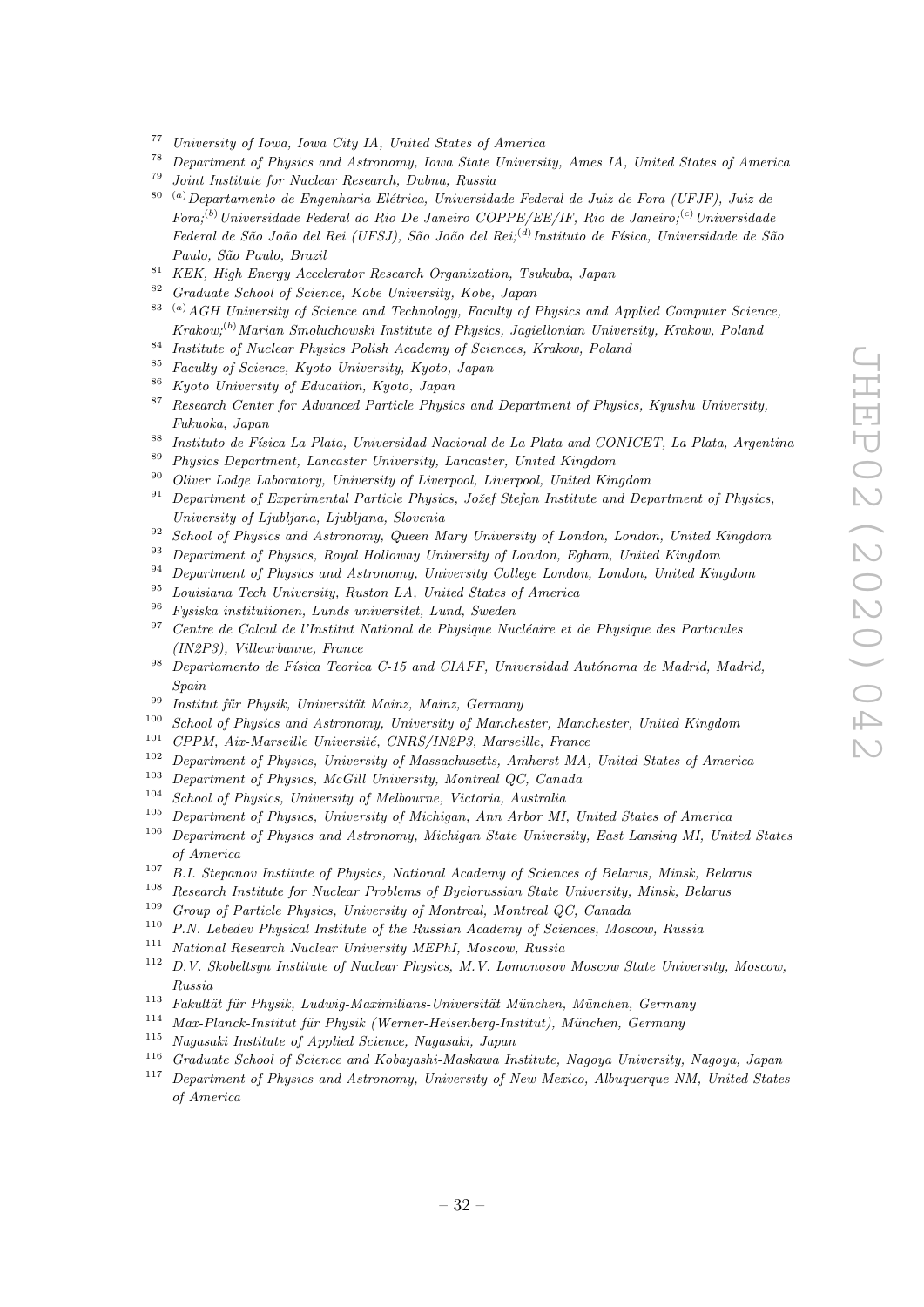[77] *University of Iowa, Iowa City IA, United States of America*
[78] *Department of Physics and Astronomy, Iowa State University, Ames IA, United States of America*
[79] *Joint Institute for Nuclear Research, Dubna, Russia*
[80] [(a)] *Departamento de Engenharia Elétrica, Universidade Federal de Juiz de Fora (UFJF), Juiz de Fora;*[(b)] *Universidade Federal do Rio De Janeiro COPPE/EE/IF, Rio de Janeiro;*[(c)] *Universidade Federal de São João del Rei (UFSJ), São João del Rei;*[(d)] *Instituto de Física, Universidade de São Paulo, São Paulo, Brazil*
[81] *KEK, High Energy Accelerator Research Organization, Tsukuba, Japan*
[82] *Graduate School of Science, Kobe University, Kobe, Japan*
[83] [(a)] *AGH University of Science and Technology, Faculty of Physics and Applied Computer Science, Krakow;*[(b)] *Marian Smoluchowski Institute of Physics, Jagiellonian University, Krakow, Poland*
[84] *Institute of Nuclear Physics Polish Academy of Sciences, Krakow, Poland*
[85] *Faculty of Science, Kyoto University, Kyoto, Japan*
[86] *Kyoto University of Education, Kyoto, Japan*
[87] *Research Center for Advanced Particle Physics and Department of Physics, Kyushu University, Fukuoka, Japan*
[88] *Instituto de Física La Plata, Universidad Nacional de La Plata and CONICET, La Plata, Argentina*
[89] *Physics Department, Lancaster University, Lancaster, United Kingdom*
[90] *Oliver Lodge Laboratory, University of Liverpool, Liverpool, United Kingdom*
[91] *Department of Experimental Particle Physics, Jožef Stefan Institute and Department of Physics, University of Ljubljana, Ljubljana, Slovenia*
[92] *School of Physics and Astronomy, Queen Mary University of London, London, United Kingdom*
[93] *Department of Physics, Royal Holloway University of London, Egham, United Kingdom*
[94] *Department of Physics and Astronomy, University College London, London, United Kingdom*
[95] *Louisiana Tech University, Ruston LA, United States of America*
[96] *Fysiska institutionen, Lunds universitet, Lund, Sweden*
[97] *Centre de Calcul de l'Institut National de Physique Nucléaire et de Physique des Particules (IN2P3), Villeurbanne, France*
[98] *Departamento de Física Teorica C-15 and CIAFF, Universidad Autónoma de Madrid, Madrid, Spain*
[99] *Institut für Physik, Universität Mainz, Mainz, Germany*
[100] *School of Physics and Astronomy, University of Manchester, Manchester, United Kingdom*
[101] *CPPM, Aix-Marseille Université, CNRS/IN2P3, Marseille, France*
[102] *Department of Physics, University of Massachusetts, Amherst MA, United States of America*
[103] *Department of Physics, McGill University, Montreal QC, Canada*
[104] *School of Physics, University of Melbourne, Victoria, Australia*
[105] *Department of Physics, University of Michigan, Ann Arbor MI, United States of America*
[106] *Department of Physics and Astronomy, Michigan State University, East Lansing MI, United States of America*
[107] *B.I. Stepanov Institute of Physics, National Academy of Sciences of Belarus, Minsk, Belarus*
[108] *Research Institute for Nuclear Problems of Byelorussian State University, Minsk, Belarus*
[109] *Group of Particle Physics, University of Montreal, Montreal QC, Canada*
[110] *P.N. Lebedev Physical Institute of the Russian Academy of Sciences, Moscow, Russia*
[111] *National Research Nuclear University MEPhI, Moscow, Russia*
[112] *D.V. Skobeltsyn Institute of Nuclear Physics, M.V. Lomonosov Moscow State University, Moscow, Russia*
[113] *Fakultät für Physik, Ludwig-Maximilians-Universität München, München, Germany*
[114] *Max-Planck-Institut für Physik (Werner-Heisenberg-Institut), München, Germany*
[115] *Nagasaki Institute of Applied Science, Nagasaki, Japan*
[116] *Graduate School of Science and Kobayashi-Maskawa Institute, Nagoya University, Nagoya, Japan*
[117] *Department of Physics and Astronomy, University of New Mexico, Albuquerque NM, United States of America*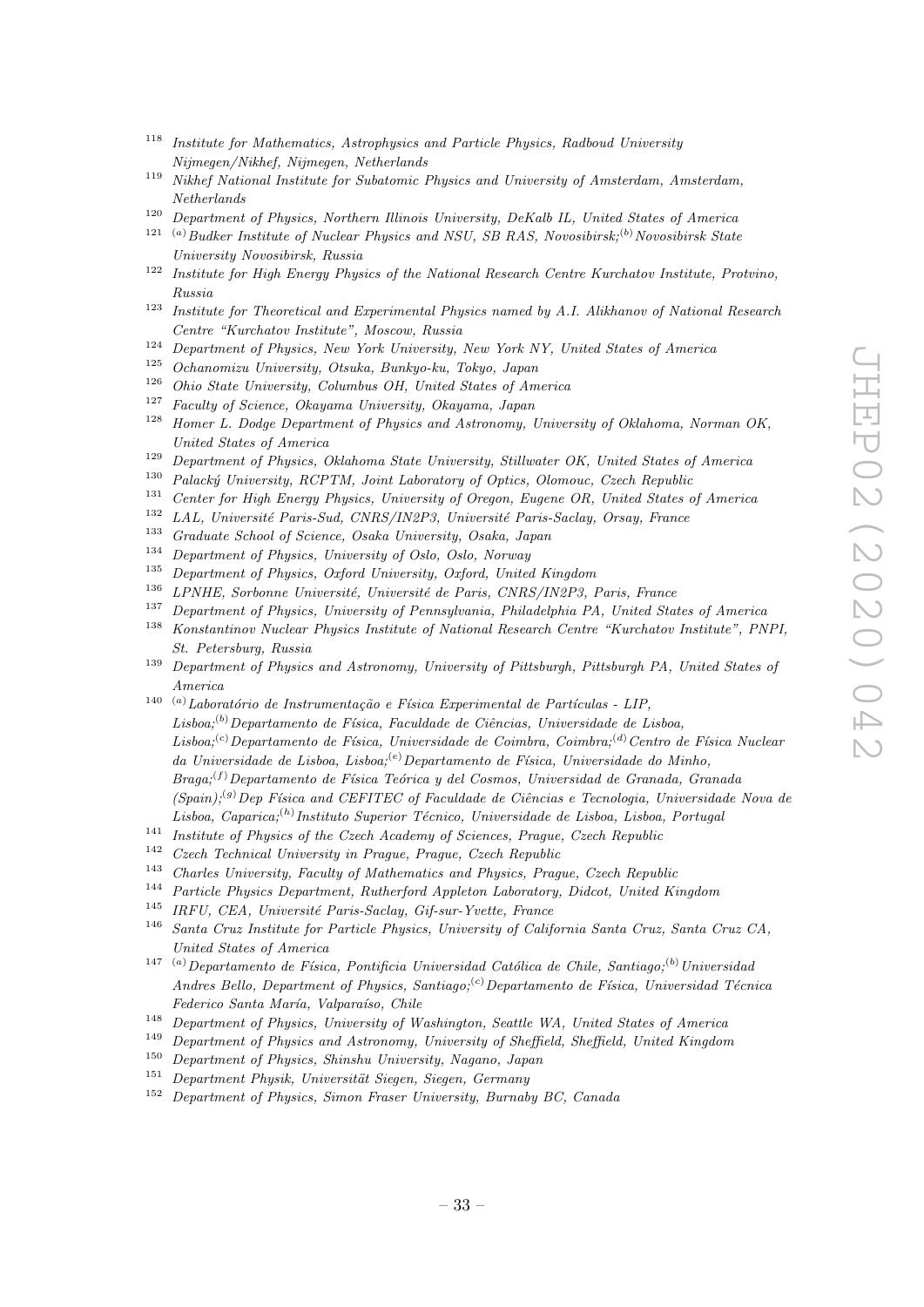[118] *Institute for Mathematics, Astrophysics and Particle Physics, Radboud University Nijmegen/Nikhef, Nijmegen, Netherlands*

[119] *Nikhef National Institute for Subatomic Physics and University of Amsterdam, Amsterdam, Netherlands*

[120] *Department of Physics, Northern Illinois University, DeKalb IL, United States of America*

[121] [(a)] *Budker Institute of Nuclear Physics and NSU, SB RAS, Novosibirsk;*[(b)] *Novosibirsk State University Novosibirsk, Russia*

[122] *Institute for High Energy Physics of the National Research Centre Kurchatov Institute, Protvino, Russia*

[123] *Institute for Theoretical and Experimental Physics named by A.I. Alikhanov of National Research Centre "Kurchatov Institute", Moscow, Russia*

[124] *Department of Physics, New York University, New York NY, United States of America*

[125] *Ochanomizu University, Otsuka, Bunkyo-ku, Tokyo, Japan*

[126] *Ohio State University, Columbus OH, United States of America*

[127] *Faculty of Science, Okayama University, Okayama, Japan*

[128] *Homer L. Dodge Department of Physics and Astronomy, University of Oklahoma, Norman OK, United States of America*

[129] *Department of Physics, Oklahoma State University, Stillwater OK, United States of America*

[130] *Palacký University, RCPTM, Joint Laboratory of Optics, Olomouc, Czech Republic*

[131] *Center for High Energy Physics, University of Oregon, Eugene OR, United States of America*

[132] *LAL, Université Paris-Sud, CNRS/IN2P3, Université Paris-Saclay, Orsay, France*

[133] *Graduate School of Science, Osaka University, Osaka, Japan*

[134] *Department of Physics, University of Oslo, Oslo, Norway*

[135] *Department of Physics, Oxford University, Oxford, United Kingdom*

[136] *LPNHE, Sorbonne Université, Université de Paris, CNRS/IN2P3, Paris, France*

[137] *Department of Physics, University of Pennsylvania, Philadelphia PA, United States of America*

[138] *Konstantinov Nuclear Physics Institute of National Research Centre "Kurchatov Institute", PNPI, St. Petersburg, Russia*

[139] *Department of Physics and Astronomy, University of Pittsburgh, Pittsburgh PA, United States of America*

[140] [(a)] *Laboratório de Instrumentação e Física Experimental de Partículas - LIP, Lisboa;*[(b)] *Departamento de Física, Faculdade de Ciências, Universidade de Lisboa, Lisboa;*[(c)] *Departamento de Física, Universidade de Coimbra, Coimbra;*[(d)] *Centro de Física Nuclear da Universidade de Lisboa, Lisboa;*[(e)] *Departamento de Física, Universidade do Minho, Braga;*[(f)] *Departamento de Física Teórica y del Cosmos, Universidad de Granada, Granada (Spain);*[(g)] *Dep Física and CEFITEC of Faculdade de Ciências e Tecnologia, Universidade Nova de Lisboa, Caparica;*[(h)] *Instituto Superior Técnico, Universidade de Lisboa, Lisboa, Portugal*

[141] *Institute of Physics of the Czech Academy of Sciences, Prague, Czech Republic*

[142] *Czech Technical University in Prague, Prague, Czech Republic*

[143] *Charles University, Faculty of Mathematics and Physics, Prague, Czech Republic*

[144] *Particle Physics Department, Rutherford Appleton Laboratory, Didcot, United Kingdom*

[145] *IRFU, CEA, Université Paris-Saclay, Gif-sur-Yvette, France*

[146] *Santa Cruz Institute for Particle Physics, University of California Santa Cruz, Santa Cruz CA, United States of America*

[147] [(a)] *Departamento de Física, Pontificia Universidad Católica de Chile, Santiago;*[(b)] *Universidad Andres Bello, Department of Physics, Santiago;*[(c)] *Departamento de Física, Universidad Técnica Federico Santa María, Valparaíso, Chile*

[148] *Department of Physics, University of Washington, Seattle WA, United States of America*

[149] *Department of Physics and Astronomy, University of Sheffield, Sheffield, United Kingdom*

[150] *Department of Physics, Shinshu University, Nagano, Japan*

[151] *Department Physik, Universität Siegen, Siegen, Germany*

[152] *Department of Physics, Simon Fraser University, Burnaby BC, Canada*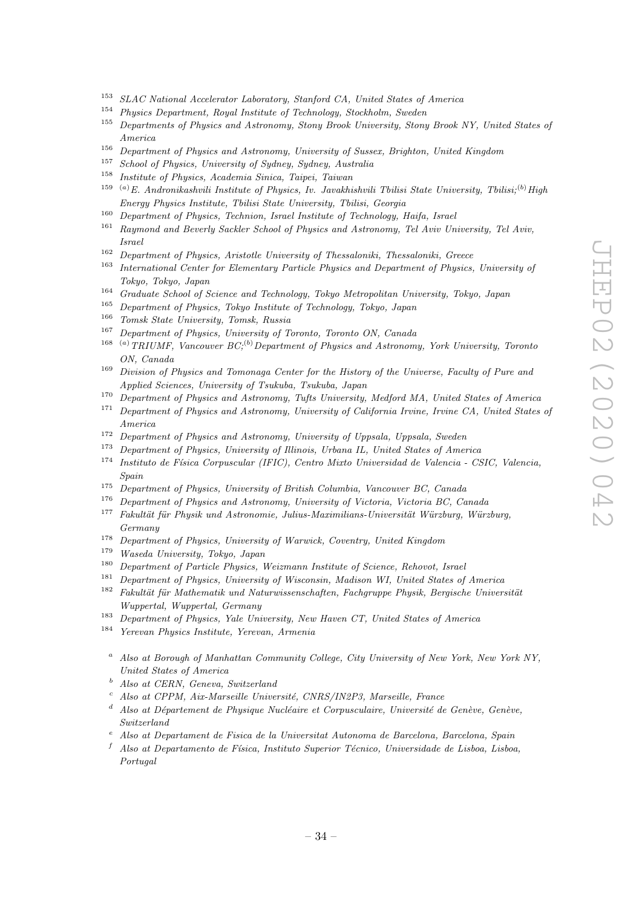[153] *SLAC National Accelerator Laboratory, Stanford CA, United States of America*
[154] *Physics Department, Royal Institute of Technology, Stockholm, Sweden*
[155] *Departments of Physics and Astronomy, Stony Brook University, Stony Brook NY, United States of America*
[156] *Department of Physics and Astronomy, University of Sussex, Brighton, United Kingdom*
[157] *School of Physics, University of Sydney, Sydney, Australia*
[158] *Institute of Physics, Academia Sinica, Taipei, Taiwan*
[159] *[(a)] E. Andronikashvili Institute of Physics, Iv. Javakhishvili Tbilisi State University, Tbilisi;[(b)] High Energy Physics Institute, Tbilisi State University, Tbilisi, Georgia*
[160] *Department of Physics, Technion, Israel Institute of Technology, Haifa, Israel*
[161] *Raymond and Beverly Sackler School of Physics and Astronomy, Tel Aviv University, Tel Aviv, Israel*
[162] *Department of Physics, Aristotle University of Thessaloniki, Thessaloniki, Greece*
[163] *International Center for Elementary Particle Physics and Department of Physics, University of Tokyo, Tokyo, Japan*
[164] *Graduate School of Science and Technology, Tokyo Metropolitan University, Tokyo, Japan*
[165] *Department of Physics, Tokyo Institute of Technology, Tokyo, Japan*
[166] *Tomsk State University, Tomsk, Russia*
[167] *Department of Physics, University of Toronto, Toronto ON, Canada*
[168] *[(a)] TRIUMF, Vancouver BC;[(b)] Department of Physics and Astronomy, York University, Toronto ON, Canada*
[169] *Division of Physics and Tomonaga Center for the History of the Universe, Faculty of Pure and Applied Sciences, University of Tsukuba, Tsukuba, Japan*
[170] *Department of Physics and Astronomy, Tufts University, Medford MA, United States of America*
[171] *Department of Physics and Astronomy, University of California Irvine, Irvine CA, United States of America*
[172] *Department of Physics and Astronomy, University of Uppsala, Uppsala, Sweden*
[173] *Department of Physics, University of Illinois, Urbana IL, United States of America*
[174] *Instituto de Física Corpuscular (IFIC), Centro Mixto Universidad de Valencia - CSIC, Valencia, Spain*
[175] *Department of Physics, University of British Columbia, Vancouver BC, Canada*
[176] *Department of Physics and Astronomy, University of Victoria, Victoria BC, Canada*
[177] *Fakultät für Physik und Astronomie, Julius-Maximilians-Universität Würzburg, Würzburg, Germany*
[178] *Department of Physics, University of Warwick, Coventry, United Kingdom*
[179] *Waseda University, Tokyo, Japan*
[180] *Department of Particle Physics, Weizmann Institute of Science, Rehovot, Israel*
[181] *Department of Physics, University of Wisconsin, Madison WI, United States of America*
[182] *Fakultät für Mathematik und Naturwissenschaften, Fachgruppe Physik, Bergische Universität Wuppertal, Wuppertal, Germany*
[183] *Department of Physics, Yale University, New Haven CT, United States of America*
[184] *Yerevan Physics Institute, Yerevan, Armenia*

[a] *Also at Borough of Manhattan Community College, City University of New York, New York NY, United States of America*
[b] *Also at CERN, Geneva, Switzerland*
[c] *Also at CPPM, Aix-Marseille Université, CNRS/IN2P3, Marseille, France*
[d] *Also at Département de Physique Nucléaire et Corpusculaire, Université de Genève, Genève, Switzerland*
[e] *Also at Departament de Fisica de la Universitat Autonoma de Barcelona, Barcelona, Spain*
[f] *Also at Departamento de Física, Instituto Superior Técnico, Universidade de Lisboa, Lisboa, Portugal*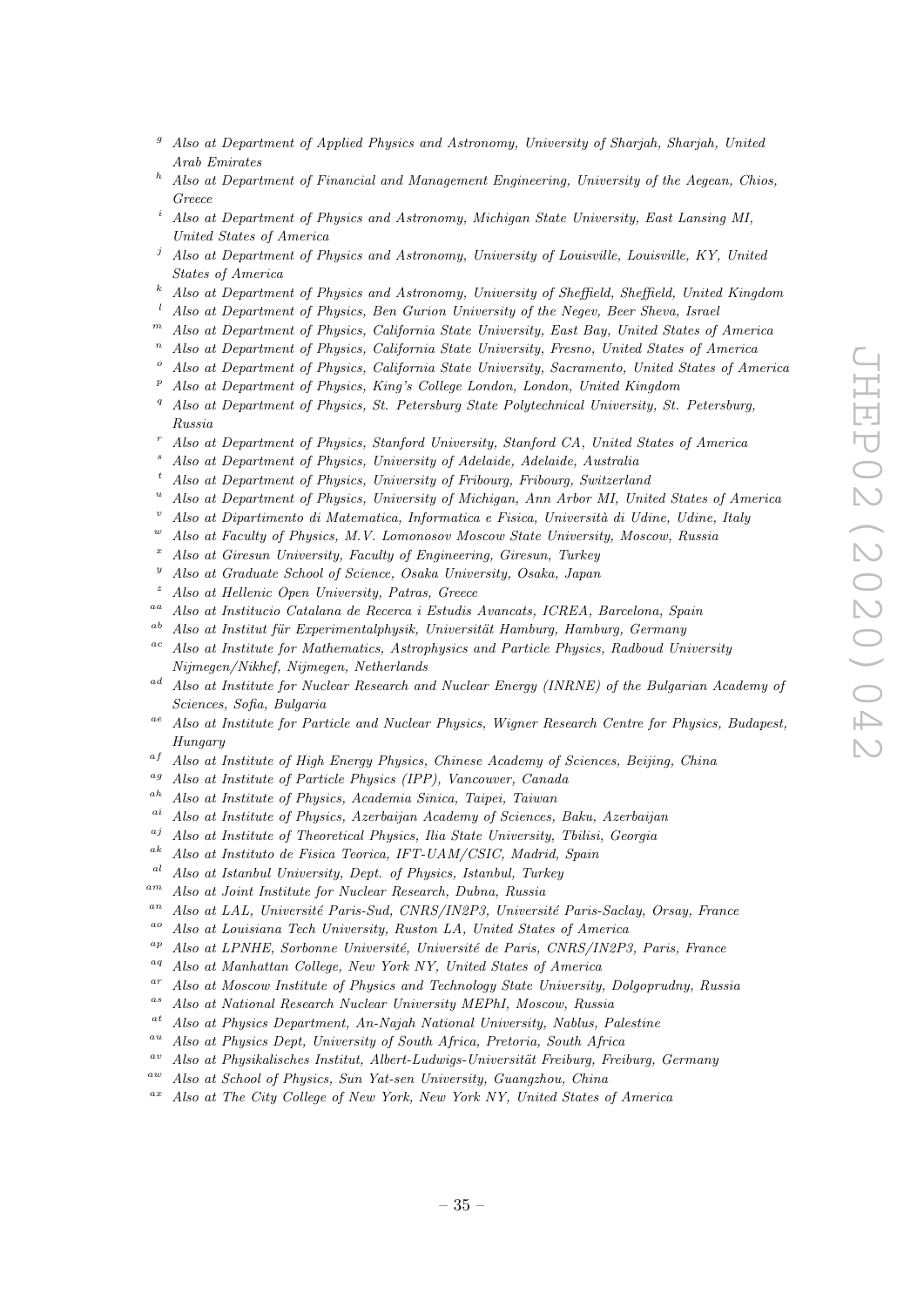[g] Also at Department of Applied Physics and Astronomy, University of Sharjah, Sharjah, United Arab Emirates

[h] Also at Department of Financial and Management Engineering, University of the Aegean, Chios, Greece

[i] Also at Department of Physics and Astronomy, Michigan State University, East Lansing MI, United States of America

[j] Also at Department of Physics and Astronomy, University of Louisville, Louisville, KY, United States of America

[k] Also at Department of Physics and Astronomy, University of Sheffield, Sheffield, United Kingdom

[l] Also at Department of Physics, Ben Gurion University of the Negev, Beer Sheva, Israel

[m] Also at Department of Physics, California State University, East Bay, United States of America

[n] Also at Department of Physics, California State University, Fresno, United States of America

[o] Also at Department of Physics, California State University, Sacramento, United States of America

[p] Also at Department of Physics, King's College London, London, United Kingdom

[q] Also at Department of Physics, St. Petersburg State Polytechnical University, St. Petersburg, Russia

[r] Also at Department of Physics, Stanford University, Stanford CA, United States of America

[s] Also at Department of Physics, University of Adelaide, Adelaide, Australia

[t] Also at Department of Physics, University of Fribourg, Fribourg, Switzerland

[u] Also at Department of Physics, University of Michigan, Ann Arbor MI, United States of America

[v] Also at Dipartimento di Matematica, Informatica e Fisica, Università di Udine, Udine, Italy

[w] Also at Faculty of Physics, M.V. Lomonosov Moscow State University, Moscow, Russia

[x] Also at Giresun University, Faculty of Engineering, Giresun, Turkey

[y] Also at Graduate School of Science, Osaka University, Osaka, Japan

[z] Also at Hellenic Open University, Patras, Greece

[aa] Also at Institucio Catalana de Recerca i Estudis Avancats, ICREA, Barcelona, Spain

[ab] Also at Institut für Experimentalphysik, Universität Hamburg, Hamburg, Germany

[ac] Also at Institute for Mathematics, Astrophysics and Particle Physics, Radboud University Nijmegen/Nikhef, Nijmegen, Netherlands

[ad] Also at Institute for Nuclear Research and Nuclear Energy (INRNE) of the Bulgarian Academy of Sciences, Sofia, Bulgaria

[ae] Also at Institute for Particle and Nuclear Physics, Wigner Research Centre for Physics, Budapest, Hungary

[af] Also at Institute of High Energy Physics, Chinese Academy of Sciences, Beijing, China

[ag] Also at Institute of Particle Physics (IPP), Vancouver, Canada

[ah] Also at Institute of Physics, Academia Sinica, Taipei, Taiwan

[ai] Also at Institute of Physics, Azerbaijan Academy of Sciences, Baku, Azerbaijan

[aj] Also at Institute of Theoretical Physics, Ilia State University, Tbilisi, Georgia

[ak] Also at Instituto de Fisica Teorica, IFT-UAM/CSIC, Madrid, Spain

[al] Also at Istanbul University, Dept. of Physics, Istanbul, Turkey

[am] Also at Joint Institute for Nuclear Research, Dubna, Russia

[an] Also at LAL, Université Paris-Sud, CNRS/IN2P3, Université Paris-Saclay, Orsay, France

[ao] Also at Louisiana Tech University, Ruston LA, United States of America

[ap] Also at LPNHE, Sorbonne Université, Université de Paris, CNRS/IN2P3, Paris, France

[aq] Also at Manhattan College, New York NY, United States of America

[ar] Also at Moscow Institute of Physics and Technology State University, Dolgoprudny, Russia

[as] Also at National Research Nuclear University MEPhI, Moscow, Russia

[at] Also at Physics Department, An-Najah National University, Nablus, Palestine

[au] Also at Physics Dept, University of South Africa, Pretoria, South Africa

[av] Also at Physikalisches Institut, Albert-Ludwigs-Universität Freiburg, Freiburg, Germany

[aw] Also at School of Physics, Sun Yat-sen University, Guangzhou, China

[ax] Also at The City College of New York, New York NY, United States of America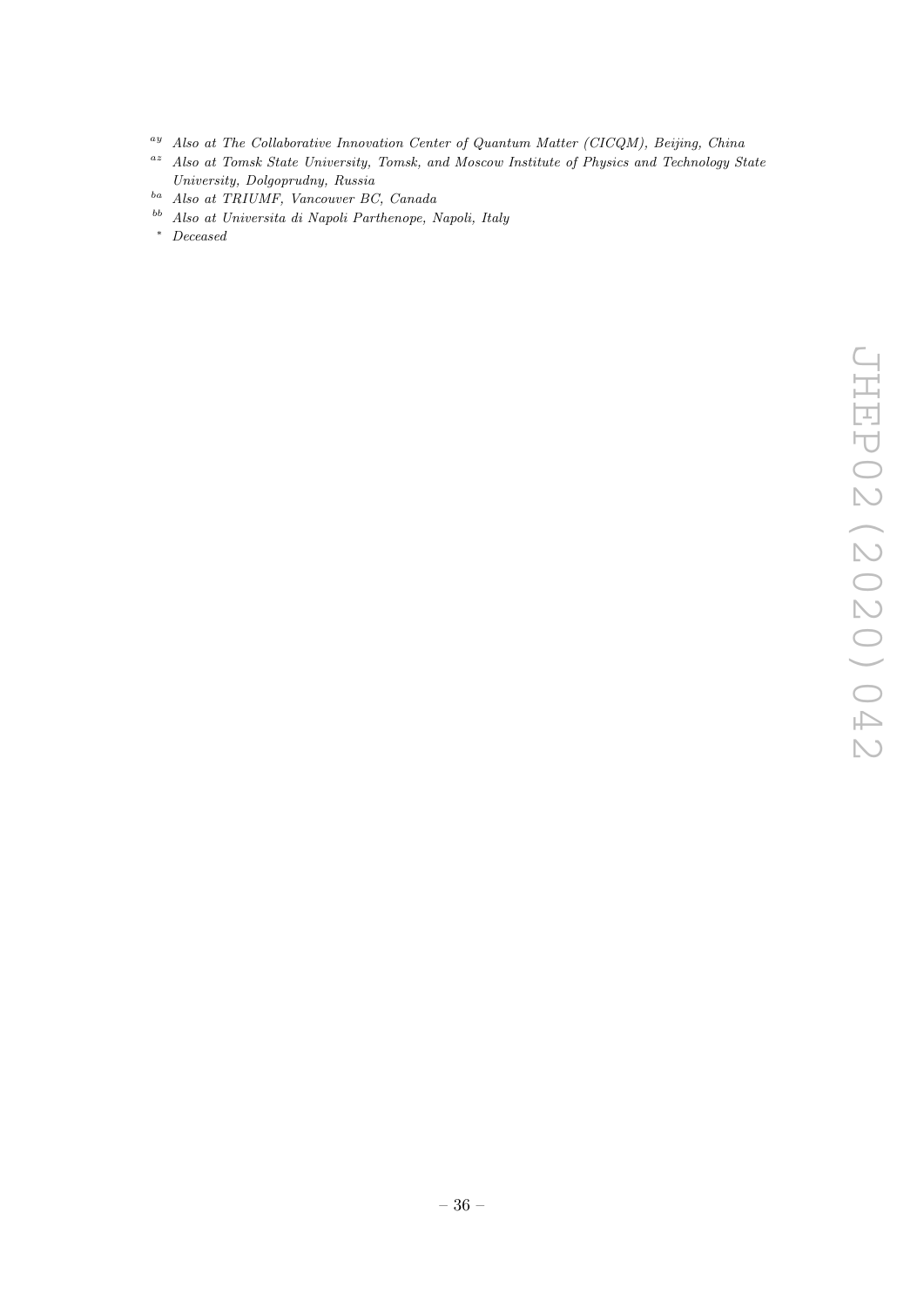[ay] *Also at The Collaborative Innovation Center of Quantum Matter (CICQM), Beijing, China*

[az] *Also at Tomsk State University, Tomsk, and Moscow Institute of Physics and Technology State University, Dolgoprudny, Russia*

[ba] *Also at TRIUMF, Vancouver BC, Canada*

[bb] *Also at Universita di Napoli Parthenope, Napoli, Italy*

[*] *Deceased*